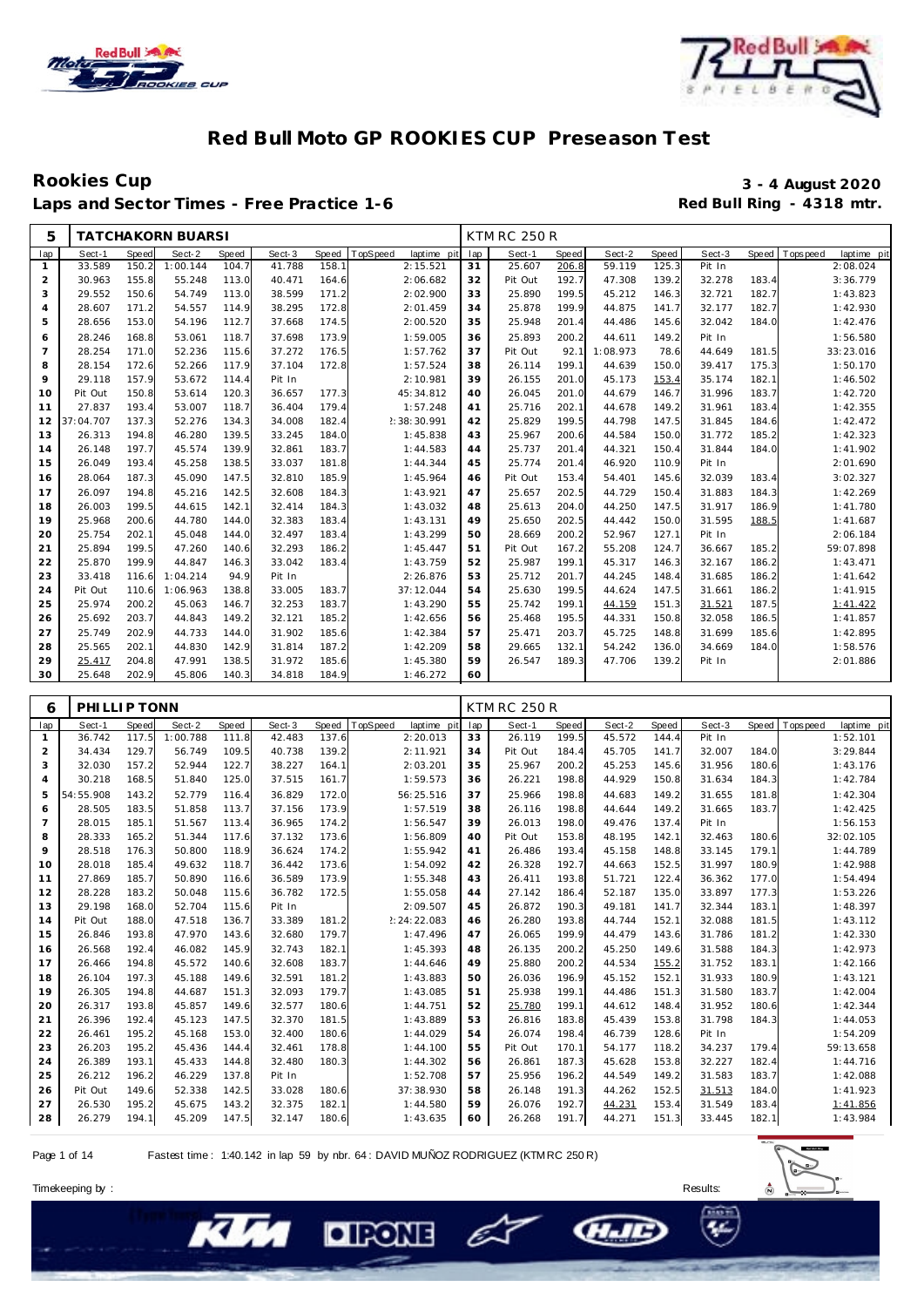# Red Bull Moto GP ROOKIES CUP Preseason Test

## Rookies Cup

**3 - 4 August 2020**

**Laps and Sector Times - Free Practice 1-6**

**Red Bull Ring - 4318 mtr.**

| 5 | TATCHAKORN BUARSI | | | | | | | | | KTM RC 250 R | | | | | | | | |
|---|---|---|---|---|---|---|---|---|---|---|---|---|---|---|---|---|---|---|
| lap | Sect-1 | Speed | Sect-2 | Speed | Sect-3 | Speed | TopSpeed | laptime pit | lap | Sect-1 | Speed | Sect-2 | Speed | Sect-3 | Speed | Topspeed | laptime pit |
| 1 | 33.589 | 150.2 | 1:00.144 | 104.7 | 41.788 | 158.1 | | 2:15.521 | 31 | 25.607 | 206.8 | 59.119 | 125.3 | Pit In | | | 2:08.024 |
| 2 | 30.963 | 155.8 | 55.248 | 113.0 | 40.471 | 164.6 | | 2:06.682 | 32 | Pit Out | 192.7 | 47.308 | 139.2 | 32.278 | 183.4 | | 3:36.779 |
| 3 | 29.552 | 150.6 | 54.749 | 113.0 | 38.599 | 171.2 | | 2:02.900 | 33 | 25.890 | 199.5 | 45.212 | 146.3 | 32.721 | 182.7 | | 1:43.823 |
| 4 | 28.607 | 171.2 | 54.557 | 114.9 | 38.295 | 172.8 | | 2:01.459 | 34 | 25.878 | 199.9 | 44.875 | 141.7 | 32.177 | 182.7 | | 1:42.930 |
| 5 | 28.656 | 153.0 | 54.196 | 112.7 | 37.668 | 174.5 | | 2:00.520 | 35 | 25.948 | 201.4 | 44.486 | 145.6 | 32.042 | 184.0 | | 1:42.476 |
| 6 | 28.246 | 168.8 | 53.061 | 118.7 | 37.698 | 173.9 | | 1:59.005 | 36 | 25.893 | 200.2 | 44.611 | 149.2 | Pit In | | | 1:56.580 |
| 7 | 28.254 | 171.0 | 52.236 | 115.6 | 37.272 | 176.5 | | 1:57.762 | 37 | Pit Out | 92.1 | 1:08.973 | 78.6 | 44.649 | 181.5 | | 33:23.016 |
| 8 | 28.154 | 172.6 | 52.266 | 117.9 | 37.104 | 172.8 | | 1:57.524 | 38 | 26.114 | 199.1 | 44.639 | 150.0 | 39.417 | 175.3 | | 1:50.170 |
| 9 | 29.118 | 157.9 | 53.672 | 114.4 | Pit In | | | 2:10.981 | 39 | 26.155 | 201.0 | 45.173 | 153.4 | 35.174 | 182.1 | | 1:46.502 |
| 10 | Pit Out | 150.8 | 53.614 | 120.3 | 36.657 | 177.3 | | 45:34.812 | 40 | 26.045 | 201.0 | 44.679 | 146.7 | 31.996 | 183.7 | | 1:42.720 |
| 11 | 27.837 | 193.4 | 53.007 | 118.7 | 36.404 | 179.4 | | 1:57.248 | 41 | 25.716 | 202.1 | 44.678 | 149.2 | 31.961 | 183.4 | | 1:42.355 |
| 12 | 37:04.707 | 137.3 | 52.276 | 134.3 | 34.008 | 182.4 | | 2:38:30.991 | 42 | 25.829 | 199.5 | 44.798 | 147.5 | 31.845 | 184.6 | | 1:42.472 |
| 13 | 26.313 | 194.8 | 46.280 | 139.5 | 33.245 | 184.0 | | 1:45.838 | 43 | 25.967 | 200.6 | 44.584 | 150.0 | 31.772 | 185.2 | | 1:42.323 |
| 14 | 26.148 | 197.7 | 45.574 | 139.9 | 32.861 | 183.7 | | 1:44.583 | 44 | 25.737 | 201.4 | 44.321 | 150.4 | 31.844 | 184.0 | | 1:41.902 |
| 15 | 26.049 | 193.4 | 45.258 | 138.5 | 33.037 | 181.8 | | 1:44.344 | 45 | 25.774 | 201.4 | 46.920 | 110.9 | Pit In | | | 2:01.690 |
| 16 | 28.064 | 187.3 | 45.090 | 147.5 | 32.810 | 185.9 | | 1:45.964 | 46 | Pit Out | 153.4 | 54.401 | 145.6 | 32.039 | 183.4 | | 3:02.327 |
| 17 | 26.097 | 194.8 | 45.216 | 142.5 | 32.608 | 184.3 | | 1:43.921 | 47 | 25.657 | 202.5 | 44.729 | 150.4 | 31.883 | 184.3 | | 1:42.269 |
| 18 | 26.003 | 199.5 | 44.615 | 142.1 | 32.414 | 184.3 | | 1:43.032 | 48 | 25.613 | 204.0 | 44.250 | 147.5 | 31.917 | 186.9 | | 1:41.780 |
| 19 | 25.968 | 200.6 | 44.780 | 144.0 | 32.383 | 183.4 | | 1:43.131 | 49 | 25.650 | 202.5 | 44.442 | 150.0 | 31.595 | 188.5 | | 1:41.687 |
| 20 | 25.754 | 202.1 | 45.048 | 144.0 | 32.497 | 183.4 | | 1:43.299 | 50 | 28.669 | 200.2 | 52.967 | 127.1 | Pit In | | | 2:06.184 |
| 21 | 25.894 | 199.5 | 47.260 | 140.6 | 32.293 | 186.2 | | 1:45.447 | 51 | Pit Out | 167.2 | 55.208 | 124.7 | 36.667 | 185.2 | | 59:07.898 |
| 22 | 25.870 | 199.9 | 44.847 | 146.3 | 33.042 | 183.4 | | 1:43.759 | 52 | 25.987 | 199.1 | 45.317 | 146.3 | 32.167 | 186.2 | | 1:43.471 |
| 23 | 33.418 | 116.6 | 1:04.214 | 94.9 | Pit In | | | 2:26.876 | 53 | 25.712 | 201.7 | 44.245 | 148.4 | 31.685 | 186.2 | | 1:41.642 |
| 24 | Pit Out | 110.6 | 1:06.963 | 138.8 | 33.005 | 183.7 | | 37:12.044 | 54 | 25.630 | 199.5 | 44.624 | 147.5 | 31.661 | 186.2 | | 1:41.915 |
| 25 | 25.974 | 200.2 | 45.063 | 146.7 | 32.253 | 183.7 | | 1:43.290 | 55 | 25.742 | 199.1 | 44.159 | 151.3 | 31.521 | 187.5 | | 1:41.422 |
| 26 | 25.692 | 203.7 | 44.843 | 149.2 | 32.121 | 185.2 | | 1:42.656 | 56 | 25.468 | 195.5 | 44.331 | 150.8 | 32.058 | 186.5 | | 1:41.857 |
| 27 | 25.749 | 202.9 | 44.733 | 144.0 | 31.902 | 185.6 | | 1:42.384 | 57 | 25.471 | 203.7 | 45.725 | 148.8 | 31.699 | 185.6 | | 1:42.895 |
| 28 | 25.565 | 202.1 | 44.830 | 142.9 | 31.814 | 187.2 | | 1:42.209 | 58 | 29.665 | 132.1 | 54.242 | 136.0 | 34.669 | 184.0 | | 1:58.576 |
| 29 | 25.417 | 204.8 | 47.991 | 138.5 | 31.972 | 185.6 | | 1:45.380 | 59 | 26.547 | 189.3 | 47.706 | 139.2 | Pit In | | | 2:01.886 |
| 30 | 25.648 | 202.9 | 45.806 | 140.3 | 34.818 | 184.9 | | 1:46.272 | 60 | | | | | | | | |

| 6 | PHILLIP TONN | | | | | | | | | KTM RC 250 R | | | | | | | | |
|---|---|---|---|---|---|---|---|---|---|---|---|---|---|---|---|---|---|---|
| lap | Sect-1 | Speed | Sect-2 | Speed | Sect-3 | Speed | TopSpeed | laptime pit | lap | Sect-1 | Speed | Sect-2 | Speed | Sect-3 | Speed | Topspeed | laptime pit |
| 1 | 36.742 | 117.5 | 1:00.788 | 111.8 | 42.483 | 137.6 | | 2:20.013 | 33 | 26.119 | 199.5 | 45.572 | 144.4 | Pit In | | | 1:52.101 |
| 2 | 34.434 | 129.7 | 56.749 | 109.5 | 40.738 | 139.2 | | 2:11.921 | 34 | Pit Out | 184.4 | 45.705 | 141.7 | 32.007 | 184.0 | | 3:29.844 |
| 3 | 32.030 | 157.2 | 52.944 | 122.7 | 38.227 | 164.1 | | 2:03.201 | 35 | 25.967 | 200.2 | 45.253 | 145.6 | 31.956 | 180.6 | | 1:43.176 |
| 4 | 30.218 | 168.5 | 51.840 | 125.0 | 37.515 | 161.7 | | 1:59.573 | 36 | 26.221 | 198.8 | 44.929 | 150.8 | 31.634 | 184.3 | | 1:42.784 |
| 5 | 54:55.908 | 143.2 | 52.779 | 116.4 | 36.829 | 172.0 | | 56:25.516 | 37 | 25.966 | 198.8 | 44.683 | 149.2 | 31.655 | 181.8 | | 1:42.304 |
| 6 | 28.505 | 183.5 | 51.858 | 113.7 | 37.156 | 173.9 | | 1:57.519 | 38 | 26.116 | 198.8 | 44.644 | 149.2 | 31.665 | 183.7 | | 1:42.425 |
| 7 | 28.015 | 185.1 | 51.567 | 113.4 | 36.965 | 174.2 | | 1:56.547 | 39 | 26.013 | 198.0 | 49.476 | 137.4 | Pit In | | | 1:56.153 |
| 8 | 28.333 | 165.2 | 51.344 | 117.6 | 37.132 | 173.6 | | 1:56.809 | 40 | Pit Out | 153.8 | 48.195 | 142.1 | 32.463 | 180.6 | | 32:02.105 |
| 9 | 28.518 | 176.3 | 50.800 | 118.9 | 36.624 | 174.2 | | 1:55.942 | 41 | 26.486 | 193.4 | 45.158 | 148.8 | 33.145 | 179.1 | | 1:44.789 |
| 10 | 28.018 | 185.4 | 49.632 | 118.7 | 36.442 | 173.6 | | 1:54.092 | 42 | 26.328 | 192.7 | 44.663 | 152.5 | 31.997 | 180.9 | | 1:42.988 |
| 11 | 27.869 | 185.7 | 50.890 | 116.6 | 36.589 | 173.9 | | 1:55.348 | 43 | 26.411 | 193.8 | 51.721 | 122.4 | 36.362 | 177.0 | | 1:54.494 |
| 12 | 28.228 | 183.2 | 50.048 | 115.6 | 36.782 | 172.5 | | 1:55.058 | 44 | 27.142 | 186.4 | 52.187 | 135.0 | 33.897 | 177.3 | | 1:53.226 |
| 13 | 29.198 | 168.0 | 52.704 | 115.6 | Pit In | | | 2:09.507 | 45 | 26.872 | 190.3 | 49.181 | 141.7 | 32.344 | 183.1 | | 1:48.397 |
| 14 | Pit Out | 188.0 | 47.518 | 136.7 | 33.389 | 181.2 | | 2:24:22.083 | 46 | 26.280 | 193.8 | 44.744 | 152.1 | 32.088 | 181.5 | | 1:43.112 |
| 15 | 26.846 | 193.8 | 47.970 | 143.6 | 32.680 | 179.7 | | 1:47.496 | 47 | 26.065 | 199.9 | 44.479 | 143.6 | 31.786 | 181.2 | | 1:42.330 |
| 16 | 26.568 | 192.4 | 46.082 | 145.9 | 32.743 | 182.1 | | 1:45.393 | 48 | 26.135 | 200.2 | 45.250 | 149.6 | 31.588 | 184.3 | | 1:42.973 |
| 17 | 26.466 | 194.8 | 45.572 | 140.6 | 32.608 | 183.7 | | 1:44.646 | 49 | 25.880 | 200.2 | 44.534 | 155.2 | 31.752 | 183.1 | | 1:42.166 |
| 18 | 26.104 | 197.3 | 45.188 | 149.6 | 32.591 | 181.2 | | 1:43.883 | 50 | 26.036 | 196.9 | 45.152 | 152.1 | 31.933 | 180.9 | | 1:43.121 |
| 19 | 26.305 | 194.8 | 44.687 | 151.3 | 32.093 | 179.7 | | 1:43.085 | 51 | 25.938 | 199.1 | 44.486 | 151.3 | 31.580 | 183.7 | | 1:42.004 |
| 20 | 26.317 | 193.8 | 45.857 | 149.6 | 32.577 | 180.6 | | 1:44.751 | 52 | 25.780 | 199.1 | 44.612 | 148.4 | 31.952 | 180.6 | | 1:42.344 |
| 21 | 26.396 | 192.4 | 45.123 | 147.5 | 32.370 | 181.5 | | 1:43.889 | 53 | 26.816 | 183.8 | 45.439 | 153.8 | 31.798 | 184.3 | | 1:44.053 |
| 22 | 26.461 | 195.2 | 45.168 | 153.0 | 32.400 | 180.6 | | 1:44.029 | 54 | 26.074 | 198.4 | 46.739 | 128.6 | Pit In | | | 1:54.209 |
| 23 | 26.203 | 195.2 | 45.436 | 144.4 | 32.461 | 178.8 | | 1:44.100 | 55 | Pit Out | 170.1 | 54.177 | 118.2 | 34.237 | 179.4 | | 59:13.658 |
| 24 | 26.389 | 193.1 | 45.433 | 144.8 | 32.480 | 180.3 | | 1:44.302 | 56 | 26.861 | 187.3 | 45.628 | 153.8 | 32.227 | 182.4 | | 1:44.716 |
| 25 | 26.212 | 196.2 | 46.229 | 137.8 | Pit In | | | 1:52.708 | 57 | 25.956 | 196.2 | 44.549 | 149.2 | 31.583 | 183.7 | | 1:42.088 |
| 26 | Pit Out | 149.6 | 52.338 | 142.5 | 33.028 | 180.6 | | 37:38.930 | 58 | 26.148 | 191.3 | 44.262 | 152.5 | 31.513 | 184.0 | | 1:41.923 |
| 27 | 26.530 | 195.2 | 45.675 | 143.2 | 32.375 | 182.1 | | 1:44.580 | 59 | 26.076 | 192.7 | 44.231 | 153.4 | 31.549 | 183.4 | | 1:41.856 |
| 28 | 26.279 | 194.1 | 45.209 | 147.5 | 32.147 | 180.6 | | 1:43.635 | 60 | 26.268 | 191.7 | 44.271 | 151.3 | 33.445 | 182.1 | | 1:43.984 |

Fastest time : 1:40.142 in lap 59 by nbr. 64 : DAVID MUÑOZ RODRIGUEZ (KTM RC 250 R)

Timekeeping by :

Results: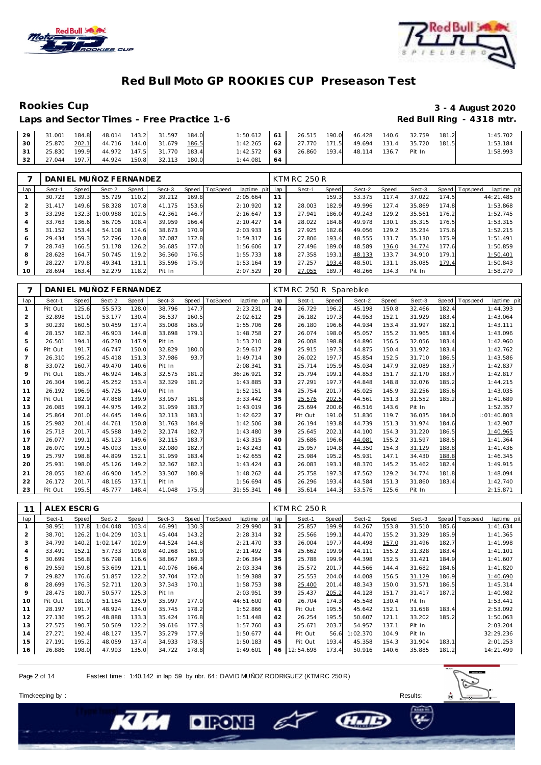# Red Bull Moto GP ROOKIES CUP Preseason Test

## Rookies Cup

**3 - 4 August 2020**

### Laps and Sector Times - Free Practice 1-6

**Red Bull Ring - 4318 mtr.**

| lap | Sect-1 | Speed | Sect-2 | Speed | Sect-3 | Speed | TopSpeed | laptime pit | lap | Sect-1 | Speed | Sect-2 | Speed | Sect-3 | Speed | Topspeed | laptime pit |
|---|---|---|---|---|---|---|---|---|---|---|---|---|---|---|---|---|---|
| 29 | 31.001 | 184.8 | 48.014 | 143.2 | 31.597 | 184.0 | | 1:50.612 | 61 | 26.515 | 190.0 | 46.428 | 140.6 | 32.759 | 181.2 | | 1:45.702 |
| 30 | 25.870 | 202.1 | 44.716 | 144.0 | 31.679 | 186.5 | | 1:42.265 | 62 | 27.770 | 171.5 | 49.694 | 131.4 | 35.720 | 181.5 | | 1:53.184 |
| 31 | 25.830 | 199.9 | 44.972 | 147.5 | 31.770 | 183.4 | | 1:42.572 | 63 | 26.860 | 193.4 | 48.114 | 136.7 | Pit In | | | 1:58.993 |
| 32 | 27.044 | 197.7 | 44.924 | 150.8 | 32.113 | 180.0 | | 1:44.081 | 64 | | | | | | | | |

**7 DANIEL MUÑOZ FERNANDEZ** — KTM RC 250 R

| lap | Sect-1 | Speed | Sect-2 | Speed | Sect-3 | Speed | TopSpeed | laptime pit | lap | Sect-1 | Speed | Sect-2 | Speed | Sect-3 | Speed | Topspeed | laptime pit |
|---|---|---|---|---|---|---|---|---|---|---|---|---|---|---|---|---|---|
| 1 | 30.723 | 139.3 | 55.729 | 110.2 | 39.212 | 169.8 | | 2:05.664 | 11 | | 159.3 | 53.375 | 117.4 | 37.022 | 174.5 | | 44:21.485 |
| 2 | 31.417 | 149.6 | 58.328 | 107.8 | 41.175 | 153.6 | | 2:10.920 | 12 | 28.003 | 182.9 | 49.996 | 127.4 | 35.869 | 174.8 | | 1:53.868 |
| 3 | 33.298 | 132.3 | 1:00.988 | 102.5 | 42.361 | 146.7 | | 2:16.647 | 13 | 27.941 | 186.0 | 49.243 | 129.2 | 35.561 | 176.2 | | 1:52.745 |
| 4 | 33.763 | 136.6 | 56.705 | 108.4 | 39.959 | 166.4 | | 2:10.427 | 14 | 28.022 | 184.8 | 49.978 | 130.1 | 35.315 | 176.5 | | 1:53.315 |
| 5 | 31.152 | 153.4 | 54.108 | 114.6 | 38.673 | 170.9 | | 2:03.933 | 15 | 27.925 | 182.6 | 49.056 | 129.2 | 35.234 | 175.6 | | 1:52.215 |
| 6 | 29.434 | 159.3 | 52.796 | 120.8 | 37.087 | 172.8 | | 1:59.317 | 16 | 27.806 | 193.4 | 48.555 | 131.7 | 35.130 | 175.9 | | 1:51.491 |
| 7 | 28.743 | 166.5 | 51.178 | 126.2 | 36.685 | 177.0 | | 1:56.606 | 17 | 27.496 | 189.0 | 48.589 | 136.0 | 34.774 | 177.6 | | 1:50.859 |
| 8 | 28.628 | 164.7 | 50.745 | 119.2 | 36.360 | 176.5 | | 1:55.733 | 18 | 27.358 | 193.1 | 48.133 | 133.7 | 34.910 | 179.1 | | 1:50.401 |
| 9 | 28.227 | 179.8 | 49.341 | 131.1 | 35.596 | 175.9 | | 1:53.164 | 19 | 27.257 | 193.4 | 48.501 | 131.1 | 35.085 | 179.4 | | 1:50.843 |
| 10 | 28.694 | 163.4 | 52.279 | 118.2 | Pit In | | | 2:07.529 | 20 | 27.055 | 189.7 | 48.266 | 134.3 | Pit In | | | 1:58.279 |

**7 DANIEL MUÑOZ FERNANDEZ** — KTM RC 250 R Sparebike

| lap | Sect-1 | Speed | Sect-2 | Speed | Sect-3 | Speed | TopSpeed | laptime pit | lap | Sect-1 | Speed | Sect-2 | Speed | Sect-3 | Speed | Topspeed | laptime pit |
|---|---|---|---|---|---|---|---|---|---|---|---|---|---|---|---|---|---|
| 1 | Pit Out | 125.6 | 55.573 | 128.0 | 38.796 | 147.7 | | 2:23.231 | 24 | 26.729 | 196.2 | 45.198 | 150.8 | 32.466 | 182.4 | | 1:44.393 |
| 2 | 32.898 | 151.0 | 53.177 | 130.4 | 36.537 | 160.5 | | 2:02.612 | 25 | 26.182 | 197.3 | 44.953 | 152.1 | 31.929 | 183.4 | | 1:43.064 |
| 3 | 30.239 | 160.5 | 50.459 | 137.4 | 35.008 | 165.9 | | 1:55.706 | 26 | 26.180 | 196.6 | 44.934 | 153.4 | 31.997 | 182.1 | | 1:43.111 |
| 4 | 28.157 | 182.3 | 46.903 | 144.8 | 33.698 | 179.1 | | 1:48.758 | 27 | 26.074 | 198.0 | 45.057 | 155.2 | 31.965 | 183.4 | | 1:43.096 |
| 5 | 26.501 | 194.1 | 46.230 | 147.9 | Pit In | | | 1:53.210 | 28 | 26.008 | 198.8 | 44.896 | 156.5 | 32.056 | 183.4 | | 1:42.960 |
| 6 | Pit Out | 191.7 | 46.747 | 150.0 | 32.829 | 180.0 | | 2:59.617 | 29 | 25.915 | 197.3 | 44.875 | 150.4 | 31.972 | 183.4 | | 1:42.762 |
| 7 | 26.310 | 195.2 | 45.418 | 151.3 | 37.986 | 93.7 | | 1:49.714 | 30 | 26.022 | 197.7 | 45.854 | 152.5 | 31.710 | 186.5 | | 1:43.586 |
| 8 | 33.072 | 160.7 | 49.470 | 140.6 | Pit In | | | 2:08.341 | 31 | 25.714 | 195.9 | 45.034 | 147.9 | 32.089 | 183.7 | | 1:42.837 |
| 9 | Pit Out | 185.7 | 46.924 | 146.3 | 32.575 | 181.2 | | 36:26.921 | 32 | 25.794 | 199.1 | 44.853 | 151.7 | 32.170 | 183.7 | | 1:42.817 |
| 10 | 26.304 | 196.2 | 45.252 | 153.4 | 32.329 | 181.2 | | 1:43.885 | 33 | 27.291 | 197.7 | 44.848 | 148.8 | 32.076 | 185.2 | | 1:44.215 |
| 11 | 26.192 | 196.9 | 45.725 | 144.0 | Pit In | | | 1:52.151 | 34 | 25.754 | 201.7 | 45.025 | 145.9 | 32.256 | 185.6 | | 1:43.035 |
| 12 | Pit Out | 182.9 | 47.858 | 139.9 | 33.957 | 181.8 | | 3:33.442 | 35 | 25.576 | 202.5 | 44.561 | 151.3 | 31.552 | 185.2 | | 1:41.689 |
| 13 | 26.085 | 199.1 | 44.975 | 149.2 | 31.959 | 183.7 | | 1:43.019 | 36 | 25.694 | 200.6 | 46.516 | 143.6 | Pit In | | | 1:52.357 |
| 14 | 25.864 | 201.0 | 44.645 | 149.6 | 32.113 | 183.1 | | 1:42.622 | 37 | Pit Out | 191.0 | 51.836 | 119.7 | 36.035 | 184.0 | | 1:01:40.803 |
| 15 | 25.982 | 201.4 | 44.761 | 150.8 | 31.763 | 184.9 | | 1:42.506 | 38 | 26.194 | 193.8 | 44.739 | 151.3 | 31.974 | 184.6 | | 1:42.907 |
| 16 | 25.718 | 201.7 | 45.588 | 149.2 | 32.174 | 182.7 | | 1:43.480 | 39 | 25.645 | 202.1 | 44.100 | 154.3 | 31.220 | 186.5 | | 1:40.965 |
| 17 | 26.077 | 199.1 | 45.123 | 149.6 | 32.115 | 183.7 | | 1:43.315 | 40 | 25.686 | 196.6 | 44.081 | 155.2 | 31.597 | 188.5 | | 1:41.364 |
| 18 | 26.070 | 199.5 | 45.093 | 153.0 | 32.080 | 182.7 | | 1:43.243 | 41 | 25.957 | 194.8 | 44.350 | 154.3 | 31.129 | 188.8 | | 1:41.436 |
| 19 | 25.797 | 198.8 | 44.899 | 152.1 | 31.959 | 183.4 | | 1:42.655 | 42 | 25.984 | 195.2 | 45.931 | 147.1 | 34.430 | 188.8 | | 1:46.345 |
| 20 | 25.931 | 198.0 | 45.126 | 149.2 | 32.367 | 182.1 | | 1:43.424 | 43 | 26.083 | 193.1 | 48.370 | 145.2 | 35.462 | 182.4 | | 1:49.915 |
| 21 | 28.055 | 182.6 | 46.900 | 145.2 | 33.307 | 180.9 | | 1:48.262 | 44 | 25.758 | 197.3 | 47.562 | 129.2 | 34.774 | 181.8 | | 1:48.094 |
| 22 | 26.172 | 201.7 | 48.165 | 137.1 | Pit In | | | 1:56.694 | 45 | 26.296 | 193.4 | 44.584 | 151.3 | 31.860 | 183.4 | | 1:42.740 |
| 23 | Pit Out | 195.5 | 45.777 | 148.4 | 41.048 | 175.9 | | 31:55.341 | 46 | 35.614 | 144.3 | 53.576 | 125.6 | Pit In | | | 2:15.871 |

**11 ALEX ESCRIG** — KTM RC 250 R

| lap | Sect-1 | Speed | Sect-2 | Speed | Sect-3 | Speed | TopSpeed | laptime pit | lap | Sect-1 | Speed | Sect-2 | Speed | Sect-3 | Speed | Topspeed | laptime pit |
|---|---|---|---|---|---|---|---|---|---|---|---|---|---|---|---|---|---|
| 1 | 38.951 | 117.8 | 1:04.048 | 103.4 | 46.991 | 130.3 | | 2:29.990 | 31 | 25.857 | 199.9 | 44.267 | 153.8 | 31.510 | 185.6 | | 1:41.634 |
| 2 | 38.701 | 126.2 | 1:04.209 | 103.1 | 45.404 | 143.2 | | 2:28.314 | 32 | 25.566 | 199.1 | 44.470 | 155.2 | 31.329 | 185.9 | | 1:41.365 |
| 3 | 34.799 | 140.2 | 1:02.147 | 102.9 | 44.524 | 144.8 | | 2:21.470 | 33 | 26.004 | 197.7 | 44.498 | 157.0 | 31.496 | 182.7 | | 1:41.998 |
| 4 | 33.491 | 152.1 | 57.733 | 109.8 | 40.268 | 161.9 | | 2:11.492 | 34 | 25.662 | 199.9 | 44.111 | 155.2 | 31.328 | 183.4 | | 1:41.101 |
| 5 | 30.689 | 156.8 | 56.798 | 116.6 | 38.867 | 169.3 | | 2:06.364 | 35 | 25.788 | 199.9 | 44.398 | 152.5 | 31.421 | 184.9 | | 1:41.607 |
| 6 | 29.559 | 159.8 | 53.699 | 121.1 | 40.076 | 166.4 | | 2:03.334 | 36 | 25.572 | 201.7 | 44.566 | 144.4 | 31.682 | 184.6 | | 1:41.820 |
| 7 | 29.827 | 176.6 | 51.857 | 122.2 | 37.704 | 172.0 | | 1:59.388 | 37 | 25.553 | 204.0 | 44.008 | 156.5 | 31.129 | 186.9 | | 1:40.690 |
| 8 | 28.699 | 176.3 | 52.711 | 120.3 | 37.343 | 170.1 | | 1:58.753 | 38 | 25.400 | 201.4 | 48.343 | 150.0 | 31.571 | 186.5 | | 1:45.314 |
| 9 | 28.475 | 180.7 | 50.577 | 125.3 | Pit In | | | 2:03.951 | 39 | 25.437 | 205.2 | 44.128 | 151.7 | 31.417 | 187.2 | | 1:40.982 |
| 10 | Pit Out | 181.0 | 51.184 | 125.9 | 35.997 | 177.0 | | 44:51.600 | 40 | 26.704 | 174.3 | 45.548 | 130.4 | Pit In | | | 1:53.441 |
| 11 | 28.197 | 191.7 | 48.924 | 134.0 | 35.745 | 178.2 | | 1:52.866 | 41 | Pit Out | 195.5 | 45.642 | 152.1 | 31.658 | 183.4 | | 2:53.092 |
| 12 | 27.136 | 195.2 | 48.888 | 133.3 | 35.424 | 176.8 | | 1:51.448 | 42 | 26.254 | 195.5 | 50.607 | 121.1 | 33.202 | 185.2 | | 1:50.063 |
| 13 | 27.575 | 190.7 | 50.569 | 122.2 | 39.616 | 177.3 | | 1:57.760 | 43 | 25.671 | 203.7 | 54.957 | 137.1 | Pit In | | | 2:03.204 |
| 14 | 27.271 | 192.4 | 48.127 | 135.7 | 35.279 | 177.9 | | 1:50.677 | 44 | Pit Out | 56.6 | 1:02.370 | 104.9 | Pit In | | | 32:29.236 |
| 15 | 27.191 | 195.2 | 48.059 | 137.4 | 34.933 | 178.5 | | 1:50.183 | 45 | Pit Out | 193.4 | 45.358 | 154.3 | 31.904 | 183.1 | | 2:01.253 |
| 16 | 26.886 | 198.0 | 47.993 | 135.0 | 34.722 | 178.8 | | 1:49.601 | 46 | 12:54.698 | 173.4 | 50.916 | 140.6 | 35.885 | 181.2 | | 14:21.499 |

Fastest time : 1:40.142 in lap 59 by nbr. 64 : DAVID MUÑOZ RODRIGUEZ (KTM RC 250 R)

Timekeeping by : Results: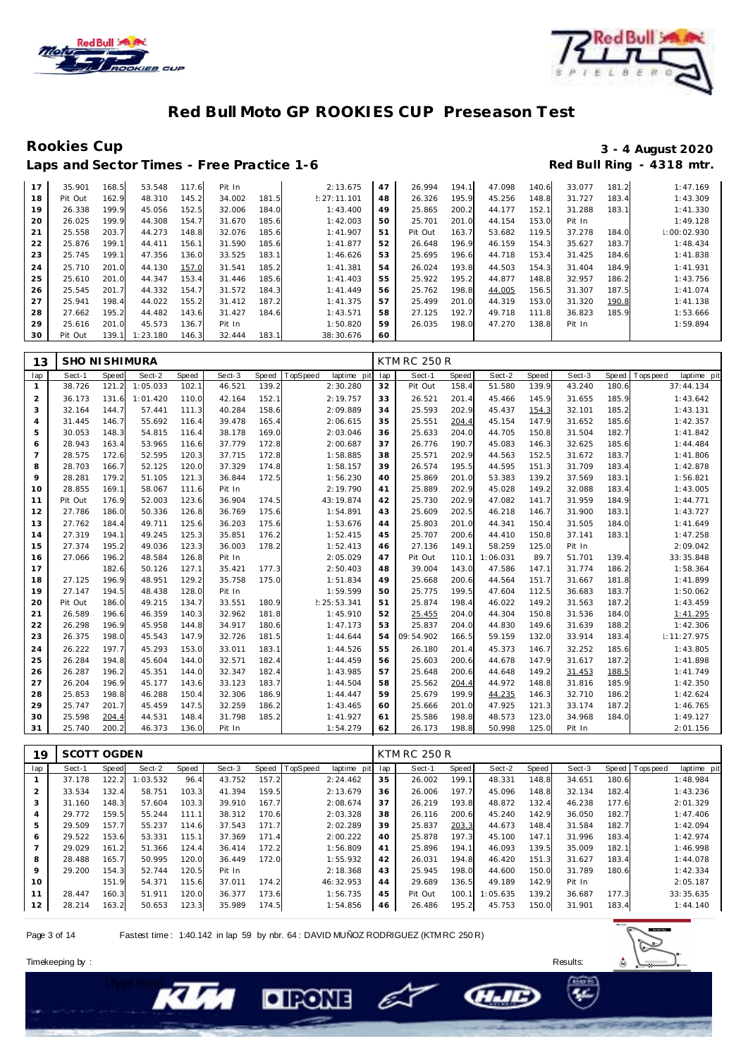# Red Bull Moto GP ROOKIES CUP Preseason Test

## Rookies Cup

**3 - 4 August 2020**

### Laps and Sector Times - Free Practice 1-6

**Red Bull Ring - 4318 mtr.**

| lap | Sect-1 | Speed | Sect-2 | Speed | Sect-3 | Speed | TopSpeed | laptime pit | lap | Sect-1 | Speed | Sect-2 | Speed | Sect-3 | Speed | Topspeed | laptime pit |
|---|---|---|---|---|---|---|---|---|---|---|---|---|---|---|---|---|---|
| 17 | 35.901 | 168.5 | 53.548 | 117.6 | Pit In | | | 2:13.675 | 47 | 26.994 | 194.1 | 47.098 | 140.6 | 33.077 | 181.2 | | 1:47.169 |
| 18 | Pit Out | 162.9 | 48.310 | 145.2 | 34.002 | 181.5 | | 2:27:11.101 | 48 | 26.326 | 195.9 | 45.256 | 148.8 | 31.727 | 183.4 | | 1:43.309 |
| 19 | 26.338 | 199.9 | 45.056 | 152.5 | 32.006 | 184.0 | | 1:43.400 | 49 | 25.865 | 200.2 | 44.177 | 152.1 | 31.288 | 183.1 | | 1:41.330 |
| 20 | 26.025 | 199.9 | 44.308 | 154.7 | 31.670 | 185.6 | | 1:42.003 | 50 | 25.701 | 201.0 | 44.154 | 153.0 | Pit In | | | 1:49.128 |
| 21 | 25.558 | 203.7 | 44.273 | 148.8 | 32.076 | 185.6 | | 1:41.907 | 51 | Pit Out | 163.7 | 53.682 | 119.5 | 37.278 | 184.0 | | 1:00:02.930 |
| 22 | 25.876 | 199.1 | 44.411 | 156.1 | 31.590 | 185.6 | | 1:41.877 | 52 | 26.648 | 196.9 | 46.159 | 154.3 | 35.627 | 183.7 | | 1:48.434 |
| 23 | 25.745 | 199.1 | 47.356 | 136.0 | 33.525 | 183.1 | | 1:46.626 | 53 | 25.695 | 196.6 | 44.718 | 153.4 | 31.425 | 184.6 | | 1:41.838 |
| 24 | 25.710 | 201.0 | 44.130 | 157.0 | 31.541 | 185.2 | | 1:41.381 | 54 | 26.024 | 193.8 | 44.503 | 154.3 | 31.404 | 184.9 | | 1:41.931 |
| 25 | 25.610 | 201.0 | 44.347 | 153.4 | 31.446 | 185.6 | | 1:41.403 | 55 | 25.922 | 195.2 | 44.877 | 148.8 | 32.957 | 186.2 | | 1:43.756 |
| 26 | 25.545 | 201.7 | 44.332 | 154.7 | 31.572 | 184.3 | | 1:41.449 | 56 | 25.762 | 198.8 | 44.005 | 156.5 | 31.307 | 187.5 | | 1:41.074 |
| 27 | 25.941 | 198.4 | 44.022 | 155.2 | 31.412 | 187.2 | | 1:41.375 | 57 | 25.499 | 201.0 | 44.319 | 153.0 | 31.320 | 190.8 | | 1:41.138 |
| 28 | 27.662 | 195.2 | 44.482 | 143.6 | 31.427 | 184.6 | | 1:43.571 | 58 | 27.125 | 192.7 | 49.718 | 111.8 | 36.823 | 185.9 | | 1:53.666 |
| 29 | 25.616 | 201.0 | 45.573 | 136.7 | Pit In | | | 1:50.820 | 59 | 26.035 | 198.0 | 47.270 | 138.8 | Pit In | | | 1:59.894 |
| 30 | Pit Out | 139.1 | 1:23.180 | 146.3 | 32.444 | 183.1 | | 38:30.676 | 60 | | | | | | | | |

**13 SHO NISHIMURA — KTM RC 250 R**

| lap | Sect-1 | Speed | Sect-2 | Speed | Sect-3 | Speed | TopSpeed | laptime pit | lap | Sect-1 | Speed | Sect-2 | Speed | Sect-3 | Speed | Topspeed | laptime pit |
|---|---|---|---|---|---|---|---|---|---|---|---|---|---|---|---|---|---|
| 1 | 38.726 | 121.2 | 1:05.033 | 102.1 | 46.521 | 139.2 | | 2:30.280 | 32 | Pit Out | 158.4 | 51.580 | 139.9 | 43.240 | 180.6 | | 37:44.134 |
| 2 | 36.173 | 131.6 | 1:01.420 | 110.0 | 42.164 | 152.1 | | 2:19.757 | 33 | 26.521 | 201.4 | 45.466 | 145.9 | 31.655 | 185.9 | | 1:43.642 |
| 3 | 32.164 | 144.7 | 57.441 | 111.3 | 40.284 | 158.6 | | 2:09.889 | 34 | 25.593 | 202.9 | 45.437 | 154.3 | 32.101 | 185.2 | | 1:43.131 |
| 4 | 31.445 | 146.7 | 55.692 | 116.4 | 39.478 | 165.4 | | 2:06.615 | 35 | 25.551 | 204.4 | 45.154 | 147.9 | 31.652 | 185.6 | | 1:42.357 |
| 5 | 30.053 | 148.3 | 54.815 | 116.4 | 38.178 | 169.0 | | 2:03.046 | 36 | 25.633 | 204.0 | 44.705 | 150.8 | 31.504 | 182.7 | | 1:41.842 |
| 6 | 28.943 | 163.4 | 53.965 | 116.6 | 37.779 | 172.8 | | 2:00.687 | 37 | 26.776 | 190.7 | 45.083 | 146.3 | 32.625 | 185.6 | | 1:44.484 |
| 7 | 28.575 | 172.6 | 52.595 | 120.3 | 37.715 | 172.8 | | 1:58.885 | 38 | 25.571 | 202.9 | 44.563 | 152.5 | 31.672 | 183.7 | | 1:41.806 |
| 8 | 28.703 | 166.7 | 52.125 | 120.0 | 37.329 | 174.8 | | 1:58.157 | 39 | 26.574 | 195.5 | 44.595 | 151.3 | 31.709 | 183.4 | | 1:42.878 |
| 9 | 28.281 | 179.2 | 51.105 | 121.3 | 36.844 | 172.5 | | 1:56.230 | 40 | 25.869 | 201.0 | 53.383 | 139.2 | 37.569 | 183.1 | | 1:56.821 |
| 10 | 28.855 | 169.1 | 58.067 | 111.6 | Pit In | | | 2:19.790 | 41 | 25.889 | 202.9 | 45.028 | 149.2 | 32.088 | 183.4 | | 1:43.005 |
| 11 | Pit Out | 176.9 | 52.003 | 123.6 | 36.904 | 174.5 | | 43:19.874 | 42 | 25.730 | 202.9 | 47.082 | 141.7 | 31.959 | 184.9 | | 1:44.771 |
| 12 | 27.786 | 186.0 | 50.336 | 126.8 | 36.769 | 175.6 | | 1:54.891 | 43 | 25.609 | 202.5 | 46.218 | 146.7 | 31.900 | 183.1 | | 1:43.727 |
| 13 | 27.762 | 184.4 | 49.711 | 125.6 | 36.203 | 175.6 | | 1:53.676 | 44 | 25.803 | 201.0 | 44.341 | 150.4 | 31.505 | 184.0 | | 1:41.649 |
| 14 | 27.319 | 194.1 | 49.245 | 125.3 | 35.851 | 176.2 | | 1:52.415 | 45 | 25.707 | 200.6 | 44.410 | 150.8 | 37.141 | 183.1 | | 1:47.258 |
| 15 | 27.374 | 195.2 | 49.036 | 123.3 | 36.003 | 178.2 | | 1:52.413 | 46 | 27.136 | 149.1 | 58.259 | 125.0 | Pit In | | | 2:09.042 |
| 16 | 27.066 | 196.2 | 48.584 | 126.8 | Pit In | | | 2:05.029 | 47 | Pit Out | 110.1 | 1:06.031 | 89.7 | 51.701 | 139.4 | | 33:35.848 |
| 17 | | 182.6 | 50.126 | 127.1 | 35.421 | 177.3 | | 2:50.403 | 48 | 39.004 | 143.0 | 47.586 | 147.1 | 31.774 | 186.2 | | 1:58.364 |
| 18 | 27.125 | 196.9 | 48.951 | 129.2 | 35.758 | 175.0 | | 1:51.834 | 49 | 25.668 | 200.6 | 44.564 | 151.7 | 31.667 | 181.8 | | 1:41.899 |
| 19 | 27.147 | 194.5 | 48.438 | 128.0 | Pit In | | | 1:59.599 | 50 | 25.775 | 199.5 | 47.604 | 112.5 | 36.683 | 183.7 | | 1:50.062 |
| 20 | Pit Out | 186.0 | 49.215 | 134.7 | 33.551 | 180.9 | | 2:25:53.341 | 51 | 25.874 | 198.4 | 46.022 | 149.2 | 31.563 | 187.2 | | 1:43.459 |
| 21 | 26.589 | 196.6 | 46.359 | 140.3 | 32.962 | 181.8 | | 1:45.910 | 52 | 25.455 | 204.0 | 44.304 | 150.8 | 31.536 | 184.0 | | 1:41.295 |
| 22 | 26.298 | 196.9 | 45.958 | 144.8 | 34.917 | 180.6 | | 1:47.173 | 53 | 25.837 | 204.0 | 44.830 | 149.6 | 31.639 | 188.2 | | 1:42.306 |
| 23 | 26.375 | 198.0 | 45.543 | 147.9 | 32.726 | 181.5 | | 1:44.644 | 54 | 09:54.902 | 166.5 | 59.159 | 132.0 | 33.914 | 183.4 | | 1:11:27.975 |
| 24 | 26.222 | 197.7 | 45.293 | 153.0 | 33.011 | 183.1 | | 1:44.526 | 55 | 26.180 | 201.4 | 45.373 | 146.7 | 32.252 | 185.6 | | 1:43.805 |
| 25 | 26.284 | 194.8 | 45.604 | 144.0 | 32.571 | 182.4 | | 1:44.459 | 56 | 25.603 | 200.6 | 44.678 | 147.9 | 31.617 | 187.2 | | 1:41.898 |
| 26 | 26.287 | 196.2 | 45.351 | 144.0 | 32.347 | 182.4 | | 1:43.985 | 57 | 25.648 | 200.6 | 44.648 | 149.2 | 31.453 | 188.5 | | 1:41.749 |
| 27 | 26.204 | 196.9 | 45.177 | 143.6 | 33.123 | 183.7 | | 1:44.504 | 58 | 25.562 | 204.4 | 44.972 | 148.8 | 31.816 | 185.9 | | 1:42.350 |
| 28 | 25.853 | 198.8 | 46.288 | 150.4 | 32.306 | 186.9 | | 1:44.447 | 59 | 25.679 | 199.9 | 44.235 | 146.3 | 32.710 | 186.2 | | 1:42.624 |
| 29 | 25.747 | 201.7 | 45.459 | 147.5 | 32.259 | 186.2 | | 1:43.465 | 60 | 25.666 | 201.0 | 47.925 | 121.3 | 33.174 | 187.2 | | 1:46.765 |
| 30 | 25.598 | 204.4 | 44.531 | 148.4 | 31.798 | 185.2 | | 1:41.927 | 61 | 25.586 | 198.8 | 48.573 | 123.0 | 34.968 | 184.0 | | 1:49.127 |
| 31 | 25.740 | 200.2 | 46.373 | 136.0 | Pit In | | | 1:54.279 | 62 | 26.173 | 198.8 | 50.998 | 125.0 | Pit In | | | 2:01.156 |

**19 SCOTT OGDEN — KTM RC 250 R**

| lap | Sect-1 | Speed | Sect-2 | Speed | Sect-3 | Speed | TopSpeed | laptime pit | lap | Sect-1 | Speed | Sect-2 | Speed | Sect-3 | Speed | Topspeed | laptime pit |
|---|---|---|---|---|---|---|---|---|---|---|---|---|---|---|---|---|---|
| 1 | 37.178 | 122.2 | 1:03.532 | 96.4 | 43.752 | 157.2 | | 2:24.462 | 35 | 26.002 | 199.1 | 48.331 | 148.8 | 34.651 | 180.6 | | 1:48.984 |
| 2 | 33.534 | 132.4 | 58.751 | 103.3 | 41.394 | 159.5 | | 2:13.679 | 36 | 26.006 | 197.7 | 45.096 | 148.8 | 32.134 | 182.4 | | 1:43.236 |
| 3 | 31.160 | 148.3 | 57.604 | 103.3 | 39.910 | 167.7 | | 2:08.674 | 37 | 26.219 | 193.8 | 48.872 | 132.4 | 46.238 | 177.6 | | 2:01.329 |
| 4 | 29.772 | 159.5 | 55.244 | 111.1 | 38.312 | 170.6 | | 2:03.328 | 38 | 26.116 | 200.6 | 45.240 | 142.9 | 36.050 | 182.7 | | 1:47.406 |
| 5 | 29.509 | 157.7 | 55.237 | 114.6 | 37.543 | 171.7 | | 2:02.289 | 39 | 25.837 | 203.3 | 44.673 | 148.4 | 31.584 | 182.7 | | 1:42.094 |
| 6 | 29.522 | 153.6 | 53.331 | 115.1 | 37.369 | 171.4 | | 2:00.222 | 40 | 25.878 | 197.3 | 45.100 | 147.1 | 31.996 | 183.4 | | 1:42.974 |
| 7 | 29.029 | 161.2 | 51.366 | 124.4 | 36.414 | 172.2 | | 1:56.809 | 41 | 25.896 | 194.1 | 46.093 | 139.5 | 35.009 | 182.1 | | 1:46.998 |
| 8 | 28.488 | 165.7 | 50.995 | 120.0 | 36.449 | 172.0 | | 1:55.932 | 42 | 26.031 | 194.8 | 46.420 | 151.3 | 31.627 | 183.4 | | 1:44.078 |
| 9 | 29.200 | 154.3 | 52.744 | 120.5 | Pit In | | | 2:18.368 | 43 | 25.945 | 198.0 | 44.600 | 150.0 | 31.789 | 180.6 | | 1:42.334 |
| 10 | | 151.9 | 54.371 | 115.6 | 37.011 | 174.2 | | 46:32.953 | 44 | 29.689 | 136.5 | 49.189 | 142.9 | Pit In | | | 2:05.187 |
| 11 | 28.447 | 160.3 | 51.911 | 120.0 | 36.377 | 173.6 | | 1:56.735 | 45 | Pit Out | 100.1 | 1:05.635 | 139.2 | 36.687 | 177.3 | | 33:35.635 |
| 12 | 28.214 | 163.2 | 50.653 | 123.3 | 35.989 | 174.5 | | 1:54.856 | 46 | 26.486 | 195.2 | 45.753 | 150.0 | 31.901 | 183.4 | | 1:44.140 |

Fastest time : 1:40.142 in lap 59 by nbr. 64 : DAVID MUÑOZ RODRIGUEZ (KTM RC 250 R)

Timekeeping by : Results: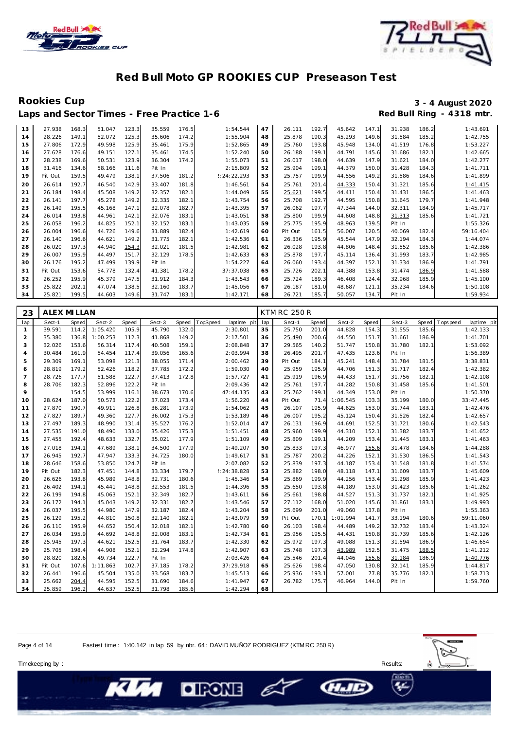# Red Bull Moto GP ROOKIES CUP Preseason Test

## Rookies Cup

**3 - 4 August 2020**

### Laps and Sector Times - Free Practice 1-6

**Red Bull Ring - 4318 mtr.**

| lap | Sect-1 | Speed | Sect-2 | Speed | Sect-3 | Speed | laptime pit | lap | Sect-1 | Speed | Sect-2 | Speed | Sect-3 | Speed | laptime pit |
|---|---|---|---|---|---|---|---|---|---|---|---|---|---|---|---|
| 13 | 27.938 | 168.3 | 51.047 | 123.3 | 35.559 | 176.5 | 1:54.544 | 47 | 26.111 | 192.7 | 45.642 | 147.1 | 31.938 | 186.2 | 1:43.691 |
| 14 | 28.226 | 149.1 | 52.072 | 125.3 | 35.606 | 174.2 | 1:55.904 | 48 | 25.878 | 190.3 | 45.293 | 149.6 | 31.584 | 185.2 | 1:42.755 |
| 15 | 27.806 | 172.9 | 49.598 | 125.9 | 35.461 | 175.9 | 1:52.865 | 49 | 25.760 | 193.8 | 45.948 | 134.0 | 41.519 | 176.8 | 1:53.227 |
| 16 | 27.628 | 176.6 | 49.151 | 127.1 | 35.461 | 174.5 | 1:52.240 | 50 | 26.188 | 199.1 | 44.791 | 145.6 | 31.686 | 182.1 | 1:42.665 |
| 17 | 28.238 | 169.6 | 50.531 | 123.9 | 36.304 | 174.2 | 1:55.073 | 51 | 26.017 | 198.0 | 44.639 | 147.9 | 31.621 | 184.0 | 1:42.277 |
| 18 | 31.416 | 134.6 | 58.166 | 111.6 | Pit In | | 2:15.809 | 52 | 25.904 | 199.1 | 44.379 | 150.0 | 31.428 | 184.3 | 1:41.711 |
| 19 | Pit Out | 159.5 | 49.479 | 138.1 | 37.506 | 181.2 | 2:24:22.293 | 53 | 25.757 | 199.9 | 44.556 | 149.2 | 31.586 | 184.6 | 1:41.899 |
| 20 | 26.614 | 192.7 | 46.540 | 142.9 | 33.407 | 181.8 | 1:46.561 | 54 | 25.761 | 201.4 | 44.333 | 150.4 | 31.321 | 185.6 | 1:41.415 |
| 21 | 26.184 | 198.4 | 45.508 | 149.2 | 32.357 | 182.1 | 1:44.049 | 55 | 25.621 | 199.5 | 44.411 | 150.4 | 31.431 | 186.5 | 1:41.463 |
| 22 | 26.141 | 197.7 | 45.278 | 149.2 | 32.335 | 182.1 | 1:43.754 | 56 | 25.708 | 192.7 | 44.595 | 150.8 | 31.645 | 179.7 | 1:41.948 |
| 23 | 26.149 | 195.5 | 45.168 | 147.1 | 32.078 | 182.7 | 1:43.395 | 57 | 26.062 | 197.7 | 47.344 | 144.0 | 32.311 | 184.9 | 1:45.717 |
| 24 | 26.014 | 193.8 | 44.961 | 142.1 | 32.076 | 183.1 | 1:43.051 | 58 | 25.800 | 199.9 | 44.608 | 148.8 | 31.313 | 185.6 | 1:41.721 |
| 25 | 26.058 | 196.2 | 44.825 | 152.1 | 32.152 | 183.1 | 1:43.035 | 59 | 25.775 | 195.9 | 48.963 | 139.5 | Pit In | | 1:55.326 |
| 26 | 26.004 | 196.6 | 44.726 | 149.6 | 31.889 | 182.4 | 1:42.619 | 60 | Pit Out | 161.5 | 56.007 | 120.5 | 40.069 | 182.4 | 59:16.404 |
| 27 | 26.140 | 196.6 | 44.621 | 149.2 | 31.775 | 182.1 | 1:42.536 | 61 | 26.336 | 195.9 | 45.544 | 147.9 | 32.194 | 184.3 | 1:44.074 |
| 28 | 26.020 | 197.3 | 44.940 | 154.3 | 32.021 | 181.5 | 1:42.981 | 62 | 26.028 | 193.8 | 44.806 | 148.4 | 31.552 | 185.6 | 1:42.386 |
| 29 | 26.007 | 195.9 | 44.497 | 151.7 | 32.129 | 178.5 | 1:42.633 | 63 | 25.878 | 197.7 | 45.114 | 136.4 | 31.993 | 183.7 | 1:42.985 |
| 30 | 26.176 | 195.2 | 47.499 | 139.9 | Pit In | | 1:54.227 | 64 | 26.060 | 193.4 | 44.397 | 152.1 | 31.334 | 186.9 | 1:41.791 |
| 31 | Pit Out | 153.6 | 54.778 | 132.4 | 41.381 | 178.2 | 37:37.038 | 65 | 25.726 | 202.1 | 44.388 | 153.8 | 31.474 | 186.9 | 1:41.588 |
| 32 | 26.252 | 195.9 | 45.379 | 147.5 | 31.912 | 184.3 | 1:43.543 | 66 | 25.724 | 189.3 | 46.408 | 124.4 | 32.968 | 185.9 | 1:45.100 |
| 33 | 25.822 | 202.1 | 47.074 | 138.5 | 32.160 | 183.7 | 1:45.056 | 67 | 26.187 | 181.0 | 48.687 | 121.1 | 35.234 | 184.6 | 1:50.108 |
| 34 | 25.821 | 199.5 | 44.603 | 149.6 | 31.747 | 183.1 | 1:42.171 | 68 | 26.721 | 185.7 | 50.057 | 134.7 | Pit In | | 1:59.934 |

**23 ALEX MILLAN — KTM RC 250 R**

| lap | Sect-1 | Speed | Sect-2 | Speed | Sect-3 | Speed | TopSpeed | laptime pit | lap | Sect-1 | Speed | Sect-2 | Speed | Sect-3 | Speed | Topspeed | laptime pit |
|---|---|---|---|---|---|---|---|---|---|---|---|---|---|---|---|---|---|
| 1 | 39.591 | 114.2 | 1:05.420 | 105.9 | 45.790 | 132.0 | | 2:30.801 | 35 | 25.750 | 201.0 | 44.828 | 154.3 | 31.555 | 185.6 | | 1:42.133 |
| 2 | 35.380 | 136.8 | 1:00.253 | 112.3 | 41.868 | 149.2 | | 2:17.501 | 36 | 25.490 | 200.6 | 44.550 | 151.7 | 31.661 | 186.9 | | 1:41.701 |
| 3 | 32.026 | 153.6 | 56.314 | 117.4 | 40.508 | 159.1 | | 2:08.848 | 37 | 29.565 | 140.2 | 51.747 | 150.8 | 31.780 | 182.1 | | 1:53.092 |
| 4 | 30.484 | 161.9 | 54.454 | 117.4 | 39.056 | 165.6 | | 2:03.994 | 38 | 26.495 | 201.7 | 47.435 | 123.6 | Pit In | | | 1:56.389 |
| 5 | 29.309 | 169.1 | 53.098 | 121.3 | 38.055 | 171.4 | | 2:00.462 | 39 | Pit Out | 184.1 | 45.241 | 148.4 | 31.784 | 181.5 | | 3:38.831 |
| 6 | 28.819 | 179.2 | 52.426 | 118.2 | 37.785 | 172.2 | | 1:59.030 | 40 | 25.959 | 195.9 | 44.706 | 151.3 | 31.717 | 182.4 | | 1:42.382 |
| 7 | 28.726 | 177.7 | 51.588 | 122.7 | 37.413 | 172.8 | | 1:57.727 | 41 | 25.919 | 196.9 | 44.433 | 151.7 | 31.756 | 182.1 | | 1:42.108 |
| 8 | 28.706 | 182.3 | 52.896 | 122.2 | Pit In | | | 2:09.436 | 42 | 25.761 | 197.7 | 44.282 | 150.8 | 31.458 | 185.6 | | 1:41.501 |
| 9 | | 154.5 | 53.999 | 116.1 | 38.673 | 170.6 | | 47:44.135 | 43 | 25.762 | 199.1 | 44.349 | 153.0 | Pit In | | | 1:50.370 |
| 10 | 28.624 | 187.0 | 50.573 | 122.2 | 37.023 | 173.4 | | 1:56.220 | 44 | Pit Out | 71.4 | 1:06.545 | 103.3 | 35.199 | 180.0 | | 33:47.445 |
| 11 | 27.870 | 190.7 | 49.911 | 126.8 | 36.281 | 173.9 | | 1:54.062 | 45 | 26.107 | 195.9 | 44.625 | 153.0 | 31.744 | 183.1 | | 1:42.476 |
| 12 | 27.827 | 189.7 | 49.360 | 127.7 | 36.002 | 175.3 | | 1:53.189 | 46 | 26.007 | 195.2 | 45.124 | 150.4 | 31.526 | 182.4 | | 1:42.657 |
| 13 | 27.497 | 189.3 | 48.990 | 131.4 | 35.527 | 176.2 | | 1:52.014 | 47 | 26.131 | 196.9 | 44.691 | 152.5 | 31.721 | 180.6 | | 1:42.543 |
| 14 | 27.535 | 191.0 | 48.490 | 133.0 | 35.426 | 175.3 | | 1:51.451 | 48 | 25.960 | 199.9 | 44.310 | 152.1 | 31.382 | 183.7 | | 1:41.652 |
| 15 | 27.455 | 192.4 | 48.633 | 132.7 | 35.021 | 177.9 | | 1:51.109 | 49 | 25.809 | 199.1 | 44.209 | 153.4 | 31.445 | 183.1 | | 1:41.463 |
| 16 | 27.018 | 194.1 | 47.689 | 138.1 | 34.500 | 177.9 | | 1:49.207 | 50 | 25.833 | 197.3 | 46.977 | 155.6 | 31.478 | 184.6 | | 1:44.288 |
| 17 | 26.945 | 192.7 | 47.947 | 133.3 | 34.725 | 180.0 | | 1:49.617 | 51 | 25.787 | 200.2 | 44.226 | 152.1 | 31.530 | 186.5 | | 1:41.543 |
| 18 | 28.646 | 158.6 | 53.850 | 124.7 | Pit In | | | 2:07.082 | 52 | 25.839 | 197.3 | 44.187 | 153.4 | 31.548 | 181.8 | | 1:41.574 |
| 19 | Pit Out | 182.3 | 47.451 | 144.8 | 33.334 | 179.7 | | 2:24:38.828 | 53 | 25.882 | 198.0 | 48.118 | 147.1 | 31.609 | 183.7 | | 1:45.609 |
| 20 | 26.626 | 193.8 | 45.989 | 148.8 | 32.731 | 180.6 | | 1:45.346 | 54 | 25.869 | 199.9 | 44.256 | 153.4 | 31.298 | 185.9 | | 1:41.423 |
| 21 | 26.402 | 194.1 | 45.441 | 148.8 | 32.553 | 181.5 | | 1:44.396 | 55 | 25.650 | 193.8 | 44.189 | 153.0 | 31.423 | 185.6 | | 1:41.262 |
| 22 | 26.199 | 194.8 | 45.063 | 152.1 | 32.349 | 182.7 | | 1:43.611 | 56 | 25.661 | 198.8 | 44.527 | 151.3 | 31.737 | 182.1 | | 1:41.925 |
| 23 | 26.172 | 194.1 | 45.043 | 149.2 | 32.331 | 182.7 | | 1:43.546 | 57 | 27.112 | 168.0 | 51.020 | 145.6 | 31.861 | 183.1 | | 1:49.993 |
| 24 | 26.037 | 195.5 | 44.980 | 147.9 | 32.187 | 182.4 | | 1:43.204 | 58 | 25.699 | 201.0 | 49.060 | 137.8 | Pit In | | | 1:55.363 |
| 25 | 26.129 | 195.2 | 44.810 | 150.8 | 32.140 | 182.1 | | 1:43.079 | 59 | Pit Out | 170.1 | 1:01.994 | 141.7 | 33.194 | 180.6 | | 59:11.060 |
| 26 | 26.110 | 195.9 | 44.652 | 150.4 | 32.018 | 182.1 | | 1:42.780 | 60 | 26.103 | 198.4 | 44.489 | 149.2 | 32.732 | 183.4 | | 1:43.324 |
| 27 | 26.034 | 195.9 | 44.692 | 148.8 | 32.008 | 183.1 | | 1:42.734 | 61 | 25.956 | 195.5 | 44.431 | 150.8 | 31.739 | 185.6 | | 1:42.126 |
| 28 | 25.945 | 197.3 | 44.621 | 152.5 | 31.764 | 183.7 | | 1:42.330 | 62 | 25.972 | 197.3 | 49.088 | 151.3 | 31.594 | 186.9 | | 1:46.654 |
| 29 | 25.705 | 198.4 | 44.908 | 152.1 | 32.294 | 174.8 | | 1:42.907 | 63 | 25.748 | 197.3 | 43.989 | 152.5 | 31.475 | 188.5 | | 1:41.212 |
| 30 | 28.820 | 182.6 | 49.734 | 122.7 | Pit In | | | 2:03.426 | 64 | 25.546 | 201.4 | 44.046 | 155.6 | 31.184 | 186.9 | | 1:40.776 |
| 31 | Pit Out | 107.6 | 1:11.863 | 102.7 | 37.185 | 178.2 | | 37:29.918 | 65 | 25.626 | 198.4 | 47.050 | 130.8 | 32.141 | 185.9 | | 1:44.817 |
| 32 | 26.441 | 196.6 | 45.504 | 135.0 | 33.568 | 183.7 | | 1:45.513 | 66 | 25.936 | 193.1 | 57.001 | 77.8 | 35.776 | 182.1 | | 1:58.713 |
| 33 | 25.662 | 204.4 | 44.595 | 152.5 | 31.690 | 184.6 | | 1:41.947 | 67 | 26.782 | 175.7 | 46.964 | 144.0 | Pit In | | | 1:59.760 |
| 34 | 25.859 | 196.2 | 44.637 | 152.5 | 31.798 | 185.6 | | 1:42.294 | 68 | | | | | | | | |

Fastest time : 1:40.142 in lap 59 by nbr. 64 : DAVID MUÑOZ RODRIGUEZ (KTM RC 250 R)

Timekeeping by : Results: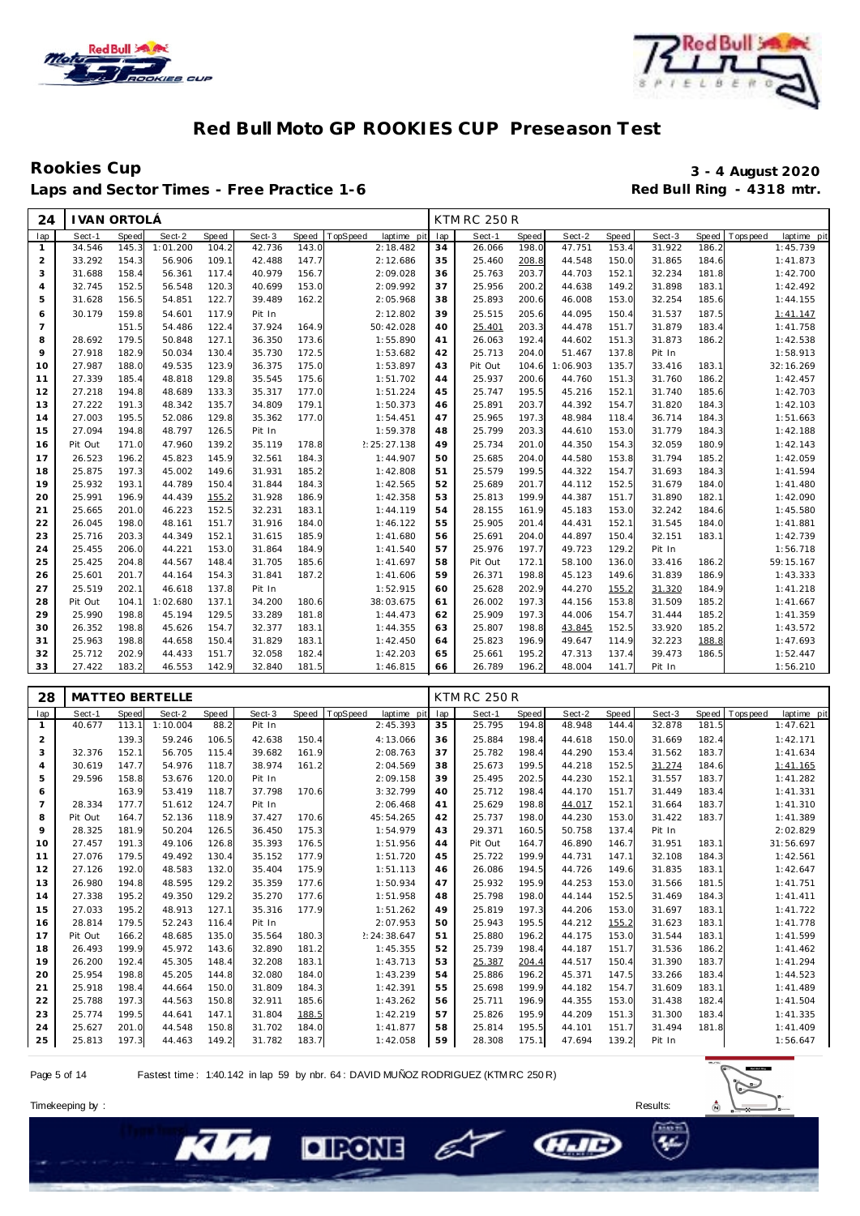# Red Bull Moto GP ROOKIES CUP Preseason Test

## Rookies Cup

**3 - 4 August 2020**

**Laps and Sector Times - Free Practice 1-6**

**Red Bull Ring - 4318 mtr.**

### 24 IVAN ORTOLÁ — KTM RC 250 R

| lap | Sect-1 | Speed | Sect-2 | Speed | Sect-3 | Speed | TopSpeed | laptime pit | lap | Sect-1 | Speed | Sect-2 | Speed | Sect-3 | Speed | Topspeed | laptime pit |
|---|---|---|---|---|---|---|---|---|---|---|---|---|---|---|---|---|---|
| 1 | 34.546 | 145.3 | 1:01.200 | 104.2 | 42.736 | 143.0 | | 2:18.482 | 34 | 26.066 | 198.0 | 47.751 | 153.4 | 31.922 | 186.2 | | 1:45.739 |
| 2 | 33.292 | 154.3 | 56.906 | 109.1 | 42.488 | 147.7 | | 2:12.686 | 35 | 25.460 | 208.8 | 44.548 | 150.0 | 31.865 | 184.6 | | 1:41.873 |
| 3 | 31.688 | 158.4 | 56.361 | 117.4 | 40.979 | 156.7 | | 2:09.028 | 36 | 25.763 | 203.7 | 44.703 | 152.1 | 32.234 | 181.8 | | 1:42.700 |
| 4 | 32.745 | 152.5 | 56.548 | 120.3 | 40.699 | 153.0 | | 2:09.992 | 37 | 25.956 | 200.2 | 44.638 | 149.2 | 31.898 | 183.1 | | 1:42.492 |
| 5 | 31.628 | 156.5 | 54.851 | 122.7 | 39.489 | 162.2 | | 2:05.968 | 38 | 25.893 | 200.6 | 46.008 | 153.0 | 32.254 | 185.6 | | 1:44.155 |
| 6 | 30.179 | 159.8 | 54.601 | 117.9 | Pit In | | | 2:12.802 | 39 | 25.515 | 205.6 | 44.095 | 150.4 | 31.537 | 187.5 | | 1:41.147 |
| 7 | | 151.5 | 54.486 | 122.4 | 37.924 | 164.9 | | 50:42.028 | 40 | 25.401 | 203.3 | 44.478 | 151.7 | 31.879 | 183.4 | | 1:41.758 |
| 8 | 28.692 | 179.5 | 50.848 | 127.1 | 36.350 | 173.6 | | 1:55.890 | 41 | 26.063 | 192.4 | 44.602 | 151.3 | 31.873 | 186.2 | | 1:42.538 |
| 9 | 27.918 | 182.9 | 50.034 | 130.4 | 35.730 | 172.5 | | 1:53.682 | 42 | 25.713 | 204.0 | 51.467 | 137.8 | Pit In | | | 1:58.913 |
| 10 | 27.987 | 188.0 | 49.535 | 123.9 | 36.375 | 175.0 | | 1:53.897 | 43 | Pit Out | 104.6 | 1:06.903 | 135.7 | 33.416 | 183.1 | | 32:16.269 |
| 11 | 27.339 | 185.4 | 48.818 | 129.8 | 35.545 | 175.6 | | 1:51.702 | 44 | 25.937 | 200.6 | 44.760 | 151.3 | 31.760 | 186.2 | | 1:42.457 |
| 12 | 27.218 | 194.8 | 48.689 | 133.3 | 35.317 | 177.0 | | 1:51.224 | 45 | 25.747 | 195.5 | 45.216 | 152.1 | 31.740 | 185.6 | | 1:42.703 |
| 13 | 27.222 | 191.3 | 48.342 | 135.7 | 34.809 | 179.1 | | 1:50.373 | 46 | 25.891 | 203.7 | 44.392 | 154.7 | 31.820 | 184.3 | | 1:42.103 |
| 14 | 27.003 | 195.5 | 52.086 | 129.8 | 35.362 | 177.0 | | 1:54.451 | 47 | 25.965 | 197.3 | 48.984 | 118.4 | 36.714 | 184.3 | | 1:51.663 |
| 15 | 27.094 | 194.8 | 48.797 | 126.5 | Pit In | | | 1:59.378 | 48 | 25.799 | 203.3 | 44.610 | 153.0 | 31.779 | 184.3 | | 1:42.188 |
| 16 | Pit Out | 171.0 | 47.960 | 139.2 | 35.119 | 178.8 | | 2:25:27.138 | 49 | 25.734 | 201.0 | 44.350 | 154.3 | 32.059 | 180.9 | | 1:42.143 |
| 17 | 26.523 | 196.2 | 45.823 | 145.9 | 32.561 | 184.3 | | 1:44.907 | 50 | 25.685 | 204.0 | 44.580 | 153.8 | 31.794 | 185.2 | | 1:42.059 |
| 18 | 25.875 | 197.3 | 45.002 | 149.6 | 31.931 | 185.2 | | 1:42.808 | 51 | 25.579 | 199.5 | 44.322 | 154.7 | 31.693 | 184.3 | | 1:41.594 |
| 19 | 25.932 | 193.1 | 44.789 | 150.4 | 31.844 | 184.3 | | 1:42.565 | 52 | 25.689 | 201.7 | 44.112 | 152.5 | 31.679 | 184.0 | | 1:41.480 |
| 20 | 25.991 | 196.9 | 44.439 | 155.2 | 31.928 | 186.9 | | 1:42.358 | 53 | 25.813 | 199.9 | 44.387 | 151.7 | 31.890 | 182.1 | | 1:42.090 |
| 21 | 25.665 | 201.0 | 46.223 | 152.5 | 32.231 | 183.1 | | 1:44.119 | 54 | 28.155 | 161.9 | 45.183 | 153.0 | 32.242 | 184.6 | | 1:45.580 |
| 22 | 26.045 | 198.0 | 48.161 | 151.7 | 31.916 | 184.0 | | 1:46.122 | 55 | 25.905 | 201.4 | 44.431 | 152.1 | 31.545 | 184.0 | | 1:41.881 |
| 23 | 25.716 | 203.3 | 44.349 | 152.1 | 31.615 | 185.9 | | 1:41.680 | 56 | 25.691 | 204.0 | 44.897 | 150.4 | 32.151 | 183.1 | | 1:42.739 |
| 24 | 25.455 | 206.0 | 44.221 | 153.0 | 31.864 | 184.9 | | 1:41.540 | 57 | 25.976 | 197.7 | 49.723 | 129.2 | Pit In | | | 1:56.718 |
| 25 | 25.425 | 204.8 | 44.567 | 148.4 | 31.705 | 185.6 | | 1:41.697 | 58 | Pit Out | 172.1 | 58.100 | 136.0 | 33.416 | 186.2 | | 59:15.167 |
| 26 | 25.601 | 201.7 | 44.164 | 154.3 | 31.841 | 187.2 | | 1:41.606 | 59 | 26.371 | 198.8 | 45.123 | 149.6 | 31.839 | 186.9 | | 1:43.333 |
| 27 | 25.519 | 202.1 | 46.618 | 137.8 | Pit In | | | 1:52.915 | 60 | 25.628 | 202.9 | 44.270 | 155.2 | 31.320 | 184.9 | | 1:41.218 |
| 28 | Pit Out | 104.1 | 1:02.680 | 137.1 | 34.200 | 180.6 | | 38:03.675 | 61 | 26.002 | 197.3 | 44.156 | 153.8 | 31.509 | 185.2 | | 1:41.667 |
| 29 | 25.990 | 198.8 | 45.194 | 129.5 | 33.289 | 181.8 | | 1:44.473 | 62 | 25.909 | 197.3 | 44.006 | 154.7 | 31.444 | 185.2 | | 1:41.359 |
| 30 | 26.352 | 198.8 | 45.626 | 154.7 | 32.377 | 183.1 | | 1:44.355 | 63 | 25.807 | 198.8 | 43.845 | 152.5 | 33.920 | 185.2 | | 1:43.572 |
| 31 | 25.963 | 198.8 | 44.658 | 150.4 | 31.829 | 183.1 | | 1:42.450 | 64 | 25.823 | 196.9 | 49.647 | 114.9 | 32.223 | 188.8 | | 1:47.693 |
| 32 | 25.712 | 202.9 | 44.433 | 151.7 | 32.058 | 182.4 | | 1:42.203 | 65 | 25.661 | 195.2 | 47.313 | 137.4 | 39.473 | 186.5 | | 1:52.447 |
| 33 | 27.422 | 183.2 | 46.553 | 142.9 | 32.840 | 181.5 | | 1:46.815 | 66 | 26.789 | 196.2 | 48.004 | 141.7 | Pit In | | | 1:56.210 |

### 28 MATTEO BERTELLE — KTM RC 250 R

| lap | Sect-1 | Speed | Sect-2 | Speed | Sect-3 | Speed | TopSpeed | laptime pit | lap | Sect-1 | Speed | Sect-2 | Speed | Sect-3 | Speed | Topspeed | laptime pit |
|---|---|---|---|---|---|---|---|---|---|---|---|---|---|---|---|---|---|
| 1 | 40.677 | 113.1 | 1:10.004 | 88.2 | Pit In | | | 2:45.393 | 35 | 25.795 | 194.8 | 48.948 | 144.4 | 32.878 | 181.5 | | 1:47.621 |
| 2 | | 139.3 | 59.246 | 106.5 | 42.638 | 150.4 | | 4:13.066 | 36 | 25.884 | 198.4 | 44.618 | 150.0 | 31.669 | 182.4 | | 1:42.171 |
| 3 | 32.376 | 152.1 | 56.705 | 115.4 | 39.682 | 161.9 | | 2:08.763 | 37 | 25.782 | 198.4 | 44.290 | 153.4 | 31.562 | 183.7 | | 1:41.634 |
| 4 | 30.619 | 147.7 | 54.976 | 118.7 | 38.974 | 161.2 | | 2:04.569 | 38 | 25.673 | 199.5 | 44.218 | 152.5 | 31.274 | 184.6 | | 1:41.165 |
| 5 | 29.596 | 158.8 | 53.676 | 120.0 | Pit In | | | 2:09.158 | 39 | 25.495 | 202.5 | 44.230 | 152.1 | 31.557 | 183.7 | | 1:41.282 |
| 6 | | 163.9 | 53.419 | 118.7 | 37.798 | 170.6 | | 3:32.799 | 40 | 25.712 | 198.4 | 44.170 | 151.7 | 31.449 | 183.4 | | 1:41.331 |
| 7 | 28.334 | 177.7 | 51.612 | 124.7 | Pit In | | | 2:06.468 | 41 | 25.629 | 198.8 | 44.017 | 152.1 | 31.664 | 183.7 | | 1:41.310 |
| 8 | Pit Out | 164.7 | 52.136 | 118.9 | 37.427 | 170.6 | | 45:54.265 | 42 | 25.737 | 198.0 | 44.230 | 153.0 | 31.422 | 183.7 | | 1:41.389 |
| 9 | 28.325 | 181.9 | 50.204 | 126.5 | 36.450 | 175.3 | | 1:54.979 | 43 | 29.371 | 160.5 | 50.758 | 137.4 | Pit In | | | 2:02.829 |
| 10 | 27.457 | 191.3 | 49.106 | 126.8 | 35.393 | 176.5 | | 1:51.956 | 44 | Pit Out | 164.7 | 46.890 | 146.7 | 31.951 | 183.1 | | 31:56.697 |
| 11 | 27.076 | 179.5 | 49.492 | 130.4 | 35.152 | 177.9 | | 1:51.720 | 45 | 25.722 | 199.9 | 44.731 | 147.1 | 32.108 | 184.3 | | 1:42.561 |
| 12 | 27.126 | 192.0 | 48.583 | 132.0 | 35.404 | 175.9 | | 1:51.113 | 46 | 26.086 | 194.5 | 44.726 | 149.6 | 31.835 | 183.1 | | 1:42.647 |
| 13 | 26.980 | 194.8 | 48.595 | 129.2 | 35.359 | 177.6 | | 1:50.934 | 47 | 25.932 | 195.9 | 44.253 | 153.0 | 31.566 | 181.5 | | 1:41.751 |
| 14 | 27.338 | 195.2 | 49.350 | 129.2 | 35.270 | 177.6 | | 1:51.958 | 48 | 25.798 | 198.0 | 44.144 | 152.5 | 31.469 | 184.3 | | 1:41.411 |
| 15 | 27.033 | 195.2 | 48.913 | 127.1 | 35.316 | 177.9 | | 1:51.262 | 49 | 25.819 | 197.3 | 44.206 | 153.0 | 31.697 | 183.1 | | 1:41.722 |
| 16 | 28.814 | 179.5 | 52.243 | 116.4 | Pit In | | | 2:07.953 | 50 | 25.943 | 195.5 | 44.212 | 155.2 | 31.623 | 183.1 | | 1:41.778 |
| 17 | Pit Out | 166.2 | 48.685 | 135.0 | 35.564 | 180.3 | | 2:24:38.647 | 51 | 25.880 | 196.2 | 44.175 | 153.0 | 31.544 | 183.1 | | 1:41.599 |
| 18 | 26.493 | 199.9 | 45.972 | 143.6 | 32.890 | 181.2 | | 1:45.355 | 52 | 25.739 | 198.4 | 44.187 | 151.7 | 31.536 | 186.2 | | 1:41.462 |
| 19 | 26.200 | 192.4 | 45.305 | 148.4 | 32.208 | 183.1 | | 1:43.713 | 53 | 25.387 | 204.4 | 44.517 | 150.4 | 31.390 | 183.7 | | 1:41.294 |
| 20 | 25.954 | 198.8 | 45.205 | 144.8 | 32.080 | 184.0 | | 1:43.239 | 54 | 25.886 | 196.2 | 45.371 | 147.5 | 33.266 | 183.4 | | 1:44.523 |
| 21 | 25.918 | 198.4 | 44.664 | 150.0 | 31.809 | 184.3 | | 1:42.391 | 55 | 25.698 | 199.9 | 44.182 | 154.7 | 31.609 | 183.1 | | 1:41.489 |
| 22 | 25.788 | 197.3 | 44.563 | 150.8 | 32.911 | 185.6 | | 1:43.262 | 56 | 25.711 | 196.9 | 44.355 | 153.0 | 31.438 | 182.4 | | 1:41.504 |
| 23 | 25.774 | 199.5 | 44.641 | 147.1 | 31.804 | 188.5 | | 1:42.219 | 57 | 25.826 | 195.9 | 44.209 | 151.3 | 31.300 | 183.4 | | 1:41.335 |
| 24 | 25.627 | 201.0 | 44.548 | 150.8 | 31.702 | 184.0 | | 1:41.877 | 58 | 25.814 | 195.5 | 44.101 | 151.7 | 31.494 | 181.8 | | 1:41.409 |
| 25 | 25.813 | 197.3 | 44.463 | 149.2 | 31.782 | 183.7 | | 1:42.058 | 59 | 28.308 | 175.1 | 47.694 | 139.2 | Pit In | | | 1:56.647 |

Fastest time : 1:40.142 in lap 59 by nbr. 64 : DAVID MUÑOZ RODRIGUEZ (KTM RC 250 R)

Timekeeping by : Results: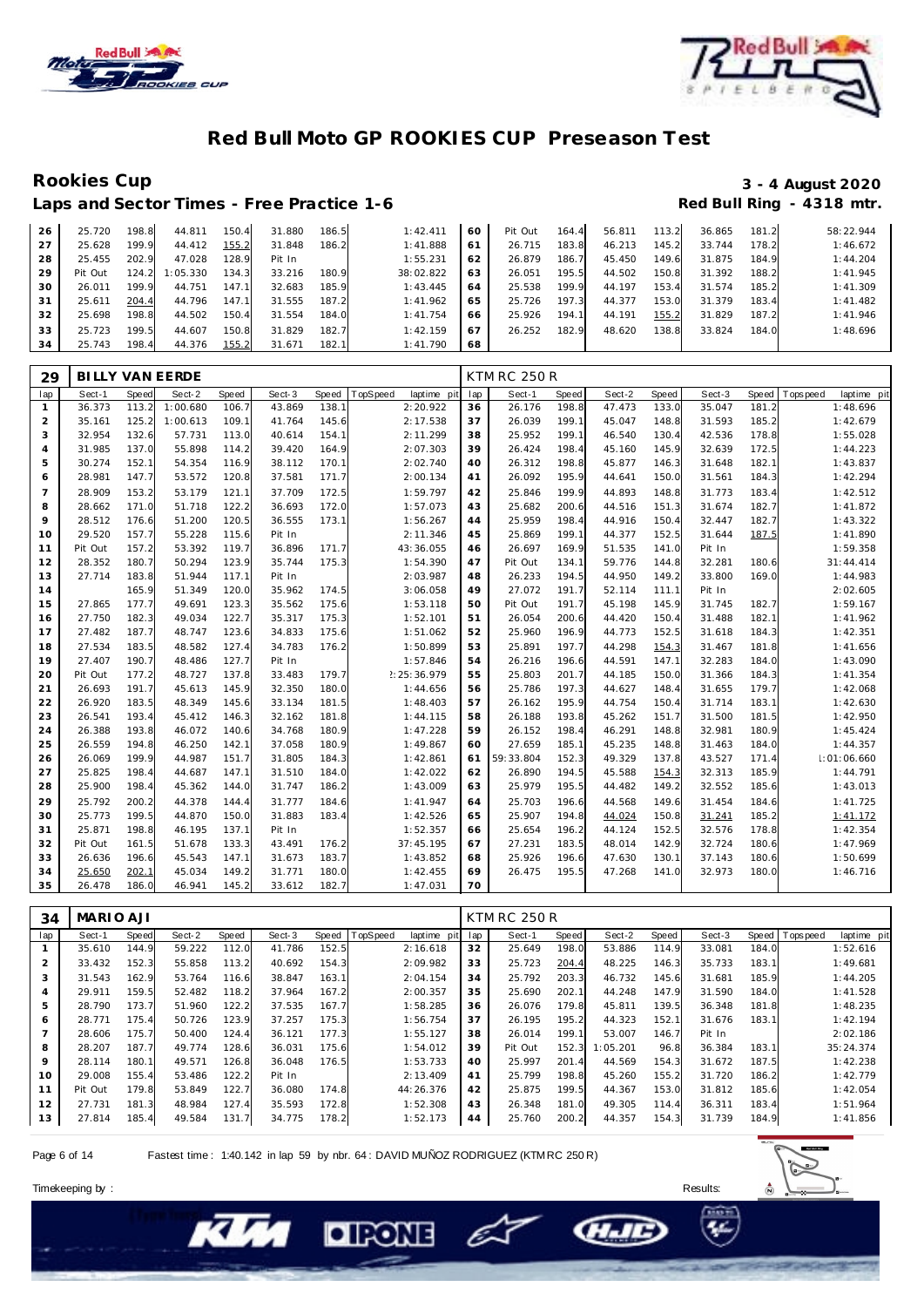# Red Bull Moto GP ROOKIES CUP Preseason Test

## Rookies Cup

**3 - 4 August 2020**

### Laps and Sector Times - Free Practice 1-6

**Red Bull Ring - 4318 mtr.**

| lap | Sect-1 | Speed | Sect-2 | Speed | Sect-3 | Speed | TopSpeed | laptime pit | lap | Sect-1 | Speed | Sect-2 | Speed | Sect-3 | Speed | Topspeed | laptime pit |
|---|---|---|---|---|---|---|---|---|---|---|---|---|---|---|---|---|---|
| 26 | 25.720 | 198.8 | 44.811 | 150.4 | 31.880 | 186.5 | | 1:42.411 | 60 | Pit Out | 164.4 | 56.811 | 113.2 | 36.865 | 181.2 | | 58:22.944 |
| 27 | 25.628 | 199.9 | 44.412 | 155.2 | 31.848 | 186.2 | | 1:41.888 | 61 | 26.715 | 183.8 | 46.213 | 145.2 | 33.744 | 178.2 | | 1:46.672 |
| 28 | 25.455 | 202.9 | 47.028 | 128.9 | Pit In | | | 1:55.231 | 62 | 26.879 | 186.7 | 45.450 | 149.6 | 31.875 | 184.9 | | 1:44.204 |
| 29 | Pit Out | 124.2 | 1:05.330 | 134.3 | 33.216 | 180.9 | | 38:02.822 | 63 | 26.051 | 195.5 | 44.502 | 150.8 | 31.392 | 188.2 | | 1:41.945 |
| 30 | 26.011 | 199.9 | 44.751 | 147.1 | 32.683 | 185.9 | | 1:43.445 | 64 | 25.538 | 199.9 | 44.197 | 153.4 | 31.574 | 185.2 | | 1:41.309 |
| 31 | 25.611 | 204.4 | 44.796 | 147.1 | 31.555 | 187.2 | | 1:41.962 | 65 | 25.726 | 197.3 | 44.377 | 153.0 | 31.379 | 183.4 | | 1:41.482 |
| 32 | 25.698 | 198.8 | 44.502 | 150.4 | 31.554 | 184.0 | | 1:41.754 | 66 | 25.926 | 194.1 | 44.191 | 155.2 | 31.829 | 187.2 | | 1:41.946 |
| 33 | 25.723 | 199.5 | 44.607 | 150.8 | 31.829 | 182.7 | | 1:42.159 | 67 | 26.252 | 182.9 | 48.620 | 138.8 | 33.824 | 184.0 | | 1:48.696 |
| 34 | 25.743 | 198.4 | 44.376 | 155.2 | 31.671 | 182.1 | | 1:41.790 | 68 | | | | | | | | |

### 29 BILLY VAN EERDE — KTM RC 250 R

| lap | Sect-1 | Speed | Sect-2 | Speed | Sect-3 | Speed | TopSpeed | laptime pit | lap | Sect-1 | Speed | Sect-2 | Speed | Sect-3 | Speed | Topspeed | laptime pit |
|---|---|---|---|---|---|---|---|---|---|---|---|---|---|---|---|---|---|
| 1 | 36.373 | 113.2 | 1:00.680 | 106.7 | 43.869 | 138.1 | | 2:20.922 | 36 | 26.176 | 198.8 | 47.473 | 133.0 | 35.047 | 181.2 | | 1:48.696 |
| 2 | 35.161 | 125.2 | 1:00.613 | 109.1 | 41.764 | 145.6 | | 2:17.538 | 37 | 26.039 | 199.1 | 45.047 | 148.8 | 31.593 | 185.2 | | 1:42.679 |
| 3 | 32.954 | 132.6 | 57.731 | 113.0 | 40.614 | 154.1 | | 2:11.299 | 38 | 25.952 | 199.1 | 46.540 | 130.4 | 42.536 | 178.8 | | 1:55.028 |
| 4 | 31.985 | 137.0 | 55.898 | 114.2 | 39.420 | 164.9 | | 2:07.303 | 39 | 26.424 | 198.4 | 45.160 | 145.9 | 32.639 | 172.5 | | 1:44.223 |
| 5 | 30.274 | 152.1 | 54.354 | 116.9 | 38.112 | 170.1 | | 2:02.740 | 40 | 26.312 | 198.8 | 45.877 | 146.3 | 31.648 | 182.1 | | 1:43.837 |
| 6 | 28.981 | 147.7 | 53.572 | 120.8 | 37.581 | 171.7 | | 2:00.134 | 41 | 26.092 | 195.9 | 44.641 | 150.0 | 31.561 | 184.3 | | 1:42.294 |
| 7 | 28.909 | 153.2 | 53.179 | 121.1 | 37.709 | 172.5 | | 1:59.797 | 42 | 25.846 | 199.9 | 44.893 | 148.8 | 31.773 | 183.4 | | 1:42.512 |
| 8 | 28.662 | 171.0 | 51.718 | 122.2 | 36.693 | 172.0 | | 1:57.073 | 43 | 25.682 | 200.6 | 44.516 | 151.3 | 31.674 | 182.7 | | 1:41.872 |
| 9 | 28.512 | 176.6 | 51.200 | 120.5 | 36.555 | 173.1 | | 1:56.267 | 44 | 25.959 | 198.4 | 44.916 | 150.4 | 32.447 | 182.7 | | 1:43.322 |
| 10 | 29.520 | 157.7 | 55.228 | 115.6 | Pit In | | | 2:11.346 | 45 | 25.869 | 199.1 | 44.377 | 152.5 | 31.644 | 187.5 | | 1:41.890 |
| 11 | Pit Out | 157.2 | 53.392 | 119.7 | 36.896 | 171.7 | | 43:36.055 | 46 | 26.697 | 169.9 | 51.535 | 141.0 | Pit In | | | 1:59.358 |
| 12 | 28.352 | 180.7 | 50.294 | 123.9 | 35.744 | 175.3 | | 1:54.390 | 47 | Pit Out | 134.1 | 59.776 | 144.8 | 32.281 | 180.6 | | 31:44.414 |
| 13 | 27.714 | 183.8 | 51.944 | 117.1 | Pit In | | | 2:03.987 | 48 | 26.233 | 194.5 | 44.950 | 149.2 | 33.800 | 169.0 | | 1:44.983 |
| 14 | | 165.9 | 51.349 | 120.0 | 35.962 | 174.5 | | 3:06.058 | 49 | 27.072 | 191.7 | 52.114 | 111.1 | Pit In | | | 2:02.605 |
| 15 | 27.865 | 177.7 | 49.691 | 123.3 | 35.562 | 175.6 | | 1:53.118 | 50 | Pit Out | 191.7 | 45.198 | 145.9 | 31.745 | 182.7 | | 1:59.167 |
| 16 | 27.750 | 182.3 | 49.034 | 122.7 | 35.317 | 175.3 | | 1:52.101 | 51 | 26.054 | 200.6 | 44.420 | 150.4 | 31.488 | 182.1 | | 1:41.962 |
| 17 | 27.482 | 187.7 | 48.747 | 123.6 | 34.833 | 175.6 | | 1:51.062 | 52 | 25.960 | 196.9 | 44.773 | 152.5 | 31.618 | 184.3 | | 1:42.351 |
| 18 | 27.534 | 183.5 | 48.582 | 127.4 | 34.783 | 176.2 | | 1:50.899 | 53 | 25.891 | 197.7 | 44.298 | 154.3 | 31.467 | 181.8 | | 1:41.656 |
| 19 | 27.407 | 190.7 | 48.486 | 127.7 | Pit In | | | 1:57.846 | 54 | 26.216 | 196.6 | 44.591 | 147.1 | 32.283 | 184.0 | | 1:43.090 |
| 20 | Pit Out | 177.2 | 48.727 | 137.8 | 33.483 | 179.7 | | 2:25:36.979 | 55 | 25.803 | 201.7 | 44.185 | 150.0 | 31.366 | 184.3 | | 1:41.354 |
| 21 | 26.693 | 191.7 | 45.613 | 145.9 | 32.350 | 180.0 | | 1:44.656 | 56 | 25.786 | 197.3 | 44.627 | 148.4 | 31.655 | 179.7 | | 1:42.068 |
| 22 | 26.920 | 183.5 | 48.349 | 145.6 | 33.134 | 181.5 | | 1:48.403 | 57 | 26.162 | 195.9 | 44.754 | 150.4 | 31.714 | 183.1 | | 1:42.630 |
| 23 | 26.541 | 193.4 | 45.412 | 146.3 | 32.162 | 181.8 | | 1:44.115 | 58 | 26.188 | 193.8 | 45.262 | 151.7 | 31.500 | 181.5 | | 1:42.950 |
| 24 | 26.388 | 193.8 | 46.072 | 140.6 | 34.768 | 180.9 | | 1:47.228 | 59 | 26.152 | 198.4 | 46.291 | 148.8 | 32.981 | 180.9 | | 1:45.424 |
| 25 | 26.559 | 194.8 | 46.250 | 142.1 | 37.058 | 180.9 | | 1:49.867 | 60 | 27.659 | 185.1 | 45.235 | 148.8 | 31.463 | 184.0 | | 1:44.357 |
| 26 | 26.069 | 199.9 | 44.987 | 151.7 | 31.805 | 184.3 | | 1:42.861 | 61 | 59:33.804 | 152.3 | 49.329 | 137.8 | 43.527 | 171.4 | | 1:01:06.660 |
| 27 | 25.825 | 198.4 | 44.687 | 147.1 | 31.510 | 184.0 | | 1:42.022 | 62 | 26.890 | 194.5 | 45.588 | 154.3 | 32.313 | 185.9 | | 1:44.791 |
| 28 | 25.900 | 198.4 | 45.362 | 144.0 | 31.747 | 186.2 | | 1:43.009 | 63 | 25.979 | 195.5 | 44.482 | 149.2 | 32.552 | 185.6 | | 1:43.013 |
| 29 | 25.792 | 200.2 | 44.378 | 144.4 | 31.777 | 184.6 | | 1:41.947 | 64 | 25.703 | 196.6 | 44.568 | 149.6 | 31.454 | 184.6 | | 1:41.725 |
| 30 | 25.773 | 199.5 | 44.870 | 150.0 | 31.883 | 183.4 | | 1:42.526 | 65 | 25.907 | 194.8 | 44.024 | 150.8 | 31.241 | 185.2 | | 1:41.172 |
| 31 | 25.871 | 198.8 | 46.195 | 137.1 | Pit In | | | 1:52.357 | 66 | 25.654 | 196.2 | 44.124 | 152.5 | 32.576 | 178.8 | | 1:42.354 |
| 32 | Pit Out | 161.5 | 51.678 | 133.3 | 43.491 | 176.2 | | 37:45.195 | 67 | 27.231 | 183.5 | 48.014 | 142.9 | 32.724 | 180.6 | | 1:47.969 |
| 33 | 26.636 | 196.6 | 45.543 | 147.1 | 31.673 | 183.7 | | 1:43.852 | 68 | 25.926 | 196.6 | 47.630 | 130.1 | 37.143 | 180.6 | | 1:50.699 |
| 34 | 25.650 | 202.1 | 45.034 | 149.2 | 31.771 | 180.0 | | 1:42.455 | 69 | 26.475 | 195.5 | 47.268 | 141.0 | 32.973 | 180.0 | | 1:46.716 |
| 35 | 26.478 | 186.0 | 46.941 | 145.2 | 33.612 | 182.7 | | 1:47.031 | 70 | | | | | | | | |

### 34 MARIO AJI — KTM RC 250 R

| lap | Sect-1 | Speed | Sect-2 | Speed | Sect-3 | Speed | TopSpeed | laptime pit | lap | Sect-1 | Speed | Sect-2 | Speed | Sect-3 | Speed | Topspeed | laptime pit |
|---|---|---|---|---|---|---|---|---|---|---|---|---|---|---|---|---|---|
| 1 | 35.610 | 144.9 | 59.222 | 112.0 | 41.786 | 152.5 | | 2:16.618 | 32 | 25.649 | 198.0 | 53.886 | 114.9 | 33.081 | 184.0 | | 1:52.616 |
| 2 | 33.432 | 152.3 | 55.858 | 113.2 | 40.692 | 154.3 | | 2:09.982 | 33 | 25.723 | 204.4 | 48.225 | 146.3 | 35.733 | 183.1 | | 1:49.681 |
| 3 | 31.543 | 162.9 | 53.764 | 116.6 | 38.847 | 163.1 | | 2:04.154 | 34 | 25.792 | 203.3 | 46.732 | 145.6 | 31.681 | 185.9 | | 1:44.205 |
| 4 | 29.911 | 159.5 | 52.482 | 118.2 | 37.964 | 167.2 | | 2:00.357 | 35 | 25.690 | 202.1 | 44.248 | 147.9 | 31.590 | 184.0 | | 1:41.528 |
| 5 | 28.790 | 173.7 | 51.960 | 122.2 | 37.535 | 167.7 | | 1:58.285 | 36 | 26.076 | 179.8 | 45.811 | 139.5 | 36.348 | 181.8 | | 1:48.235 |
| 6 | 28.771 | 175.4 | 50.726 | 123.9 | 37.257 | 175.3 | | 1:56.754 | 37 | 26.195 | 195.2 | 44.323 | 152.1 | 31.676 | 183.1 | | 1:42.194 |
| 7 | 28.606 | 175.7 | 50.400 | 124.4 | 36.121 | 177.3 | | 1:55.127 | 38 | 26.014 | 199.1 | 53.007 | 146.7 | Pit In | | | 2:02.186 |
| 8 | 28.207 | 187.7 | 49.774 | 128.6 | 36.031 | 175.6 | | 1:54.012 | 39 | Pit Out | 152.3 | 1:05.201 | 96.8 | 36.384 | 183.1 | | 35:24.374 |
| 9 | 28.114 | 180.1 | 49.571 | 126.8 | 36.048 | 176.5 | | 1:53.733 | 40 | 25.997 | 201.4 | 44.569 | 154.3 | 31.672 | 187.5 | | 1:42.238 |
| 10 | 29.008 | 155.4 | 53.486 | 122.2 | Pit In | | | 2:13.409 | 41 | 25.799 | 198.8 | 45.260 | 155.2 | 31.720 | 186.2 | | 1:42.779 |
| 11 | Pit Out | 179.8 | 53.849 | 122.7 | 36.080 | 174.8 | | 44:26.376 | 42 | 25.875 | 199.5 | 44.367 | 153.0 | 31.812 | 185.6 | | 1:42.054 |
| 12 | 27.731 | 181.3 | 48.984 | 127.4 | 35.593 | 172.8 | | 1:52.308 | 43 | 26.348 | 181.0 | 49.305 | 114.4 | 36.311 | 183.4 | | 1:51.964 |
| 13 | 27.814 | 185.4 | 49.584 | 131.7 | 34.775 | 178.2 | | 1:52.173 | 44 | 25.760 | 200.2 | 44.357 | 154.3 | 31.739 | 184.9 | | 1:41.856 |

Fastest time : 1:40.142 in lap 59 by nbr. 64 : DAVID MUÑOZ RODRIGUEZ (KTM RC 250 R)

Timekeeping by : Results: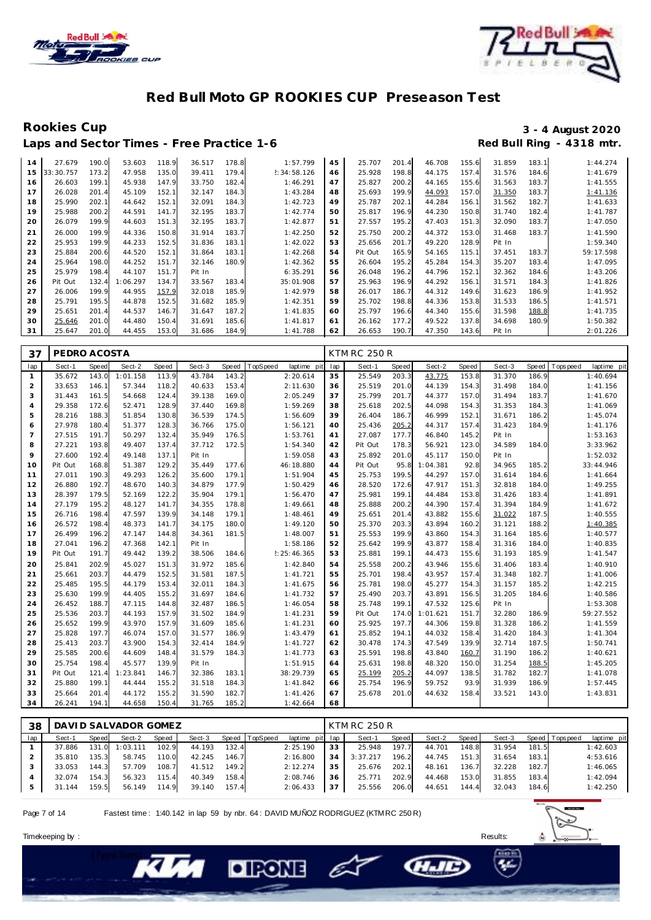# Red Bull Moto GP ROOKIES CUP Preseason Test

## Rookies Cup

**3 - 4 August 2020**

### Laps and Sector Times - Free Practice 1-6

**Red Bull Ring - 4318 mtr.**

| lap | Sect-1 | Speed | Sect-2 | Speed | Sect-3 | Speed | TopSpeed | laptime pit | lap | Sect-1 | Speed | Sect-2 | Speed | Sect-3 | Speed | Topspeed | laptime pit |
|---|---|---|---|---|---|---|---|---|---|---|---|---|---|---|---|---|---|
| 14 | 27.679 | 190.0 | 53.603 | 118.9 | 36.517 | 178.8 | | 1:57.799 | 45 | 25.707 | 201.4 | 46.708 | 155.6 | 31.859 | 183.1 | | 1:44.274 |
| 15 | 33:30.757 | 173.2 | 47.958 | 135.0 | 39.411 | 179.4 | | 2:34:58.126 | 46 | 25.928 | 198.8 | 44.175 | 157.4 | 31.576 | 184.6 | | 1:41.679 |
| 16 | 26.603 | 199.1 | 45.938 | 147.9 | 33.750 | 182.4 | | 1:46.291 | 47 | 25.827 | 200.2 | 44.165 | 155.6 | 31.563 | 183.7 | | 1:41.555 |
| 17 | 26.028 | 201.4 | 45.109 | 152.1 | 32.147 | 184.3 | | 1:43.284 | 48 | 25.693 | 199.9 | 44.093 | 157.0 | 31.350 | 183.7 | | 1:41.136 |
| 18 | 25.990 | 202.1 | 44.642 | 152.1 | 32.091 | 184.3 | | 1:42.723 | 49 | 25.787 | 202.1 | 44.284 | 156.1 | 31.562 | 182.7 | | 1:41.633 |
| 19 | 25.988 | 200.2 | 44.591 | 141.7 | 32.195 | 183.7 | | 1:42.774 | 50 | 25.817 | 196.9 | 44.230 | 150.8 | 31.740 | 182.4 | | 1:41.787 |
| 20 | 26.079 | 199.9 | 44.603 | 151.3 | 32.195 | 183.7 | | 1:42.877 | 51 | 27.557 | 195.2 | 47.403 | 151.3 | 32.090 | 183.7 | | 1:47.050 |
| 21 | 26.000 | 199.9 | 44.336 | 150.8 | 31.914 | 183.7 | | 1:42.250 | 52 | 25.750 | 200.2 | 44.372 | 153.0 | 31.468 | 183.7 | | 1:41.590 |
| 22 | 25.953 | 199.9 | 44.233 | 152.5 | 31.836 | 183.1 | | 1:42.022 | 53 | 25.656 | 201.7 | 49.220 | 128.9 | Pit In | | | 1:59.340 |
| 23 | 25.884 | 200.6 | 44.520 | 152.1 | 31.864 | 183.1 | | 1:42.268 | 54 | Pit Out | 165.9 | 54.165 | 115.1 | 37.451 | 183.7 | | 59:17.598 |
| 24 | 25.964 | 198.0 | 44.252 | 151.7 | 32.146 | 180.9 | | 1:42.362 | 55 | 26.604 | 195.2 | 45.284 | 154.3 | 35.207 | 183.4 | | 1:47.095 |
| 25 | 25.979 | 198.4 | 44.107 | 151.7 | Pit In | | | 6:35.291 | 56 | 26.048 | 196.2 | 44.796 | 152.1 | 32.362 | 184.6 | | 1:43.206 |
| 26 | Pit Out | 132.4 | 1:06.297 | 134.7 | 33.567 | 183.4 | | 35:01.908 | 57 | 25.963 | 196.9 | 44.292 | 156.1 | 31.571 | 184.3 | | 1:41.826 |
| 27 | 26.006 | 199.9 | 44.955 | 157.9 | 32.018 | 185.9 | | 1:42.979 | 58 | 26.017 | 186.7 | 44.312 | 149.6 | 31.623 | 186.9 | | 1:41.952 |
| 28 | 25.791 | 195.5 | 44.878 | 152.5 | 31.682 | 185.9 | | 1:42.351 | 59 | 25.702 | 198.8 | 44.336 | 153.8 | 31.533 | 186.5 | | 1:41.571 |
| 29 | 25.651 | 201.4 | 44.537 | 146.7 | 31.647 | 187.2 | | 1:41.835 | 60 | 25.797 | 196.6 | 44.340 | 155.6 | 31.598 | 188.8 | | 1:41.735 |
| 30 | 25.646 | 201.0 | 44.480 | 150.4 | 31.691 | 185.6 | | 1:41.817 | 61 | 26.162 | 177.2 | 49.522 | 137.8 | 34.698 | 180.9 | | 1:50.382 |
| 31 | 25.647 | 201.0 | 44.455 | 153.0 | 31.686 | 184.9 | | 1:41.788 | 62 | 26.653 | 190.7 | 47.350 | 143.6 | Pit In | | | 2:01.226 |

### 37 PEDRO ACOSTA — KTM RC 250 R

| lap | Sect-1 | Speed | Sect-2 | Speed | Sect-3 | Speed | TopSpeed | laptime pit | lap | Sect-1 | Speed | Sect-2 | Speed | Sect-3 | Speed | Topspeed | laptime pit |
|---|---|---|---|---|---|---|---|---|---|---|---|---|---|---|---|---|---|
| 1 | 35.672 | 143.0 | 1:01.158 | 113.9 | 43.784 | 143.2 | | 2:20.614 | 35 | 25.549 | 203.3 | 43.775 | 153.8 | 31.370 | 186.9 | | 1:40.694 |
| 2 | 33.653 | 146.1 | 57.344 | 118.2 | 40.633 | 153.4 | | 2:11.630 | 36 | 25.519 | 201.0 | 44.139 | 154.3 | 31.498 | 184.0 | | 1:41.156 |
| 3 | 31.443 | 161.5 | 54.668 | 124.4 | 39.138 | 169.0 | | 2:05.249 | 37 | 25.799 | 201.7 | 44.377 | 157.0 | 31.494 | 183.7 | | 1:41.670 |
| 4 | 29.358 | 172.6 | 52.471 | 128.9 | 37.440 | 169.8 | | 1:59.269 | 38 | 25.618 | 202.5 | 44.098 | 154.3 | 31.353 | 184.3 | | 1:41.069 |
| 5 | 28.216 | 188.3 | 51.854 | 130.8 | 36.539 | 174.5 | | 1:56.609 | 39 | 26.404 | 186.7 | 46.999 | 152.1 | 31.671 | 186.2 | | 1:45.074 |
| 6 | 27.978 | 180.4 | 51.377 | 128.3 | 36.766 | 175.0 | | 1:56.121 | 40 | 25.436 | 205.2 | 44.317 | 157.4 | 31.423 | 184.9 | | 1:41.176 |
| 7 | 27.515 | 191.7 | 50.297 | 132.4 | 35.949 | 176.5 | | 1:53.761 | 41 | 27.087 | 177.7 | 46.840 | 145.2 | Pit In | | | 1:53.163 |
| 8 | 27.221 | 193.8 | 49.407 | 137.4 | 37.712 | 172.5 | | 1:54.340 | 42 | Pit Out | 178.3 | 56.921 | 123.0 | 34.589 | 184.0 | | 3:33.962 |
| 9 | 27.600 | 192.4 | 49.148 | 137.1 | Pit In | | | 1:59.058 | 43 | 25.892 | 201.0 | 45.117 | 150.0 | Pit In | | | 1:52.032 |
| 10 | Pit Out | 168.8 | 51.387 | 129.2 | 35.449 | 177.6 | | 46:18.880 | 44 | Pit Out | 95.8 | 1:04.381 | 92.8 | 34.965 | 185.2 | | 33:44.946 |
| 11 | 27.011 | 190.3 | 49.293 | 126.2 | 35.600 | 179.1 | | 1:51.904 | 45 | 25.753 | 199.5 | 44.297 | 157.0 | 31.614 | 184.6 | | 1:41.664 |
| 12 | 26.880 | 192.7 | 48.670 | 140.3 | 34.879 | 177.9 | | 1:50.429 | 46 | 28.520 | 172.6 | 47.917 | 151.3 | 32.818 | 184.0 | | 1:49.255 |
| 13 | 28.397 | 179.5 | 52.169 | 122.2 | 35.904 | 179.1 | | 1:56.470 | 47 | 25.981 | 199.1 | 44.484 | 153.8 | 31.426 | 183.4 | | 1:41.891 |
| 14 | 27.179 | 195.2 | 48.127 | 141.7 | 34.355 | 178.8 | | 1:49.661 | 48 | 25.888 | 200.2 | 44.390 | 157.4 | 31.394 | 184.9 | | 1:41.672 |
| 15 | 26.716 | 198.4 | 47.597 | 139.9 | 34.148 | 179.1 | | 1:48.461 | 49 | 25.651 | 201.4 | 43.882 | 155.6 | 31.022 | 187.5 | | 1:40.555 |
| 16 | 26.572 | 198.4 | 48.373 | 141.7 | 34.175 | 180.0 | | 1:49.120 | 50 | 25.370 | 203.3 | 43.894 | 160.2 | 31.121 | 188.2 | | 1:40.385 |
| 17 | 26.499 | 196.2 | 47.147 | 144.8 | 34.361 | 181.5 | | 1:48.007 | 51 | 25.553 | 199.9 | 43.860 | 154.3 | 31.164 | 185.6 | | 1:40.577 |
| 18 | 27.041 | 196.2 | 47.368 | 142.1 | Pit In | | | 1:58.186 | 52 | 25.642 | 199.9 | 43.877 | 158.4 | 31.316 | 184.0 | | 1:40.835 |
| 19 | Pit Out | 191.7 | 49.442 | 139.2 | 38.506 | 184.6 | | 2:25:46.365 | 53 | 25.881 | 199.1 | 44.473 | 155.6 | 31.193 | 185.9 | | 1:41.547 |
| 20 | 25.841 | 202.9 | 45.027 | 151.3 | 31.972 | 185.6 | | 1:42.840 | 54 | 25.558 | 200.2 | 43.946 | 155.6 | 31.406 | 183.4 | | 1:40.910 |
| 21 | 25.661 | 203.7 | 44.479 | 152.5 | 31.581 | 187.5 | | 1:41.721 | 55 | 25.701 | 198.4 | 43.957 | 157.4 | 31.348 | 182.7 | | 1:41.006 |
| 22 | 25.485 | 195.5 | 44.179 | 153.4 | 32.011 | 184.3 | | 1:41.675 | 56 | 25.781 | 198.0 | 45.277 | 154.3 | 31.157 | 185.2 | | 1:42.215 |
| 23 | 25.630 | 199.9 | 44.405 | 155.2 | 31.697 | 184.6 | | 1:41.732 | 57 | 25.490 | 203.7 | 43.891 | 156.5 | 31.205 | 184.6 | | 1:40.586 |
| 24 | 26.452 | 188.7 | 47.115 | 144.8 | 32.487 | 186.5 | | 1:46.054 | 58 | 25.748 | 199.1 | 47.532 | 125.6 | Pit In | | | 1:53.308 |
| 25 | 25.536 | 203.7 | 44.193 | 157.9 | 31.502 | 184.9 | | 1:41.231 | 59 | Pit Out | 174.0 | 1:01.621 | 151.7 | 32.280 | 186.9 | | 59:27.552 |
| 26 | 25.652 | 199.9 | 43.970 | 157.9 | 31.609 | 185.6 | | 1:41.231 | 60 | 25.925 | 197.7 | 44.306 | 159.8 | 31.328 | 186.2 | | 1:41.559 |
| 27 | 25.828 | 197.7 | 46.074 | 157.0 | 31.577 | 186.9 | | 1:43.479 | 61 | 25.852 | 194.1 | 44.032 | 158.4 | 31.420 | 184.3 | | 1:41.304 |
| 28 | 25.413 | 203.7 | 43.900 | 154.3 | 32.414 | 184.9 | | 1:41.727 | 62 | 30.478 | 174.3 | 47.549 | 139.9 | 32.714 | 187.5 | | 1:50.741 |
| 29 | 25.585 | 200.6 | 44.609 | 148.4 | 31.579 | 184.3 | | 1:41.773 | 63 | 25.591 | 198.8 | 43.840 | 160.7 | 31.190 | 186.2 | | 1:40.621 |
| 30 | 25.754 | 198.4 | 45.577 | 139.9 | Pit In | | | 1:51.915 | 64 | 25.631 | 198.8 | 48.320 | 150.0 | 31.254 | 188.5 | | 1:45.205 |
| 31 | Pit Out | 121.4 | 1:23.841 | 146.7 | 32.386 | 183.1 | | 38:29.739 | 65 | 25.199 | 205.2 | 44.097 | 138.5 | 31.782 | 182.7 | | 1:41.078 |
| 32 | 25.880 | 199.1 | 44.444 | 155.2 | 31.518 | 184.3 | | 1:41.842 | 66 | 25.754 | 196.9 | 59.752 | 93.9 | 31.939 | 186.9 | | 1:57.445 |
| 33 | 25.664 | 201.4 | 44.172 | 155.2 | 31.590 | 182.7 | | 1:41.426 | 67 | 25.678 | 201.0 | 44.632 | 158.4 | 33.521 | 143.0 | | 1:43.831 |
| 34 | 26.241 | 194.1 | 44.658 | 150.4 | 31.765 | 185.2 | | 1:42.664 | 68 | | | | | | | | |

### 38 DAVID SALVADOR GOMEZ — KTM RC 250 R

| lap | Sect-1 | Speed | Sect-2 | Speed | Sect-3 | Speed | TopSpeed | laptime pit | lap | Sect-1 | Speed | Sect-2 | Speed | Sect-3 | Speed | Topspeed | laptime pit |
|---|---|---|---|---|---|---|---|---|---|---|---|---|---|---|---|---|---|
| 1 | 37.886 | 131.0 | 1:03.111 | 102.9 | 44.193 | 132.4 | | 2:25.190 | 33 | 25.948 | 197.7 | 44.701 | 148.8 | 31.954 | 181.5 | | 1:42.603 |
| 2 | 35.810 | 135.3 | 58.745 | 110.0 | 42.245 | 146.7 | | 2:16.800 | 34 | 3:37.217 | 196.2 | 44.745 | 151.3 | 31.654 | 183.1 | | 4:53.616 |
| 3 | 33.053 | 144.3 | 57.709 | 108.7 | 41.512 | 149.2 | | 2:12.274 | 35 | 25.676 | 202.1 | 48.161 | 136.7 | 32.228 | 182.7 | | 1:46.065 |
| 4 | 32.074 | 154.3 | 56.323 | 115.4 | 40.349 | 158.4 | | 2:08.746 | 36 | 25.771 | 202.9 | 44.468 | 153.0 | 31.855 | 183.4 | | 1:42.094 |
| 5 | 31.144 | 159.5 | 56.149 | 114.9 | 39.140 | 157.4 | | 2:06.433 | 37 | 25.556 | 206.0 | 44.651 | 144.4 | 32.043 | 184.6 | | 1:42.250 |

Fastest time : 1:40.142 in lap 59 by nbr. 64 : DAVID MUÑOZ RODRIGUEZ (KTM RC 250 R)

Timekeeping by : Results: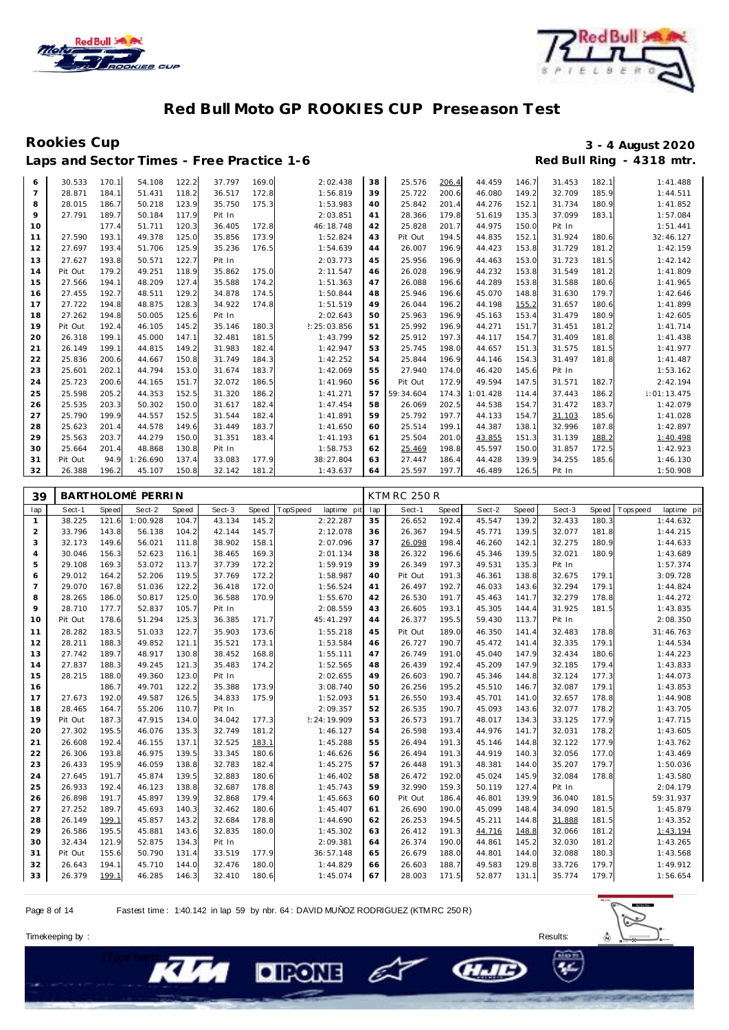# Red Bull Moto GP ROOKIES CUP Preseason Test

## Rookies Cup

**3 - 4 August 2020**

### Laps and Sector Times - Free Practice 1-6

**Red Bull Ring - 4318 mtr.**

| lap | Sect-1 | Speed | Sect-2 | Speed | Sect-3 | Speed | TopSpeed | laptime pit | lap | Sect-1 | Speed | Sect-2 | Speed | Sect-3 | Speed | Topspeed | laptime pit |
|---|---|---|---|---|---|---|---|---|---|---|---|---|---|---|---|---|---|
| 6 | 30.533 | 170.1 | 54.108 | 122.2 | 37.797 | 169.0 | | 2:02.438 | 38 | 25.576 | 206.4 | 44.459 | 146.7 | 31.453 | 182.1 | | 1:41.488 |
| 7 | 28.871 | 184.1 | 51.431 | 118.2 | 36.517 | 172.8 | | 1:56.819 | 39 | 25.722 | 200.6 | 46.080 | 149.2 | 32.709 | 185.9 | | 1:44.511 |
| 8 | 28.015 | 186.7 | 50.218 | 123.9 | 35.750 | 175.3 | | 1:53.983 | 40 | 25.842 | 201.4 | 44.276 | 152.1 | 31.734 | 180.9 | | 1:41.852 |
| 9 | 27.791 | 189.7 | 50.184 | 117.9 | Pit In | | | 2:03.851 | 41 | 28.366 | 179.8 | 51.619 | 135.3 | 37.099 | 183.1 | | 1:57.084 |
| 10 | | 177.4 | 51.711 | 120.3 | 36.405 | 172.8 | | 46:18.748 | 42 | 25.828 | 201.7 | 44.975 | 150.0 | Pit In | | | 1:51.441 |
| 11 | 27.590 | 193.1 | 49.378 | 125.0 | 35.856 | 173.9 | | 1:52.824 | 43 | Pit Out | 194.5 | 44.835 | 152.1 | 31.924 | 180.6 | | 32:46.127 |
| 12 | 27.697 | 193.4 | 51.706 | 125.9 | 35.236 | 176.5 | | 1:54.639 | 44 | 26.007 | 196.9 | 44.423 | 153.8 | 31.729 | 181.2 | | 1:42.159 |
| 13 | 27.627 | 193.8 | 50.571 | 122.7 | Pit In | | | 2:03.773 | 45 | 25.956 | 196.9 | 44.463 | 153.0 | 31.723 | 181.5 | | 1:42.142 |
| 14 | Pit Out | 179.2 | 49.251 | 118.9 | 35.862 | 175.0 | | 2:11.547 | 46 | 26.028 | 196.9 | 44.232 | 153.8 | 31.549 | 181.2 | | 1:41.809 |
| 15 | 27.566 | 194.1 | 48.209 | 127.4 | 35.588 | 174.2 | | 1:51.363 | 47 | 26.088 | 196.6 | 44.289 | 153.8 | 31.588 | 180.6 | | 1:41.965 |
| 16 | 27.455 | 192.7 | 48.511 | 129.2 | 34.878 | 174.5 | | 1:50.844 | 48 | 25.946 | 196.6 | 45.070 | 148.8 | 31.630 | 179.7 | | 1:42.646 |
| 17 | 27.722 | 194.8 | 48.875 | 128.3 | 34.922 | 174.8 | | 1:51.519 | 49 | 26.044 | 196.2 | 44.198 | 155.2 | 31.657 | 180.6 | | 1:41.899 |
| 18 | 27.262 | 194.8 | 50.005 | 125.6 | Pit In | | | 2:02.643 | 50 | 25.963 | 196.9 | 45.163 | 153.4 | 31.479 | 180.9 | | 1:42.605 |
| 19 | Pit Out | 192.4 | 46.105 | 145.2 | 35.146 | 180.3 | | 2:25:03.856 | 51 | 25.992 | 196.9 | 44.271 | 151.7 | 31.451 | 181.2 | | 1:41.714 |
| 20 | 26.318 | 199.1 | 45.000 | 147.1 | 32.481 | 181.5 | | 1:43.799 | 52 | 25.912 | 197.3 | 44.117 | 154.7 | 31.409 | 181.8 | | 1:41.438 |
| 21 | 26.149 | 199.1 | 44.815 | 149.2 | 31.983 | 182.4 | | 1:42.947 | 53 | 25.745 | 198.0 | 44.657 | 151.3 | 31.575 | 181.5 | | 1:41.977 |
| 22 | 25.836 | 200.6 | 44.667 | 150.8 | 31.749 | 184.3 | | 1:42.252 | 54 | 25.844 | 196.9 | 44.146 | 154.3 | 31.497 | 181.8 | | 1:41.487 |
| 23 | 25.601 | 202.1 | 44.794 | 153.0 | 31.674 | 183.7 | | 1:42.069 | 55 | 27.940 | 174.0 | 46.420 | 145.6 | Pit In | | | 1:53.162 |
| 24 | 25.723 | 200.6 | 44.165 | 151.7 | 32.072 | 186.5 | | 1:41.960 | 56 | Pit Out | 172.9 | 49.594 | 147.5 | 31.571 | 182.7 | | 2:42.194 |
| 25 | 25.598 | 205.2 | 44.353 | 152.5 | 31.320 | 186.2 | | 1:41.271 | 57 | 59:34.604 | 174.3 | 1:01.428 | 114.4 | 37.443 | 186.2 | | 1:01:13.475 |
| 26 | 25.535 | 203.3 | 50.302 | 150.0 | 31.617 | 182.4 | | 1:47.454 | 58 | 26.069 | 202.5 | 44.538 | 154.7 | 31.472 | 183.7 | | 1:42.079 |
| 27 | 25.790 | 199.9 | 44.557 | 152.5 | 31.544 | 182.4 | | 1:41.891 | 59 | 25.792 | 197.7 | 44.133 | 154.7 | 31.103 | 185.6 | | 1:41.028 |
| 28 | 25.623 | 201.4 | 44.578 | 149.6 | 31.449 | 183.7 | | 1:41.650 | 60 | 25.514 | 199.1 | 44.387 | 138.1 | 32.996 | 187.8 | | 1:42.897 |
| 29 | 25.563 | 203.7 | 44.279 | 150.0 | 31.351 | 183.4 | | 1:41.193 | 61 | 25.504 | 201.0 | 43.855 | 151.3 | 31.139 | 188.2 | | 1:40.498 |
| 30 | 25.664 | 201.4 | 48.868 | 130.8 | Pit In | | | 1:58.753 | 62 | 25.469 | 198.8 | 45.597 | 150.0 | 31.857 | 172.5 | | 1:42.923 |
| 31 | Pit Out | 94.9 | 1:26.690 | 137.4 | 33.083 | 177.9 | | 38:27.804 | 63 | 27.447 | 186.4 | 44.428 | 139.9 | 34.255 | 185.6 | | 1:46.130 |
| 32 | 26.388 | 196.2 | 45.107 | 150.8 | 32.142 | 181.2 | | 1:43.637 | 64 | 25.597 | 197.7 | 46.489 | 126.5 | Pit In | | | 1:50.908 |

### 39 BARTHOLOMÉ PERRIN — KTM RC 250 R

| lap | Sect-1 | Speed | Sect-2 | Speed | Sect-3 | Speed | TopSpeed | laptime pit | lap | Sect-1 | Speed | Sect-2 | Speed | Sect-3 | Speed | Topspeed | laptime pit |
|---|---|---|---|---|---|---|---|---|---|---|---|---|---|---|---|---|---|
| 1 | 38.225 | 121.6 | 1:00.928 | 104.7 | 43.134 | 145.2 | | 2:22.287 | 35 | 26.652 | 192.4 | 45.547 | 139.2 | 32.433 | 180.3 | | 1:44.632 |
| 2 | 33.796 | 143.8 | 56.138 | 104.2 | 42.144 | 145.7 | | 2:12.078 | 36 | 26.367 | 194.5 | 45.771 | 139.5 | 32.077 | 181.8 | | 1:44.215 |
| 3 | 32.173 | 149.6 | 56.021 | 111.8 | 38.902 | 158.1 | | 2:07.096 | 37 | 26.098 | 198.4 | 46.260 | 142.1 | 32.275 | 180.9 | | 1:44.633 |
| 4 | 30.046 | 156.3 | 52.623 | 116.1 | 38.465 | 169.3 | | 2:01.134 | 38 | 26.322 | 196.6 | 45.346 | 139.5 | 32.021 | 180.9 | | 1:43.689 |
| 5 | 29.108 | 169.3 | 53.072 | 113.7 | 37.739 | 172.2 | | 1:59.919 | 39 | 26.349 | 197.3 | 49.531 | 135.3 | Pit In | | | 1:57.374 |
| 6 | 29.012 | 164.2 | 52.206 | 119.5 | 37.769 | 172.2 | | 1:58.987 | 40 | Pit Out | 191.3 | 46.361 | 138.8 | 32.675 | 179.1 | | 3:09.728 |
| 7 | 29.070 | 167.8 | 51.036 | 122.2 | 36.418 | 172.0 | | 1:56.524 | 41 | 26.497 | 192.7 | 46.033 | 143.6 | 32.294 | 179.1 | | 1:44.824 |
| 8 | 28.265 | 186.0 | 50.817 | 125.0 | 36.588 | 170.9 | | 1:55.670 | 42 | 26.530 | 191.7 | 45.463 | 141.7 | 32.279 | 178.8 | | 1:44.272 |
| 9 | 28.710 | 177.7 | 52.837 | 105.7 | Pit In | | | 2:08.559 | 43 | 26.605 | 193.1 | 45.305 | 144.4 | 31.925 | 181.5 | | 1:43.835 |
| 10 | Pit Out | 178.6 | 51.294 | 125.3 | 36.385 | 171.7 | | 45:41.297 | 44 | 26.377 | 195.5 | 59.430 | 113.7 | Pit In | | | 2:08.350 |
| 11 | 28.282 | 183.5 | 51.033 | 122.7 | 35.903 | 173.6 | | 1:55.218 | 45 | Pit Out | 189.0 | 46.350 | 141.4 | 32.483 | 178.8 | | 31:46.763 |
| 12 | 28.211 | 188.3 | 49.852 | 121.1 | 35.521 | 173.1 | | 1:53.584 | 46 | 26.727 | 190.7 | 45.472 | 141.4 | 32.335 | 179.1 | | 1:44.534 |
| 13 | 27.742 | 189.7 | 48.917 | 130.8 | 38.452 | 168.8 | | 1:55.111 | 47 | 26.749 | 191.0 | 45.040 | 147.9 | 32.434 | 180.6 | | 1:44.223 |
| 14 | 27.837 | 188.3 | 49.245 | 121.3 | 35.483 | 174.2 | | 1:52.565 | 48 | 26.439 | 192.4 | 45.209 | 147.9 | 32.185 | 179.4 | | 1:43.833 |
| 15 | 28.215 | 188.0 | 49.360 | 123.0 | Pit In | | | 2:02.655 | 49 | 26.603 | 190.7 | 45.346 | 144.8 | 32.124 | 177.3 | | 1:44.073 |
| 16 | | 186.7 | 49.701 | 122.2 | 35.388 | 173.9 | | 3:08.740 | 50 | 26.256 | 195.2 | 45.510 | 146.7 | 32.087 | 179.1 | | 1:43.853 |
| 17 | 27.673 | 192.0 | 49.587 | 126.5 | 34.833 | 175.9 | | 1:52.093 | 51 | 26.550 | 193.4 | 45.701 | 141.0 | 32.657 | 178.8 | | 1:44.908 |
| 18 | 28.465 | 164.7 | 55.206 | 110.7 | Pit In | | | 2:09.357 | 52 | 26.535 | 190.7 | 45.093 | 143.6 | 32.077 | 178.2 | | 1:43.705 |
| 19 | Pit Out | 187.3 | 47.915 | 134.0 | 34.042 | 177.3 | | 2:24:19.909 | 53 | 26.573 | 191.7 | 48.017 | 134.3 | 33.125 | 177.9 | | 1:47.715 |
| 20 | 27.302 | 195.5 | 46.076 | 135.3 | 32.749 | 181.2 | | 1:46.127 | 54 | 26.598 | 193.4 | 44.976 | 141.7 | 32.031 | 178.2 | | 1:43.605 |
| 21 | 26.608 | 192.4 | 46.155 | 137.1 | 32.525 | 183.1 | | 1:45.288 | 55 | 26.494 | 191.3 | 45.146 | 144.8 | 32.122 | 177.9 | | 1:43.762 |
| 22 | 26.306 | 193.8 | 46.975 | 139.5 | 33.345 | 180.6 | | 1:46.626 | 56 | 26.494 | 191.3 | 44.919 | 140.3 | 32.056 | 177.0 | | 1:43.469 |
| 23 | 26.433 | 195.9 | 46.059 | 138.8 | 32.783 | 182.4 | | 1:45.275 | 57 | 26.448 | 191.3 | 48.381 | 144.0 | 35.207 | 179.7 | | 1:50.036 |
| 24 | 27.645 | 191.7 | 45.874 | 139.5 | 32.883 | 180.6 | | 1:46.402 | 58 | 26.472 | 192.0 | 45.024 | 145.9 | 32.084 | 178.8 | | 1:43.580 |
| 25 | 26.933 | 192.4 | 46.123 | 138.8 | 32.687 | 178.8 | | 1:45.743 | 59 | 32.990 | 159.3 | 50.119 | 127.4 | Pit In | | | 2:04.179 |
| 26 | 26.898 | 191.7 | 45.897 | 139.9 | 32.868 | 179.4 | | 1:45.663 | 60 | Pit Out | 186.4 | 46.801 | 139.9 | 36.040 | 181.5 | | 59:31.937 |
| 27 | 27.252 | 189.7 | 45.693 | 140.3 | 32.462 | 180.6 | | 1:45.407 | 61 | 26.690 | 190.0 | 45.099 | 148.4 | 34.090 | 181.5 | | 1:45.879 |
| 28 | 26.149 | 199.1 | 45.857 | 143.2 | 32.684 | 178.8 | | 1:44.690 | 62 | 26.253 | 194.5 | 45.211 | 144.8 | 31.888 | 181.5 | | 1:43.352 |
| 29 | 26.586 | 195.5 | 45.881 | 143.6 | 32.835 | 180.0 | | 1:45.302 | 63 | 26.412 | 191.3 | 44.716 | 148.8 | 32.066 | 181.2 | | 1:43.194 |
| 30 | 32.434 | 121.9 | 52.875 | 134.3 | Pit In | | | 2:09.381 | 64 | 26.374 | 190.0 | 44.861 | 145.2 | 32.030 | 181.2 | | 1:43.265 |
| 31 | Pit Out | 155.6 | 50.790 | 131.4 | 33.519 | 177.9 | | 36:57.148 | 65 | 26.679 | 188.0 | 44.801 | 144.0 | 32.088 | 180.3 | | 1:43.568 |
| 32 | 26.643 | 194.1 | 45.710 | 144.0 | 32.476 | 180.0 | | 1:44.829 | 66 | 26.603 | 188.7 | 49.583 | 129.8 | 33.726 | 179.7 | | 1:49.912 |
| 33 | 26.379 | 199.1 | 46.285 | 146.3 | 32.410 | 180.6 | | 1:45.074 | 67 | 28.003 | 171.5 | 52.877 | 131.1 | 35.774 | 179.7 | | 1:56.654 |

Fastest time : 1:40.142 in lap 59 by nbr. 64 : DAVID MUÑOZ RODRIGUEZ (KTM RC 250 R)

Timekeeping by : Results: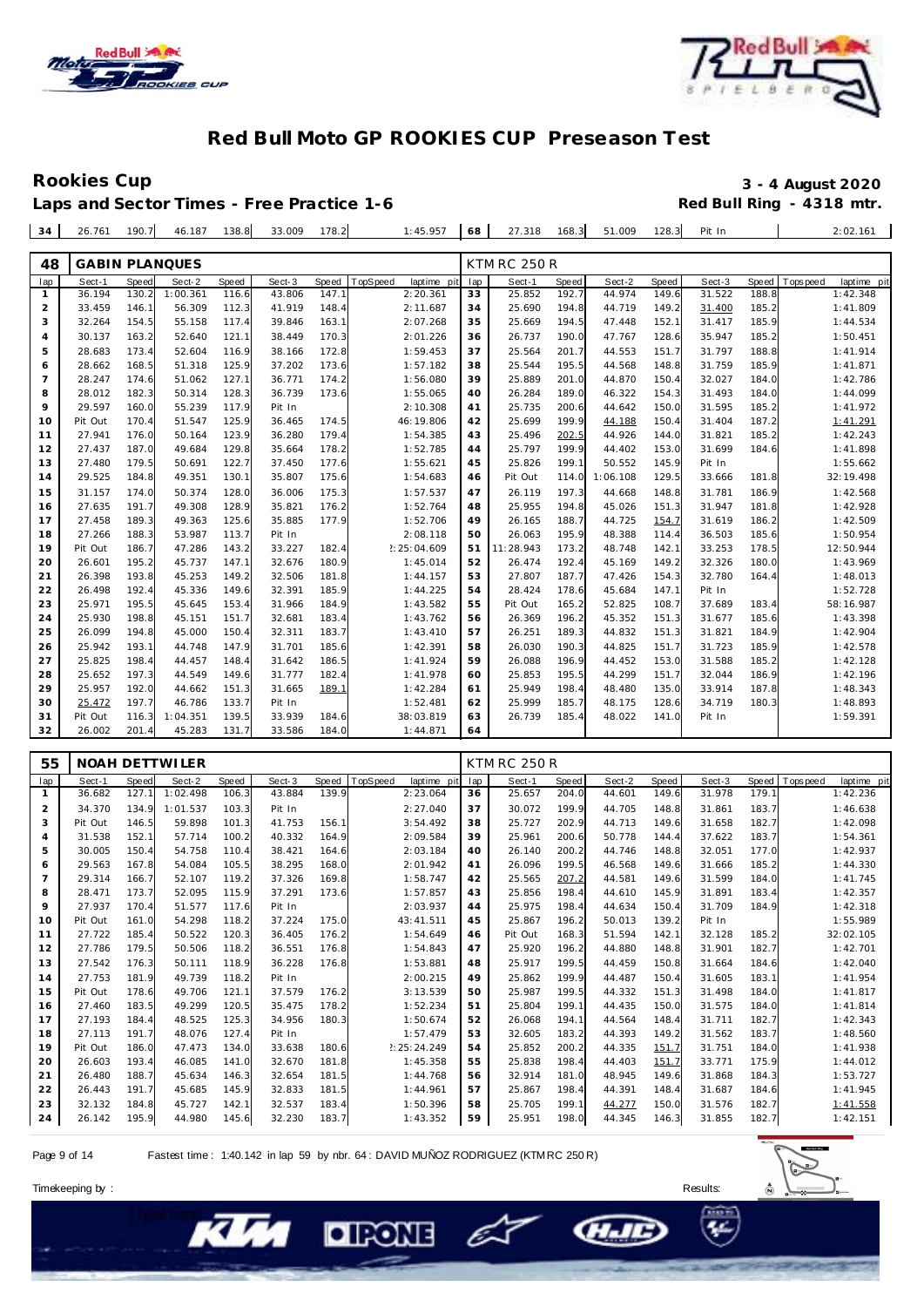# Red Bull Moto GP ROOKIES CUP Preseason Test

## Rookies Cup

**3 - 4 August 2020**

**Laps and Sector Times - Free Practice 1-6**

**Red Bull Ring - 4318 mtr.**

| 34 | 26.761 | 190.7 | 46.187 | 138.8 | 33.009 | 178.2 | | 1:45.957 | 68 | 27.318 | 168.3 | 51.009 | 128.3 | Pit In | | | 2:02.161 |
|---|---|---|---|---|---|---|---|---|---|---|---|---|---|---|---|---|---|

### 48 GABIN PLANQUES — KTM RC 250 R

| lap | Sect-1 | Speed | Sect-2 | Speed | Sect-3 | Speed | TopSpeed | laptime pit | lap | Sect-1 | Speed | Sect-2 | Speed | Sect-3 | Speed | Topspeed | laptime pit |
|---|---|---|---|---|---|---|---|---|---|---|---|---|---|---|---|---|---|
| 1 | 36.194 | 130.2 | 1:00.361 | 116.6 | 43.806 | 147.1 | | 2:20.361 | 33 | 25.852 | 192.7 | 44.974 | 149.6 | 31.522 | 188.8 | | 1:42.348 |
| 2 | 33.459 | 146.1 | 56.309 | 112.3 | 41.919 | 148.4 | | 2:11.687 | 34 | 25.690 | 194.8 | 44.719 | 149.2 | 31.400 | 185.2 | | 1:41.809 |
| 3 | 32.264 | 154.5 | 55.158 | 117.4 | 39.846 | 163.1 | | 2:07.268 | 35 | 25.669 | 194.5 | 47.448 | 152.1 | 31.417 | 185.9 | | 1:44.534 |
| 4 | 30.137 | 163.2 | 52.640 | 121.1 | 38.449 | 170.3 | | 2:01.226 | 36 | 26.737 | 190.0 | 47.767 | 128.6 | 35.947 | 185.2 | | 1:50.451 |
| 5 | 28.683 | 173.4 | 52.604 | 116.9 | 38.166 | 172.8 | | 1:59.453 | 37 | 25.564 | 201.7 | 44.553 | 151.7 | 31.797 | 188.8 | | 1:41.914 |
| 6 | 28.662 | 168.5 | 51.318 | 125.9 | 37.202 | 173.6 | | 1:57.182 | 38 | 25.544 | 195.5 | 44.568 | 148.8 | 31.759 | 185.9 | | 1:41.871 |
| 7 | 28.247 | 174.6 | 51.062 | 127.1 | 36.771 | 174.2 | | 1:56.080 | 39 | 25.889 | 201.0 | 44.870 | 150.4 | 32.027 | 184.0 | | 1:42.786 |
| 8 | 28.012 | 182.3 | 50.314 | 128.3 | 36.739 | 173.6 | | 1:55.065 | 40 | 26.284 | 189.0 | 46.322 | 154.3 | 31.493 | 184.0 | | 1:44.099 |
| 9 | 29.597 | 160.0 | 55.239 | 117.9 | Pit In | | | 2:10.308 | 41 | 25.735 | 200.6 | 44.642 | 150.0 | 31.595 | 185.2 | | 1:41.972 |
| 10 | Pit Out | 170.4 | 51.547 | 125.9 | 36.465 | 174.5 | | 46:19.806 | 42 | 25.699 | 199.9 | 44.188 | 150.4 | 31.404 | 187.2 | | 1:41.291 |
| 11 | 27.941 | 176.0 | 50.164 | 123.9 | 36.280 | 179.4 | | 1:54.385 | 43 | 25.496 | 202.5 | 44.926 | 144.0 | 31.821 | 185.2 | | 1:42.243 |
| 12 | 27.437 | 187.0 | 49.684 | 129.8 | 35.664 | 178.2 | | 1:52.785 | 44 | 25.797 | 199.9 | 44.402 | 153.0 | 31.699 | 184.6 | | 1:41.898 |
| 13 | 27.480 | 179.5 | 50.691 | 122.7 | 37.450 | 177.6 | | 1:55.621 | 45 | 25.826 | 199.1 | 50.552 | 145.9 | Pit In | | | 1:55.662 |
| 14 | 29.525 | 184.8 | 49.351 | 130.1 | 35.807 | 175.6 | | 1:54.683 | 46 | Pit Out | 114.0 | 1:06.108 | 129.5 | 33.666 | 181.8 | | 32:19.498 |
| 15 | 31.157 | 174.0 | 50.374 | 128.0 | 36.006 | 175.3 | | 1:57.537 | 47 | 26.119 | 197.3 | 44.668 | 148.8 | 31.781 | 186.9 | | 1:42.568 |
| 16 | 27.635 | 191.7 | 49.308 | 128.9 | 35.821 | 176.2 | | 1:52.764 | 48 | 25.955 | 194.8 | 45.026 | 151.3 | 31.947 | 181.8 | | 1:42.928 |
| 17 | 27.458 | 189.3 | 49.363 | 125.6 | 35.885 | 177.9 | | 1:52.706 | 49 | 26.165 | 188.7 | 44.725 | 154.7 | 31.619 | 186.2 | | 1:42.509 |
| 18 | 27.266 | 188.3 | 53.987 | 113.7 | Pit In | | | 2:08.118 | 50 | 26.063 | 195.9 | 48.388 | 114.4 | 36.503 | 185.6 | | 1:50.954 |
| 19 | Pit Out | 186.7 | 47.286 | 143.2 | 33.227 | 182.4 | | 2:25:04.609 | 51 | 11:28.943 | 173.2 | 48.748 | 142.1 | 33.253 | 178.5 | | 12:50.944 |
| 20 | 26.601 | 195.2 | 45.737 | 147.1 | 32.676 | 180.9 | | 1:45.014 | 52 | 26.474 | 192.4 | 45.169 | 149.2 | 32.326 | 180.0 | | 1:43.969 |
| 21 | 26.398 | 193.8 | 45.253 | 149.2 | 32.506 | 181.8 | | 1:44.157 | 53 | 27.807 | 187.7 | 47.426 | 154.3 | 32.780 | 164.4 | | 1:48.013 |
| 22 | 26.498 | 192.4 | 45.336 | 149.6 | 32.391 | 185.9 | | 1:44.225 | 54 | 28.424 | 178.6 | 45.684 | 147.1 | Pit In | | | 1:52.728 |
| 23 | 25.971 | 195.5 | 45.645 | 153.4 | 31.966 | 184.9 | | 1:43.582 | 55 | Pit Out | 165.2 | 52.825 | 108.7 | 37.689 | 183.4 | | 58:16.987 |
| 24 | 25.930 | 198.8 | 45.151 | 151.7 | 32.681 | 183.4 | | 1:43.762 | 56 | 26.369 | 196.2 | 45.352 | 151.3 | 31.677 | 185.6 | | 1:43.398 |
| 25 | 26.099 | 194.8 | 45.000 | 150.4 | 32.311 | 183.7 | | 1:43.410 | 57 | 26.251 | 189.3 | 44.832 | 151.3 | 31.821 | 184.9 | | 1:42.904 |
| 26 | 25.942 | 193.1 | 44.748 | 147.9 | 31.701 | 185.6 | | 1:42.391 | 58 | 26.030 | 190.3 | 44.825 | 151.7 | 31.723 | 185.9 | | 1:42.578 |
| 27 | 25.825 | 198.4 | 44.457 | 148.4 | 31.642 | 186.5 | | 1:41.924 | 59 | 26.088 | 196.9 | 44.452 | 153.0 | 31.588 | 185.2 | | 1:42.128 |
| 28 | 25.652 | 197.3 | 44.549 | 149.6 | 31.777 | 182.4 | | 1:41.978 | 60 | 25.853 | 195.5 | 44.299 | 151.7 | 32.044 | 186.9 | | 1:42.196 |
| 29 | 25.957 | 192.0 | 44.662 | 151.3 | 31.665 | 189.1 | | 1:42.284 | 61 | 25.949 | 198.4 | 48.480 | 135.0 | 33.914 | 187.8 | | 1:48.343 |
| 30 | 25.472 | 197.7 | 46.786 | 133.7 | Pit In | | | 1:52.481 | 62 | 25.999 | 185.7 | 48.175 | 128.6 | 34.719 | 180.3 | | 1:48.893 |
| 31 | Pit Out | 116.3 | 1:04.351 | 139.5 | 33.939 | 184.6 | | 38:03.819 | 63 | 26.739 | 185.4 | 48.022 | 141.0 | Pit In | | | 1:59.391 |
| 32 | 26.002 | 201.4 | 45.283 | 131.7 | 33.586 | 184.0 | | 1:44.871 | 64 | | | | | | | | |

### 55 NOAH DETTWILER — KTM RC 250 R

| lap | Sect-1 | Speed | Sect-2 | Speed | Sect-3 | Speed | TopSpeed | laptime pit | lap | Sect-1 | Speed | Sect-2 | Speed | Sect-3 | Speed | Topspeed | laptime pit |
|---|---|---|---|---|---|---|---|---|---|---|---|---|---|---|---|---|---|
| 1 | 36.682 | 127.1 | 1:02.498 | 106.3 | 43.884 | 139.9 | | 2:23.064 | 36 | 25.657 | 204.0 | 44.601 | 149.6 | 31.978 | 179.1 | | 1:42.236 |
| 2 | 34.370 | 134.9 | 1:01.537 | 103.3 | Pit In | | | 2:27.040 | 37 | 30.072 | 199.9 | 44.705 | 148.8 | 31.861 | 183.7 | | 1:46.638 |
| 3 | Pit Out | 146.5 | 59.898 | 101.3 | 41.753 | 156.1 | | 3:54.492 | 38 | 25.727 | 202.9 | 44.713 | 149.6 | 31.658 | 182.7 | | 1:42.098 |
| 4 | 31.538 | 152.1 | 57.714 | 100.2 | 40.332 | 164.9 | | 2:09.584 | 39 | 25.961 | 200.6 | 50.778 | 144.4 | 37.622 | 183.7 | | 1:54.361 |
| 5 | 30.005 | 150.4 | 54.758 | 110.4 | 38.421 | 164.6 | | 2:03.184 | 40 | 26.140 | 200.2 | 44.746 | 148.8 | 32.051 | 177.0 | | 1:42.937 |
| 6 | 29.563 | 167.8 | 54.084 | 105.5 | 38.295 | 168.0 | | 2:01.942 | 41 | 26.096 | 199.5 | 46.568 | 149.6 | 31.666 | 185.2 | | 1:44.330 |
| 7 | 29.314 | 166.7 | 52.107 | 119.2 | 37.326 | 169.8 | | 1:58.747 | 42 | 25.565 | 207.2 | 44.581 | 149.6 | 31.599 | 184.0 | | 1:41.745 |
| 8 | 28.471 | 173.7 | 52.095 | 115.9 | 37.291 | 173.6 | | 1:57.857 | 43 | 25.856 | 198.4 | 44.610 | 145.9 | 31.891 | 183.4 | | 1:42.357 |
| 9 | 27.937 | 170.4 | 51.577 | 117.6 | Pit In | | | 2:03.937 | 44 | 25.975 | 198.4 | 44.634 | 150.4 | 31.709 | 184.9 | | 1:42.318 |
| 10 | Pit Out | 161.0 | 54.298 | 118.2 | 37.224 | 175.0 | | 43:41.511 | 45 | 25.867 | 196.2 | 50.013 | 139.2 | Pit In | | | 1:55.989 |
| 11 | 27.722 | 185.4 | 50.522 | 120.3 | 36.405 | 176.2 | | 1:54.649 | 46 | Pit Out | 168.3 | 51.594 | 142.1 | 32.128 | 185.2 | | 32:02.105 |
| 12 | 27.786 | 179.5 | 50.506 | 118.2 | 36.551 | 176.8 | | 1:54.843 | 47 | 25.920 | 196.2 | 44.880 | 148.8 | 31.901 | 182.7 | | 1:42.701 |
| 13 | 27.542 | 176.3 | 50.111 | 118.9 | 36.228 | 176.8 | | 1:53.881 | 48 | 25.917 | 199.5 | 44.459 | 150.8 | 31.664 | 184.6 | | 1:42.040 |
| 14 | 27.753 | 181.9 | 49.739 | 118.2 | Pit In | | | 2:00.215 | 49 | 25.862 | 199.9 | 44.487 | 150.4 | 31.605 | 183.1 | | 1:41.954 |
| 15 | Pit Out | 178.6 | 49.706 | 121.1 | 37.579 | 176.2 | | 3:13.539 | 50 | 25.987 | 199.5 | 44.332 | 151.3 | 31.498 | 184.0 | | 1:41.817 |
| 16 | 27.460 | 183.5 | 49.299 | 120.5 | 35.475 | 178.2 | | 1:52.234 | 51 | 25.804 | 199.1 | 44.435 | 150.0 | 31.575 | 184.0 | | 1:41.814 |
| 17 | 27.193 | 184.4 | 48.525 | 125.3 | 34.956 | 180.3 | | 1:50.674 | 52 | 26.068 | 194.1 | 44.564 | 148.4 | 31.711 | 182.7 | | 1:42.343 |
| 18 | 27.113 | 191.7 | 48.076 | 127.4 | Pit In | | | 1:57.479 | 53 | 32.605 | 183.2 | 44.393 | 149.2 | 31.562 | 183.7 | | 1:48.560 |
| 19 | Pit Out | 186.0 | 47.473 | 134.0 | 33.638 | 180.6 | | 2:25:24.249 | 54 | 25.852 | 200.2 | 44.335 | 151.7 | 31.751 | 184.0 | | 1:41.938 |
| 20 | 26.603 | 193.4 | 46.085 | 141.0 | 32.670 | 181.8 | | 1:45.358 | 55 | 25.838 | 198.4 | 44.403 | 151.7 | 33.771 | 175.9 | | 1:44.012 |
| 21 | 26.480 | 188.7 | 45.634 | 146.3 | 32.654 | 181.5 | | 1:44.768 | 56 | 32.914 | 181.0 | 48.945 | 149.6 | 31.868 | 184.3 | | 1:53.727 |
| 22 | 26.443 | 191.7 | 45.685 | 145.9 | 32.833 | 181.5 | | 1:44.961 | 57 | 25.867 | 198.4 | 44.391 | 148.4 | 31.687 | 184.6 | | 1:41.945 |
| 23 | 32.132 | 184.8 | 45.727 | 142.1 | 32.537 | 183.4 | | 1:50.396 | 58 | 25.705 | 199.1 | 44.277 | 150.0 | 31.576 | 182.7 | | 1:41.558 |
| 24 | 26.142 | 195.9 | 44.980 | 145.6 | 32.230 | 183.7 | | 1:43.352 | 59 | 25.951 | 198.0 | 44.345 | 146.3 | 31.855 | 182.7 | | 1:42.151 |

Fastest time : 1:40.142 in lap 59 by nbr. 64 : DAVID MUÑOZ RODRIGUEZ (KTM RC 250 R)

Timekeeping by : Results: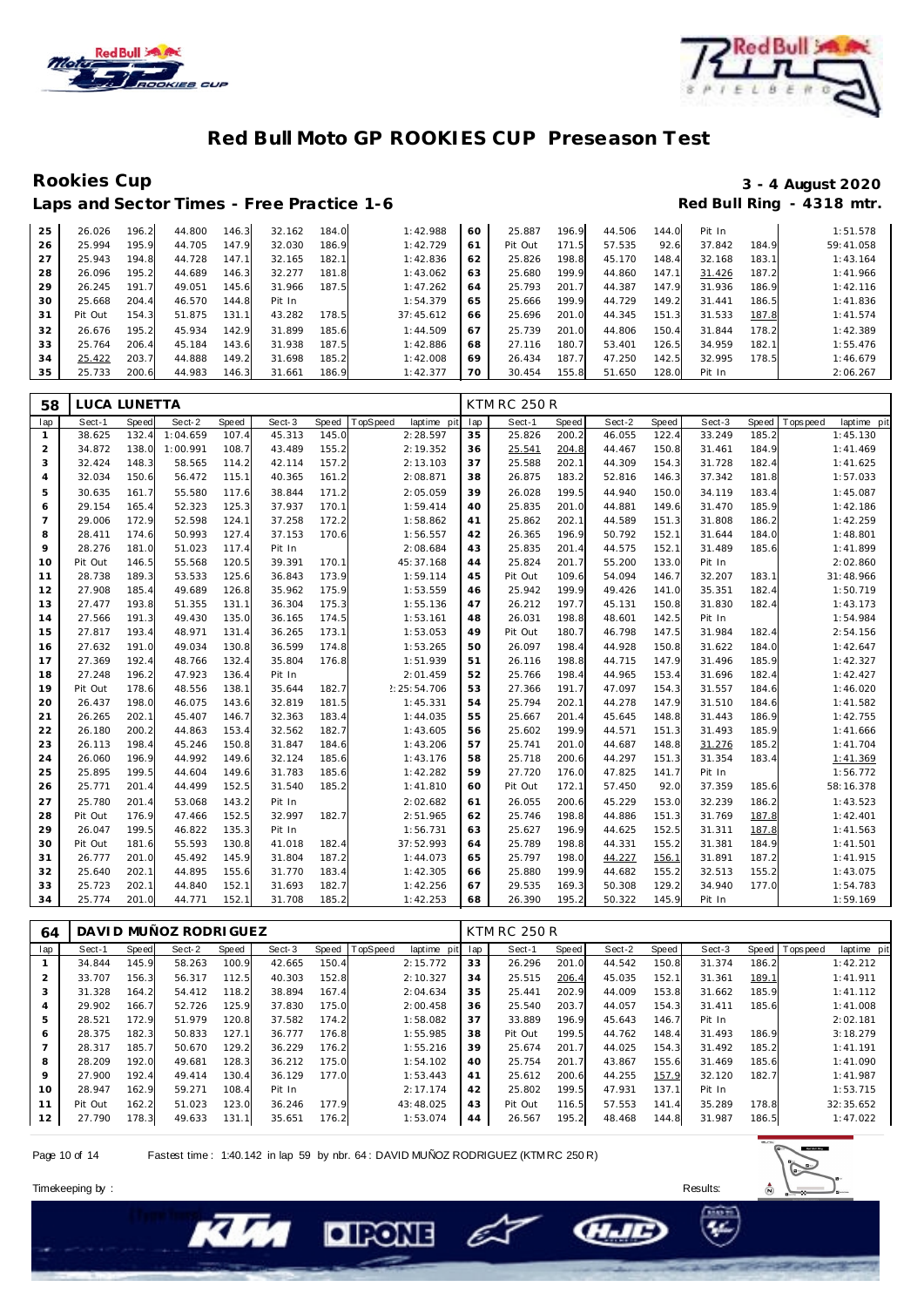# Red Bull Moto GP ROOKIES CUP Preseason Test

## Rookies Cup

**3 - 4 August 2020**

### Laps and Sector Times - Free Practice 1-6

**Red Bull Ring - 4318 mtr.**

| lap | Sect-1 | Speed | Sect-2 | Speed | Sect-3 | Speed | TopSpeed | laptime pit | lap | Sect-1 | Speed | Sect-2 | Speed | Sect-3 | Speed | Topspeed | laptime pit |
|---|---|---|---|---|---|---|---|---|---|---|---|---|---|---|---|---|---|
| 25 | 26.026 | 196.2 | 44.800 | 146.3 | 32.162 | 184.0 | | 1:42.988 | 60 | 25.887 | 196.9 | 44.506 | 144.0 | Pit In | | | 1:51.578 |
| 26 | 25.994 | 195.9 | 44.705 | 147.9 | 32.030 | 186.9 | | 1:42.729 | 61 | Pit Out | 171.5 | 57.535 | 92.6 | 37.842 | 184.9 | | 59:41.058 |
| 27 | 25.943 | 194.8 | 44.728 | 147.1 | 32.165 | 182.1 | | 1:42.836 | 62 | 25.826 | 198.8 | 45.170 | 148.4 | 32.168 | 183.1 | | 1:43.164 |
| 28 | 26.096 | 195.2 | 44.689 | 146.3 | 32.277 | 181.8 | | 1:43.062 | 63 | 25.680 | 199.9 | 44.860 | 147.1 | 31.426 | 187.2 | | 1:41.966 |
| 29 | 26.245 | 191.7 | 49.051 | 145.6 | 31.966 | 187.5 | | 1:47.262 | 64 | 25.793 | 201.7 | 44.387 | 147.9 | 31.936 | 186.9 | | 1:42.116 |
| 30 | 25.668 | 204.4 | 46.570 | 144.8 | Pit In | | | 1:54.379 | 65 | 25.666 | 199.9 | 44.729 | 149.2 | 31.441 | 186.5 | | 1:41.836 |
| 31 | Pit Out | 154.3 | 51.875 | 131.1 | 43.282 | 178.5 | | 37:45.612 | 66 | 25.696 | 201.0 | 44.345 | 151.3 | 31.533 | 187.8 | | 1:41.574 |
| 32 | 26.676 | 195.2 | 45.934 | 142.9 | 31.899 | 185.6 | | 1:44.509 | 67 | 25.739 | 201.0 | 44.806 | 150.4 | 31.844 | 178.2 | | 1:42.389 |
| 33 | 25.764 | 206.4 | 45.184 | 143.6 | 31.938 | 187.5 | | 1:42.886 | 68 | 27.116 | 180.7 | 53.401 | 126.5 | 34.959 | 182.1 | | 1:55.476 |
| 34 | 25.422 | 203.7 | 44.888 | 149.2 | 31.698 | 185.2 | | 1:42.008 | 69 | 26.434 | 187.7 | 47.250 | 142.5 | 32.995 | 178.5 | | 1:46.679 |
| 35 | 25.733 | 200.6 | 44.983 | 146.3 | 31.661 | 186.9 | | 1:42.377 | 70 | 30.454 | 155.8 | 51.650 | 128.0 | Pit In | | | 2:06.267 |

**58 LUCA LUNETTA** — KTM RC 250 R

| lap | Sect-1 | Speed | Sect-2 | Speed | Sect-3 | Speed | TopSpeed | laptime pit | lap | Sect-1 | Speed | Sect-2 | Speed | Sect-3 | Speed | Topspeed | laptime pit |
|---|---|---|---|---|---|---|---|---|---|---|---|---|---|---|---|---|---|
| 1 | 38.625 | 132.4 | 1:04.659 | 107.4 | 45.313 | 145.0 | | 2:28.597 | 35 | 25.826 | 200.2 | 46.055 | 122.4 | 33.249 | 185.2 | | 1:45.130 |
| 2 | 34.872 | 138.0 | 1:00.991 | 108.7 | 43.489 | 155.2 | | 2:19.352 | 36 | 25.541 | 204.8 | 44.467 | 150.8 | 31.461 | 184.9 | | 1:41.469 |
| 3 | 32.424 | 148.3 | 58.565 | 114.2 | 42.114 | 157.2 | | 2:13.103 | 37 | 25.588 | 202.1 | 44.309 | 154.3 | 31.728 | 182.4 | | 1:41.625 |
| 4 | 32.034 | 150.6 | 56.472 | 115.1 | 40.365 | 161.2 | | 2:08.871 | 38 | 26.875 | 183.2 | 52.816 | 146.3 | 37.342 | 181.8 | | 1:57.033 |
| 5 | 30.635 | 161.7 | 55.580 | 117.6 | 38.844 | 171.2 | | 2:05.059 | 39 | 26.028 | 199.5 | 44.940 | 150.0 | 34.119 | 183.4 | | 1:45.087 |
| 6 | 29.154 | 165.4 | 52.323 | 125.3 | 37.937 | 170.1 | | 1:59.414 | 40 | 25.835 | 201.0 | 44.881 | 149.6 | 31.470 | 185.9 | | 1:42.186 |
| 7 | 29.006 | 172.9 | 52.598 | 124.1 | 37.258 | 172.2 | | 1:58.862 | 41 | 25.862 | 202.1 | 44.589 | 151.3 | 31.808 | 186.2 | | 1:42.259 |
| 8 | 28.411 | 174.6 | 50.993 | 127.4 | 37.153 | 170.6 | | 1:56.557 | 42 | 26.365 | 196.9 | 50.792 | 152.1 | 31.644 | 184.0 | | 1:48.801 |
| 9 | 28.276 | 181.0 | 51.023 | 117.4 | Pit In | | | 2:08.684 | 43 | 25.835 | 201.4 | 44.575 | 152.1 | 31.489 | 185.6 | | 1:41.899 |
| 10 | Pit Out | 146.5 | 55.568 | 120.5 | 39.391 | 170.1 | | 45:37.168 | 44 | 25.824 | 201.7 | 55.200 | 133.0 | Pit In | | | 2:02.860 |
| 11 | 28.738 | 189.3 | 53.533 | 125.6 | 36.843 | 173.9 | | 1:59.114 | 45 | Pit Out | 109.6 | 54.094 | 146.7 | 32.207 | 183.1 | | 31:48.966 |
| 12 | 27.908 | 185.4 | 49.689 | 126.8 | 35.962 | 175.9 | | 1:53.559 | 46 | 25.942 | 199.9 | 49.426 | 141.0 | 35.351 | 182.4 | | 1:50.719 |
| 13 | 27.477 | 193.8 | 51.355 | 131.1 | 36.304 | 175.3 | | 1:55.136 | 47 | 26.212 | 197.7 | 45.131 | 150.8 | 31.830 | 182.4 | | 1:43.173 |
| 14 | 27.566 | 191.3 | 49.430 | 135.0 | 36.165 | 174.5 | | 1:53.161 | 48 | 26.031 | 198.8 | 48.601 | 142.5 | Pit In | | | 1:54.984 |
| 15 | 27.817 | 193.4 | 48.971 | 131.4 | 36.265 | 173.1 | | 1:53.053 | 49 | Pit Out | 180.7 | 46.798 | 147.5 | 31.984 | 182.4 | | 2:54.156 |
| 16 | 27.632 | 191.0 | 49.034 | 130.8 | 36.599 | 174.8 | | 1:53.265 | 50 | 26.097 | 198.4 | 44.928 | 150.8 | 31.622 | 184.0 | | 1:42.647 |
| 17 | 27.369 | 192.4 | 48.766 | 132.4 | 35.804 | 176.8 | | 1:51.939 | 51 | 26.116 | 198.8 | 44.715 | 147.9 | 31.496 | 185.9 | | 1:42.327 |
| 18 | 27.248 | 196.2 | 47.923 | 136.4 | Pit In | | | 2:01.459 | 52 | 25.766 | 198.4 | 44.965 | 153.4 | 31.696 | 182.4 | | 1:42.427 |
| 19 | Pit Out | 178.6 | 48.556 | 138.1 | 35.644 | 182.7 | | 2:25:54.706 | 53 | 27.366 | 191.7 | 47.097 | 154.3 | 31.557 | 184.6 | | 1:46.020 |
| 20 | 26.437 | 198.0 | 46.075 | 143.6 | 32.819 | 181.5 | | 1:45.331 | 54 | 25.794 | 202.1 | 44.278 | 147.9 | 31.510 | 184.6 | | 1:41.582 |
| 21 | 26.265 | 202.1 | 45.407 | 146.7 | 32.363 | 183.4 | | 1:44.035 | 55 | 25.667 | 201.4 | 45.645 | 148.8 | 31.443 | 186.9 | | 1:42.755 |
| 22 | 26.180 | 200.2 | 44.863 | 153.4 | 32.562 | 182.7 | | 1:43.605 | 56 | 25.602 | 199.9 | 44.571 | 151.3 | 31.493 | 185.9 | | 1:41.666 |
| 23 | 26.113 | 198.4 | 45.246 | 150.8 | 31.847 | 184.6 | | 1:43.206 | 57 | 25.741 | 201.0 | 44.687 | 148.8 | 31.276 | 185.2 | | 1:41.704 |
| 24 | 26.060 | 196.9 | 44.992 | 149.6 | 32.124 | 185.6 | | 1:43.176 | 58 | 25.718 | 200.6 | 44.297 | 151.3 | 31.354 | 183.4 | | 1:41.369 |
| 25 | 25.895 | 199.5 | 44.604 | 149.6 | 31.783 | 185.6 | | 1:42.282 | 59 | 27.720 | 176.0 | 47.825 | 141.7 | Pit In | | | 1:56.772 |
| 26 | 25.771 | 201.4 | 44.499 | 152.5 | 31.540 | 185.2 | | 1:41.810 | 60 | Pit Out | 172.1 | 57.450 | 92.0 | 37.359 | 185.6 | | 58:16.378 |
| 27 | 25.780 | 201.4 | 53.068 | 143.2 | Pit In | | | 2:02.682 | 61 | 26.055 | 200.6 | 45.229 | 153.0 | 32.239 | 186.2 | | 1:43.523 |
| 28 | Pit Out | 176.9 | 47.466 | 152.5 | 32.997 | 182.7 | | 2:51.965 | 62 | 25.746 | 198.8 | 44.886 | 151.3 | 31.769 | 187.8 | | 1:42.401 |
| 29 | 26.047 | 199.5 | 46.822 | 135.3 | Pit In | | | 1:56.731 | 63 | 25.627 | 196.9 | 44.625 | 152.5 | 31.311 | 187.8 | | 1:41.563 |
| 30 | Pit Out | 181.6 | 55.593 | 130.8 | 41.018 | 182.4 | | 37:52.993 | 64 | 25.789 | 198.8 | 44.331 | 155.2 | 31.381 | 184.9 | | 1:41.501 |
| 31 | 26.777 | 201.0 | 45.492 | 145.9 | 31.804 | 187.2 | | 1:44.073 | 65 | 25.797 | 198.0 | 44.227 | 156.1 | 31.891 | 187.2 | | 1:41.915 |
| 32 | 25.640 | 202.1 | 44.895 | 155.6 | 31.770 | 183.4 | | 1:42.305 | 66 | 25.880 | 199.9 | 44.682 | 155.2 | 32.513 | 155.2 | | 1:43.075 |
| 33 | 25.723 | 202.1 | 44.840 | 152.1 | 31.693 | 182.7 | | 1:42.256 | 67 | 29.535 | 169.3 | 50.308 | 129.2 | 34.940 | 177.0 | | 1:54.783 |
| 34 | 25.774 | 201.0 | 44.771 | 152.1 | 31.708 | 185.2 | | 1:42.253 | 68 | 26.390 | 195.2 | 50.322 | 145.9 | Pit In | | | 1:59.169 |

**64 DAVID MUÑOZ RODRIGUEZ** — KTM RC 250 R

| lap | Sect-1 | Speed | Sect-2 | Speed | Sect-3 | Speed | TopSpeed | laptime pit | lap | Sect-1 | Speed | Sect-2 | Speed | Sect-3 | Speed | Topspeed | laptime pit |
|---|---|---|---|---|---|---|---|---|---|---|---|---|---|---|---|---|---|
| 1 | 34.844 | 145.9 | 58.263 | 100.9 | 42.665 | 150.4 | | 2:15.772 | 33 | 26.296 | 201.0 | 44.542 | 150.8 | 31.374 | 186.2 | | 1:42.212 |
| 2 | 33.707 | 156.3 | 56.317 | 112.5 | 40.303 | 152.8 | | 2:10.327 | 34 | 25.515 | 206.4 | 45.035 | 152.1 | 31.361 | 189.1 | | 1:41.911 |
| 3 | 31.328 | 164.2 | 54.412 | 118.2 | 38.894 | 167.4 | | 2:04.634 | 35 | 25.441 | 202.9 | 44.009 | 153.8 | 31.662 | 185.9 | | 1:41.112 |
| 4 | 29.902 | 166.7 | 52.726 | 125.9 | 37.830 | 175.0 | | 2:00.458 | 36 | 25.540 | 203.7 | 44.057 | 154.3 | 31.411 | 185.6 | | 1:41.008 |
| 5 | 28.521 | 172.9 | 51.979 | 120.8 | 37.582 | 174.2 | | 1:58.082 | 37 | 33.889 | 196.9 | 45.643 | 146.7 | Pit In | | | 2:02.181 |
| 6 | 28.375 | 182.3 | 50.833 | 127.1 | 36.777 | 176.8 | | 1:55.985 | 38 | Pit Out | 199.5 | 44.762 | 148.4 | 31.493 | 186.9 | | 3:18.279 |
| 7 | 28.317 | 185.7 | 50.670 | 129.2 | 36.229 | 176.2 | | 1:55.216 | 39 | 25.674 | 201.7 | 44.025 | 154.3 | 31.492 | 185.2 | | 1:41.191 |
| 8 | 28.209 | 192.0 | 49.681 | 128.3 | 36.212 | 175.0 | | 1:54.102 | 40 | 25.754 | 201.7 | 43.867 | 155.6 | 31.469 | 185.6 | | 1:41.090 |
| 9 | 27.900 | 192.4 | 49.414 | 130.4 | 36.129 | 177.0 | | 1:53.443 | 41 | 25.612 | 200.6 | 44.255 | 157.9 | 32.120 | 182.7 | | 1:41.987 |
| 10 | 28.947 | 162.9 | 59.271 | 108.4 | Pit In | | | 2:17.174 | 42 | 25.802 | 199.5 | 47.931 | 137.1 | Pit In | | | 1:53.715 |
| 11 | Pit Out | 162.2 | 51.023 | 123.0 | 36.246 | 177.9 | | 43:48.025 | 43 | Pit Out | 116.5 | 57.553 | 141.4 | 35.289 | 178.8 | | 32:35.652 |
| 12 | 27.790 | 178.3 | 49.633 | 131.1 | 35.651 | 176.2 | | 1:53.074 | 44 | 26.567 | 195.2 | 48.468 | 144.8 | 31.987 | 186.5 | | 1:47.022 |

Fastest time : 1:40.142 in lap 59 by nbr. 64 : DAVID MUÑOZ RODRIGUEZ (KTM RC 250 R)

Timekeeping by : Results: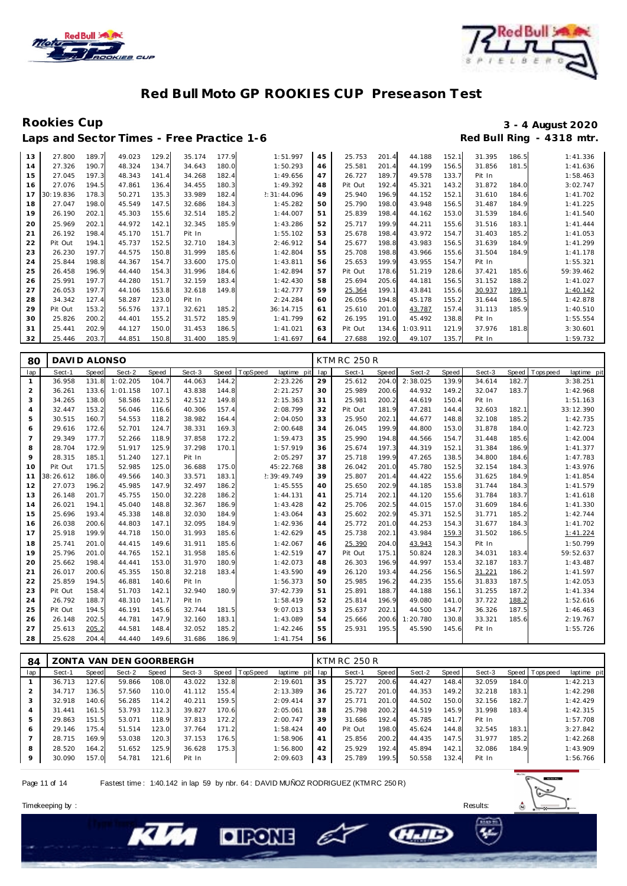# Red Bull Moto GP ROOKIES CUP Preseason Test

## Rookies Cup

**3 - 4 August 2020**

**Laps and Sector Times - Free Practice 1-6**

**Red Bull Ring - 4318 mtr.**

| lap | Sect-1 | Speed | Sect-2 | Speed | Sect-3 | Speed | TopSpeed | laptime pit | lap | Sect-1 | Speed | Sect-2 | Speed | Sect-3 | Speed | Topspeed | laptime pit |
|---|---|---|---|---|---|---|---|---|---|---|---|---|---|---|---|---|---|
| 13 | 27.800 | 189.7 | 49.023 | 129.2 | 35.174 | 177.9 | | 1:51.997 | 45 | 25.753 | 201.4 | 44.188 | 152.1 | 31.395 | 186.5 | | 1:41.336 |
| 14 | 27.326 | 190.7 | 48.324 | 134.7 | 34.643 | 180.0 | | 1:50.293 | 46 | 25.581 | 201.4 | 44.199 | 156.5 | 31.856 | 181.5 | | 1:41.636 |
| 15 | 27.045 | 197.3 | 48.343 | 141.4 | 34.268 | 182.4 | | 1:49.656 | 47 | 26.727 | 189.7 | 49.578 | 133.7 | Pit In | | | 1:58.463 |
| 16 | 27.076 | 194.5 | 47.861 | 136.4 | 34.455 | 180.3 | | 1:49.392 | 48 | Pit Out | 192.4 | 45.321 | 143.2 | 31.872 | 184.0 | | 3:02.747 |
| 17 | 30:19.836 | 178.3 | 50.271 | 135.3 | 33.989 | 182.4 | | 2:31:44.096 | 49 | 25.940 | 196.9 | 44.152 | 152.1 | 31.610 | 184.6 | | 1:41.702 |
| 18 | 27.047 | 198.0 | 45.549 | 147.5 | 32.686 | 184.3 | | 1:45.282 | 50 | 25.790 | 198.0 | 43.948 | 156.5 | 31.487 | 184.9 | | 1:41.225 |
| 19 | 26.190 | 202.1 | 45.303 | 155.6 | 32.514 | 185.2 | | 1:44.007 | 51 | 25.839 | 198.4 | 44.162 | 153.0 | 31.539 | 184.6 | | 1:41.540 |
| 20 | 25.969 | 202.1 | 44.972 | 142.1 | 32.345 | 185.9 | | 1:43.286 | 52 | 25.717 | 199.9 | 44.211 | 155.6 | 31.516 | 183.1 | | 1:41.444 |
| 21 | 26.192 | 198.4 | 45.170 | 151.7 | Pit In | | | 1:55.102 | 53 | 25.678 | 198.4 | 43.972 | 154.7 | 31.403 | 185.2 | | 1:41.053 |
| 22 | Pit Out | 194.1 | 45.737 | 152.5 | 32.710 | 184.3 | | 2:46.912 | 54 | 25.677 | 198.8 | 43.983 | 156.5 | 31.639 | 184.9 | | 1:41.299 |
| 23 | 26.230 | 197.7 | 44.575 | 150.8 | 31.999 | 185.6 | | 1:42.804 | 55 | 25.708 | 198.8 | 43.966 | 155.6 | 31.504 | 184.9 | | 1:41.178 |
| 24 | 25.844 | 198.8 | 44.367 | 154.7 | 33.600 | 175.0 | | 1:43.811 | 56 | 25.653 | 199.9 | 43.955 | 154.7 | Pit In | | | 1:55.321 |
| 25 | 26.458 | 196.9 | 44.440 | 154.3 | 31.996 | 184.6 | | 1:42.894 | 57 | Pit Out | 178.6 | 51.219 | 128.6 | 37.421 | 185.6 | | 59:39.462 |
| 26 | 25.991 | 197.7 | 44.280 | 151.7 | 32.159 | 183.4 | | 1:42.430 | 58 | 25.694 | 205.6 | 44.181 | 156.5 | 31.152 | 188.2 | | 1:41.027 |
| 27 | 26.053 | 197.7 | 44.106 | 153.8 | 32.618 | 149.8 | | 1:42.777 | 59 | 25.364 | 199.1 | 43.841 | 155.6 | 30.937 | 189.1 | | 1:40.142 |
| 28 | 34.342 | 127.4 | 58.287 | 123.0 | Pit In | | | 2:24.284 | 60 | 26.056 | 194.8 | 45.178 | 155.2 | 31.644 | 186.5 | | 1:42.878 |
| 29 | Pit Out | 153.2 | 56.576 | 137.1 | 32.621 | 185.2 | | 36:14.715 | 61 | 25.610 | 201.0 | 43.787 | 157.4 | 31.113 | 185.9 | | 1:40.510 |
| 30 | 25.826 | 200.2 | 44.401 | 155.2 | 31.572 | 185.9 | | 1:41.799 | 62 | 26.195 | 191.0 | 45.492 | 138.8 | Pit In | | | 1:55.554 |
| 31 | 25.441 | 202.9 | 44.127 | 150.0 | 31.453 | 186.5 | | 1:41.021 | 63 | Pit Out | 134.6 | 1:03.911 | 121.9 | 37.976 | 181.8 | | 3:30.601 |
| 32 | 25.446 | 203.7 | 44.851 | 150.8 | 31.400 | 185.9 | | 1:41.697 | 64 | 27.688 | 192.0 | 49.107 | 135.7 | Pit In | | | 1:59.732 |

### 80 DAVID ALONSO — KTM RC 250 R

| lap | Sect-1 | Speed | Sect-2 | Speed | Sect-3 | Speed | TopSpeed | laptime pit | lap | Sect-1 | Speed | Sect-2 | Speed | Sect-3 | Speed | Topspeed | laptime pit |
|---|---|---|---|---|---|---|---|---|---|---|---|---|---|---|---|---|---|
| 1 | 36.958 | 131.8 | 1:02.205 | 104.7 | 44.063 | 144.2 | | 2:23.226 | 29 | 25.612 | 204.0 | 2:38.025 | 139.9 | 34.614 | 182.7 | | 3:38.251 |
| 2 | 36.261 | 133.6 | 1:01.158 | 107.1 | 43.838 | 144.8 | | 2:21.257 | 30 | 25.989 | 200.6 | 44.932 | 149.2 | 32.047 | 183.7 | | 1:42.968 |
| 3 | 34.265 | 138.0 | 58.586 | 112.5 | 42.512 | 149.8 | | 2:15.363 | 31 | 25.981 | 200.2 | 44.619 | 150.4 | Pit In | | | 1:51.163 |
| 4 | 32.447 | 153.2 | 56.046 | 116.6 | 40.306 | 157.4 | | 2:08.799 | 32 | Pit Out | 181.9 | 47.281 | 144.4 | 32.603 | 182.1 | | 33:12.390 |
| 5 | 30.515 | 160.7 | 54.553 | 118.2 | 38.982 | 164.4 | | 2:04.050 | 33 | 25.950 | 202.1 | 44.677 | 148.8 | 32.108 | 185.2 | | 1:42.735 |
| 6 | 29.616 | 172.6 | 52.701 | 124.7 | 38.331 | 169.3 | | 2:00.648 | 34 | 26.045 | 199.9 | 44.800 | 153.0 | 31.878 | 184.0 | | 1:42.723 |
| 7 | 29.349 | 177.7 | 52.266 | 118.9 | 37.858 | 172.2 | | 1:59.473 | 35 | 25.990 | 194.8 | 44.566 | 154.7 | 31.448 | 185.6 | | 1:42.004 |
| 8 | 28.704 | 172.9 | 51.917 | 125.9 | 37.298 | 170.1 | | 1:57.919 | 36 | 25.674 | 197.3 | 44.319 | 152.1 | 31.384 | 186.9 | | 1:41.377 |
| 9 | 28.315 | 185.1 | 51.240 | 127.1 | Pit In | | | 2:05.297 | 37 | 25.718 | 199.9 | 47.265 | 138.5 | 34.800 | 184.6 | | 1:47.783 |
| 10 | Pit Out | 171.5 | 52.985 | 125.0 | 36.688 | 175.0 | | 45:22.768 | 38 | 26.042 | 201.0 | 45.780 | 152.5 | 32.154 | 184.3 | | 1:43.976 |
| 11 | 38:26.612 | 186.0 | 49.566 | 140.3 | 33.571 | 183.1 | | 2:39:49.749 | 39 | 25.807 | 201.4 | 44.422 | 155.6 | 31.625 | 184.9 | | 1:41.854 |
| 12 | 27.073 | 196.2 | 45.985 | 147.9 | 32.497 | 186.2 | | 1:45.555 | 40 | 25.650 | 202.9 | 44.185 | 153.8 | 31.744 | 184.3 | | 1:41.579 |
| 13 | 26.148 | 201.7 | 45.755 | 150.0 | 32.228 | 186.2 | | 1:44.131 | 41 | 25.714 | 202.1 | 44.120 | 155.6 | 31.784 | 183.7 | | 1:41.618 |
| 14 | 26.021 | 194.1 | 45.040 | 148.8 | 32.367 | 186.9 | | 1:43.428 | 42 | 25.706 | 202.5 | 44.015 | 157.0 | 31.609 | 184.6 | | 1:41.330 |
| 15 | 25.696 | 193.4 | 45.338 | 148.8 | 32.030 | 184.9 | | 1:43.064 | 43 | 25.602 | 202.9 | 45.371 | 152.5 | 31.771 | 185.2 | | 1:42.744 |
| 16 | 26.038 | 200.6 | 44.803 | 147.1 | 32.095 | 184.9 | | 1:42.936 | 44 | 25.772 | 201.0 | 44.253 | 154.3 | 31.677 | 184.3 | | 1:41.702 |
| 17 | 25.918 | 199.9 | 44.718 | 150.0 | 31.993 | 185.6 | | 1:42.629 | 45 | 25.738 | 202.1 | 43.984 | 159.3 | 31.502 | 186.5 | | 1:41.224 |
| 18 | 25.741 | 201.0 | 44.415 | 149.6 | 31.911 | 185.6 | | 1:42.067 | 46 | 25.390 | 204.0 | 43.943 | 154.3 | Pit In | | | 1:50.799 |
| 19 | 25.796 | 201.0 | 44.765 | 152.1 | 31.958 | 185.6 | | 1:42.519 | 47 | Pit Out | 175.1 | 50.824 | 128.3 | 34.031 | 183.4 | | 59:52.637 |
| 20 | 25.662 | 198.4 | 44.441 | 153.0 | 31.970 | 180.9 | | 1:42.073 | 48 | 26.303 | 196.9 | 44.997 | 153.4 | 32.187 | 183.7 | | 1:43.487 |
| 21 | 26.017 | 200.6 | 45.355 | 150.8 | 32.218 | 183.4 | | 1:43.590 | 49 | 26.120 | 193.4 | 44.256 | 156.5 | 31.221 | 186.2 | | 1:41.597 |
| 22 | 25.859 | 194.5 | 46.881 | 140.6 | Pit In | | | 1:56.373 | 50 | 25.985 | 196.2 | 44.235 | 155.6 | 31.833 | 187.5 | | 1:42.053 |
| 23 | Pit Out | 158.4 | 51.703 | 142.1 | 32.940 | 180.9 | | 37:42.739 | 51 | 25.891 | 188.7 | 44.188 | 156.1 | 31.255 | 187.2 | | 1:41.334 |
| 24 | 26.792 | 188.7 | 48.310 | 141.7 | Pit In | | | 1:58.419 | 52 | 25.814 | 196.9 | 49.080 | 141.0 | 37.722 | 188.2 | | 1:52.616 |
| 25 | Pit Out | 194.5 | 46.191 | 145.6 | 32.744 | 181.5 | | 9:07.013 | 53 | 25.637 | 202.1 | 44.500 | 134.7 | 36.326 | 187.5 | | 1:46.463 |
| 26 | 26.148 | 202.5 | 44.781 | 147.9 | 32.160 | 183.1 | | 1:43.089 | 54 | 25.666 | 200.6 | 1:20.780 | 130.8 | 33.321 | 185.6 | | 2:19.767 |
| 27 | 25.613 | 205.2 | 44.581 | 148.4 | 32.052 | 185.2 | | 1:42.246 | 55 | 25.931 | 195.5 | 45.590 | 145.6 | Pit In | | | 1:55.726 |
| 28 | 25.628 | 204.4 | 44.440 | 149.6 | 31.686 | 186.9 | | 1:41.754 | 56 | | | | | | | | |

### 84 ZONTA VAN DEN GOORBERGH — KTM RC 250 R

| lap | Sect-1 | Speed | Sect-2 | Speed | Sect-3 | Speed | TopSpeed | laptime pit | lap | Sect-1 | Speed | Sect-2 | Speed | Sect-3 | Speed | Topspeed | laptime pit |
|---|---|---|---|---|---|---|---|---|---|---|---|---|---|---|---|---|---|
| 1 | 36.713 | 127.6 | 59.866 | 108.0 | 43.022 | 132.8 | | 2:19.601 | 35 | 25.727 | 200.6 | 44.427 | 148.4 | 32.059 | 184.0 | | 1:42.213 |
| 2 | 34.717 | 136.5 | 57.560 | 110.0 | 41.112 | 155.4 | | 2:13.389 | 36 | 25.727 | 201.0 | 44.353 | 149.2 | 32.218 | 183.1 | | 1:42.298 |
| 3 | 32.918 | 140.6 | 56.285 | 114.2 | 40.211 | 159.5 | | 2:09.414 | 37 | 25.771 | 201.0 | 44.502 | 150.0 | 32.156 | 182.7 | | 1:42.429 |
| 4 | 31.441 | 161.5 | 53.793 | 112.3 | 39.827 | 170.6 | | 2:05.061 | 38 | 25.798 | 200.2 | 44.519 | 145.9 | 31.998 | 183.4 | | 1:42.315 |
| 5 | 29.863 | 151.5 | 53.071 | 118.9 | 37.813 | 172.2 | | 2:00.747 | 39 | 31.686 | 192.4 | 45.785 | 141.7 | Pit In | | | 1:57.708 |
| 6 | 29.146 | 175.4 | 51.514 | 123.0 | 37.764 | 171.2 | | 1:58.424 | 40 | Pit Out | 198.0 | 45.624 | 144.8 | 32.545 | 183.1 | | 3:27.842 |
| 7 | 28.715 | 169.9 | 53.038 | 120.3 | 37.153 | 176.5 | | 1:58.906 | 41 | 25.856 | 200.2 | 44.435 | 147.5 | 31.977 | 185.2 | | 1:42.268 |
| 8 | 28.520 | 164.2 | 51.652 | 125.9 | 36.628 | 175.3 | | 1:56.800 | 42 | 25.929 | 192.4 | 45.894 | 142.1 | 32.086 | 184.9 | | 1:43.909 |
| 9 | 30.090 | 157.0 | 54.781 | 121.6 | Pit In | | | 2:09.603 | 43 | 25.789 | 199.5 | 50.558 | 132.4 | Pit In | | | 1:56.766 |

Fastest time : 1:40.142 in lap 59 by nbr. 64 : DAVID MUÑOZ RODRIGUEZ (KTM RC 250 R)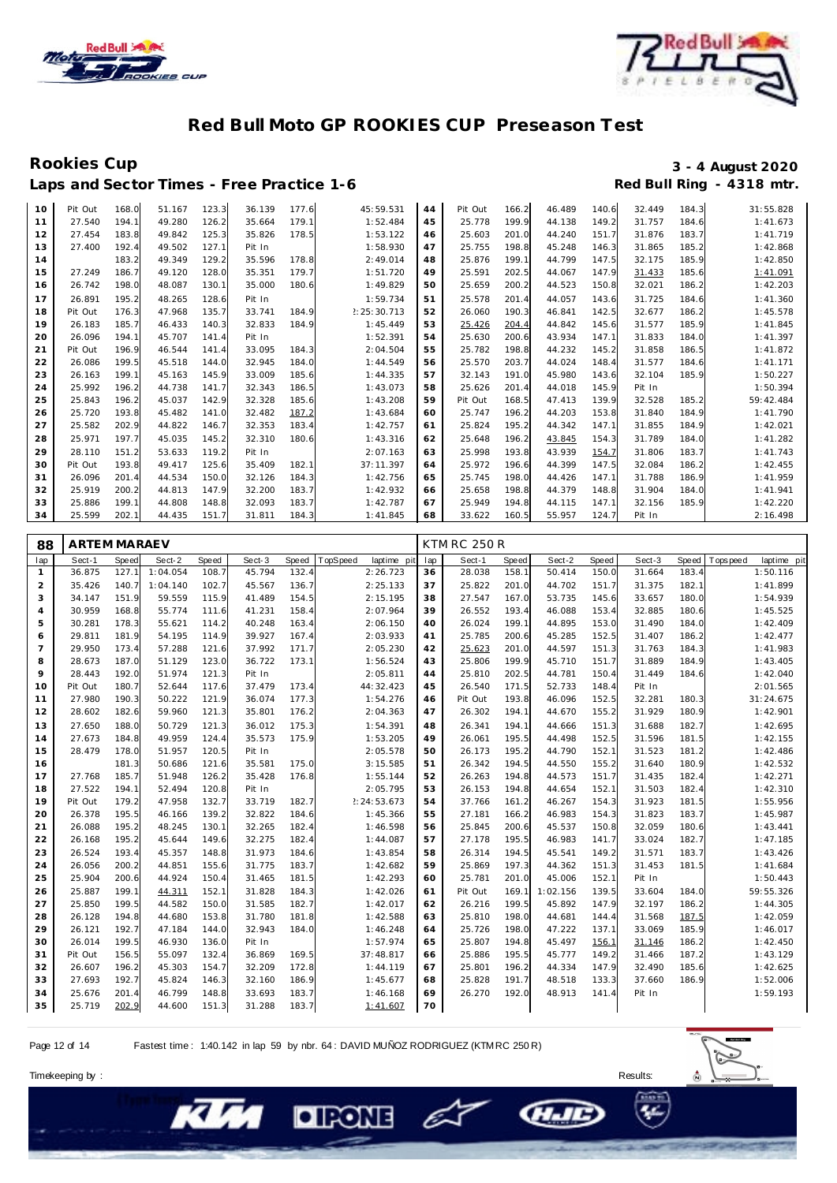# Red Bull Moto GP ROOKIES CUP Preseason Test

## Rookies Cup

**3 - 4 August 2020**

### Laps and Sector Times - Free Practice 1-6

**Red Bull Ring - 4318 mtr.**

| lap | Sect-1 | Speed | Sect-2 | Speed | Sect-3 | Speed | TopSpeed | laptime pit | lap | Sect-1 | Speed | Sect-2 | Speed | Sect-3 | Speed | Topspeed | laptime pit |
|---|---|---|---|---|---|---|---|---|---|---|---|---|---|---|---|---|---|
| 10 | Pit Out | 168.0 | 51.167 | 123.3 | 36.139 | 177.6 | | 45:59.531 | 44 | Pit Out | 166.2 | 46.489 | 140.6 | 32.449 | 184.3 | | 31:55.828 |
| 11 | 27.540 | 194.1 | 49.280 | 126.2 | 35.664 | 179.1 | | 1:52.484 | 45 | 25.778 | 199.9 | 44.138 | 149.2 | 31.757 | 184.6 | | 1:41.673 |
| 12 | 27.454 | 183.8 | 49.842 | 125.3 | 35.826 | 178.5 | | 1:53.122 | 46 | 25.603 | 201.0 | 44.240 | 151.7 | 31.876 | 183.7 | | 1:41.719 |
| 13 | 27.400 | 192.4 | 49.502 | 127.1 | Pit In | | | 1:58.930 | 47 | 25.755 | 198.8 | 45.248 | 146.3 | 31.865 | 185.2 | | 1:42.868 |
| 14 | | 183.2 | 49.349 | 129.2 | 35.596 | 178.8 | | 2:49.014 | 48 | 25.876 | 199.1 | 44.799 | 147.5 | 32.175 | 185.9 | | 1:42.850 |
| 15 | 27.249 | 186.7 | 49.120 | 128.0 | 35.351 | 179.7 | | 1:51.720 | 49 | 25.591 | 202.5 | 44.067 | 147.9 | 31.433 | 185.6 | | 1:41.091 |
| 16 | 26.742 | 198.0 | 48.087 | 130.1 | 35.000 | 180.6 | | 1:49.829 | 50 | 25.659 | 200.2 | 44.523 | 150.8 | 32.021 | 186.2 | | 1:42.203 |
| 17 | 26.891 | 195.2 | 48.265 | 128.6 | Pit In | | | 1:59.734 | 51 | 25.578 | 201.4 | 44.057 | 143.6 | 31.725 | 184.6 | | 1:41.360 |
| 18 | Pit Out | 176.3 | 47.968 | 135.7 | 33.741 | 184.9 | | 2:25:30.713 | 52 | 26.060 | 190.3 | 46.841 | 142.5 | 32.677 | 186.2 | | 1:45.578 |
| 19 | 26.183 | 185.7 | 46.433 | 140.3 | 32.833 | 184.9 | | 1:45.449 | 53 | 25.426 | 204.4 | 44.842 | 145.6 | 31.577 | 185.9 | | 1:41.845 |
| 20 | 26.096 | 194.1 | 45.707 | 141.4 | Pit In | | | 1:52.391 | 54 | 25.630 | 200.6 | 43.934 | 147.1 | 31.833 | 184.0 | | 1:41.397 |
| 21 | Pit Out | 196.9 | 46.544 | 141.4 | 33.095 | 184.3 | | 2:04.504 | 55 | 25.782 | 198.8 | 44.232 | 145.2 | 31.858 | 186.5 | | 1:41.872 |
| 22 | 26.086 | 199.5 | 45.518 | 144.0 | 32.945 | 184.0 | | 1:44.549 | 56 | 25.570 | 203.7 | 44.024 | 148.4 | 31.577 | 184.6 | | 1:41.171 |
| 23 | 26.163 | 199.1 | 45.163 | 145.9 | 33.009 | 185.6 | | 1:44.335 | 57 | 32.143 | 191.0 | 45.980 | 143.6 | 32.104 | 185.9 | | 1:50.227 |
| 24 | 25.992 | 196.2 | 44.738 | 141.7 | 32.343 | 186.5 | | 1:43.073 | 58 | 25.626 | 201.4 | 44.018 | 145.9 | Pit In | | | 1:50.394 |
| 25 | 25.843 | 196.2 | 45.037 | 142.9 | 32.328 | 185.6 | | 1:43.208 | 59 | Pit Out | 168.5 | 47.413 | 139.9 | 32.528 | 185.2 | | 59:42.484 |
| 26 | 25.720 | 193.8 | 45.482 | 141.0 | 32.482 | 187.2 | | 1:43.684 | 60 | 25.747 | 196.2 | 44.203 | 153.8 | 31.840 | 184.9 | | 1:41.790 |
| 27 | 25.582 | 202.9 | 44.822 | 146.7 | 32.353 | 183.4 | | 1:42.757 | 61 | 25.824 | 195.2 | 44.342 | 147.1 | 31.855 | 184.9 | | 1:42.021 |
| 28 | 25.971 | 197.7 | 45.035 | 145.2 | 32.310 | 180.6 | | 1:43.316 | 62 | 25.648 | 196.2 | 43.845 | 154.3 | 31.789 | 184.0 | | 1:41.282 |
| 29 | 28.110 | 151.2 | 53.633 | 119.2 | Pit In | | | 2:07.163 | 63 | 25.998 | 193.8 | 43.939 | 154.7 | 31.806 | 183.7 | | 1:41.743 |
| 30 | Pit Out | 193.8 | 49.417 | 125.6 | 35.409 | 182.1 | | 37:11.397 | 64 | 25.972 | 196.6 | 44.399 | 147.5 | 32.084 | 186.2 | | 1:42.455 |
| 31 | 26.096 | 201.4 | 44.534 | 150.0 | 32.126 | 184.3 | | 1:42.756 | 65 | 25.745 | 198.0 | 44.426 | 147.1 | 31.788 | 186.9 | | 1:41.959 |
| 32 | 25.919 | 200.2 | 44.813 | 147.9 | 32.200 | 183.7 | | 1:42.932 | 66 | 25.658 | 198.8 | 44.379 | 148.8 | 31.904 | 184.0 | | 1:41.941 |
| 33 | 25.886 | 199.1 | 44.808 | 148.8 | 32.093 | 183.7 | | 1:42.787 | 67 | 25.949 | 194.8 | 44.115 | 147.1 | 32.156 | 185.9 | | 1:42.220 |
| 34 | 25.599 | 202.1 | 44.435 | 151.7 | 31.811 | 184.3 | | 1:41.845 | 68 | 33.622 | 160.5 | 55.957 | 124.7 | Pit In | | | 2:16.498 |

**88 ARTEM MARAEV** — KTM RC 250 R

| lap | Sect-1 | Speed | Sect-2 | Speed | Sect-3 | Speed | TopSpeed | laptime pit | lap | Sect-1 | Speed | Sect-2 | Speed | Sect-3 | Speed | Topspeed | laptime pit |
|---|---|---|---|---|---|---|---|---|---|---|---|---|---|---|---|---|---|
| 1 | 36.875 | 127.1 | 1:04.054 | 108.7 | 45.794 | 132.4 | | 2:26.723 | 36 | 28.038 | 158.1 | 50.414 | 150.0 | 31.664 | 183.4 | | 1:50.116 |
| 2 | 35.426 | 140.7 | 1:04.140 | 102.7 | 45.567 | 136.7 | | 2:25.133 | 37 | 25.822 | 201.0 | 44.702 | 151.7 | 31.375 | 182.1 | | 1:41.899 |
| 3 | 34.147 | 151.9 | 59.559 | 115.9 | 41.489 | 154.5 | | 2:15.195 | 38 | 27.547 | 167.0 | 53.735 | 145.6 | 33.657 | 180.0 | | 1:54.939 |
| 4 | 30.959 | 168.8 | 55.774 | 111.6 | 41.231 | 158.4 | | 2:07.964 | 39 | 26.552 | 193.4 | 46.088 | 153.4 | 32.885 | 180.6 | | 1:45.525 |
| 5 | 30.281 | 178.3 | 55.621 | 114.2 | 40.248 | 163.4 | | 2:06.150 | 40 | 26.024 | 199.1 | 44.895 | 153.0 | 31.490 | 184.0 | | 1:42.409 |
| 6 | 29.811 | 181.9 | 54.195 | 114.9 | 39.927 | 167.4 | | 2:03.933 | 41 | 25.785 | 200.6 | 45.285 | 152.5 | 31.407 | 186.2 | | 1:42.477 |
| 7 | 29.950 | 173.4 | 57.288 | 121.6 | 37.992 | 171.7 | | 2:05.230 | 42 | 25.623 | 201.0 | 44.597 | 151.3 | 31.763 | 184.3 | | 1:41.983 |
| 8 | 28.673 | 187.0 | 51.129 | 123.0 | 36.722 | 173.1 | | 1:56.524 | 43 | 25.806 | 199.9 | 45.710 | 151.7 | 31.889 | 184.9 | | 1:43.405 |
| 9 | 28.443 | 192.0 | 51.974 | 121.3 | Pit In | | | 2:05.811 | 44 | 25.810 | 202.5 | 44.781 | 150.4 | 31.449 | 184.6 | | 1:42.040 |
| 10 | Pit Out | 180.7 | 52.644 | 117.6 | 37.479 | 173.4 | | 44:32.423 | 45 | 26.540 | 171.5 | 52.733 | 148.4 | Pit In | | | 2:01.565 |
| 11 | 27.980 | 190.3 | 50.222 | 121.9 | 36.074 | 177.3 | | 1:54.276 | 46 | Pit Out | 193.8 | 46.096 | 152.5 | 32.281 | 180.3 | | 31:24.675 |
| 12 | 28.602 | 182.6 | 59.960 | 121.3 | 35.801 | 176.2 | | 2:04.363 | 47 | 26.302 | 194.1 | 44.670 | 155.2 | 31.929 | 180.9 | | 1:42.901 |
| 13 | 27.650 | 188.0 | 50.729 | 121.3 | 36.012 | 175.3 | | 1:54.391 | 48 | 26.341 | 194.1 | 44.666 | 151.3 | 31.688 | 182.7 | | 1:42.695 |
| 14 | 27.673 | 184.8 | 49.959 | 124.4 | 35.573 | 175.9 | | 1:53.205 | 49 | 26.061 | 195.5 | 44.498 | 152.5 | 31.596 | 181.5 | | 1:42.155 |
| 15 | 28.479 | 178.0 | 51.957 | 120.5 | Pit In | | | 2:05.578 | 50 | 26.173 | 195.2 | 44.790 | 152.1 | 31.523 | 181.2 | | 1:42.486 |
| 16 | | 181.3 | 50.686 | 121.6 | 35.581 | 175.0 | | 3:15.585 | 51 | 26.342 | 194.5 | 44.550 | 155.2 | 31.640 | 180.9 | | 1:42.532 |
| 17 | 27.768 | 185.7 | 51.948 | 126.2 | 35.428 | 176.8 | | 1:55.144 | 52 | 26.263 | 194.8 | 44.573 | 151.7 | 31.435 | 182.4 | | 1:42.271 |
| 18 | 27.522 | 194.1 | 52.494 | 120.8 | Pit In | | | 2:05.795 | 53 | 26.153 | 194.8 | 44.654 | 152.1 | 31.503 | 182.4 | | 1:42.310 |
| 19 | Pit Out | 179.2 | 47.958 | 132.7 | 33.719 | 182.7 | | 2:24:53.673 | 54 | 37.766 | 161.2 | 46.267 | 154.3 | 31.923 | 181.5 | | 1:55.956 |
| 20 | 26.378 | 195.5 | 46.166 | 139.2 | 32.822 | 184.6 | | 1:45.366 | 55 | 27.181 | 166.2 | 46.983 | 154.3 | 31.823 | 183.7 | | 1:45.987 |
| 21 | 26.088 | 195.2 | 48.245 | 130.1 | 32.265 | 182.4 | | 1:46.598 | 56 | 25.845 | 200.6 | 45.537 | 150.8 | 32.059 | 180.6 | | 1:43.441 |
| 22 | 26.168 | 195.2 | 45.644 | 149.6 | 32.275 | 182.4 | | 1:44.087 | 57 | 27.178 | 195.5 | 46.983 | 141.7 | 33.024 | 182.7 | | 1:47.185 |
| 23 | 26.524 | 193.4 | 45.357 | 148.8 | 31.973 | 184.6 | | 1:43.854 | 58 | 26.314 | 194.5 | 45.541 | 149.2 | 31.571 | 183.7 | | 1:43.426 |
| 24 | 26.056 | 200.2 | 44.851 | 155.6 | 31.775 | 183.7 | | 1:42.682 | 59 | 25.869 | 197.3 | 44.362 | 151.3 | 31.453 | 181.5 | | 1:41.684 |
| 25 | 25.904 | 200.6 | 44.924 | 150.4 | 31.465 | 181.5 | | 1:42.293 | 60 | 25.781 | 201.0 | 45.006 | 152.1 | Pit In | | | 1:50.443 |
| 26 | 25.887 | 199.1 | 44.311 | 152.1 | 31.828 | 184.3 | | 1:42.026 | 61 | Pit Out | 169.1 | 1:02.156 | 139.5 | 33.604 | 184.0 | | 59:55.326 |
| 27 | 25.850 | 199.5 | 44.582 | 150.0 | 31.585 | 182.7 | | 1:42.017 | 62 | 26.216 | 199.5 | 45.892 | 147.9 | 32.197 | 186.2 | | 1:44.305 |
| 28 | 26.128 | 194.8 | 44.680 | 153.8 | 31.780 | 181.8 | | 1:42.588 | 63 | 25.810 | 198.0 | 44.681 | 144.4 | 31.568 | 187.5 | | 1:42.059 |
| 29 | 26.121 | 192.7 | 47.184 | 144.0 | 32.943 | 184.0 | | 1:46.248 | 64 | 25.726 | 198.0 | 47.222 | 137.1 | 33.069 | 185.9 | | 1:46.017 |
| 30 | 26.014 | 199.5 | 46.930 | 136.0 | Pit In | | | 1:57.974 | 65 | 25.807 | 194.8 | 45.497 | 156.1 | 31.146 | 186.2 | | 1:42.450 |
| 31 | Pit Out | 156.5 | 55.097 | 132.4 | 36.869 | 169.5 | | 37:48.817 | 66 | 25.886 | 195.5 | 45.777 | 149.2 | 31.466 | 187.2 | | 1:43.129 |
| 32 | 26.607 | 196.2 | 45.303 | 154.7 | 32.209 | 172.8 | | 1:44.119 | 67 | 25.801 | 196.2 | 44.334 | 147.9 | 32.490 | 185.6 | | 1:42.625 |
| 33 | 27.693 | 192.7 | 45.824 | 146.3 | 32.160 | 186.9 | | 1:45.677 | 68 | 25.828 | 191.7 | 48.518 | 133.3 | 37.660 | 186.9 | | 1:52.006 |
| 34 | 25.676 | 201.4 | 46.799 | 148.8 | 33.693 | 183.7 | | 1:46.168 | 69 | 26.270 | 192.0 | 48.913 | 141.4 | Pit In | | | 1:59.193 |
| 35 | 25.719 | 202.9 | 44.600 | 151.3 | 31.288 | 183.7 | | 1:41.607 | 70 | | | | | | | | |

Fastest time : 1:40.142 in lap 59 by nbr. 64 : DAVID MUÑOZ RODRIGUEZ (KTM RC 250 R)

Timekeeping by : Results: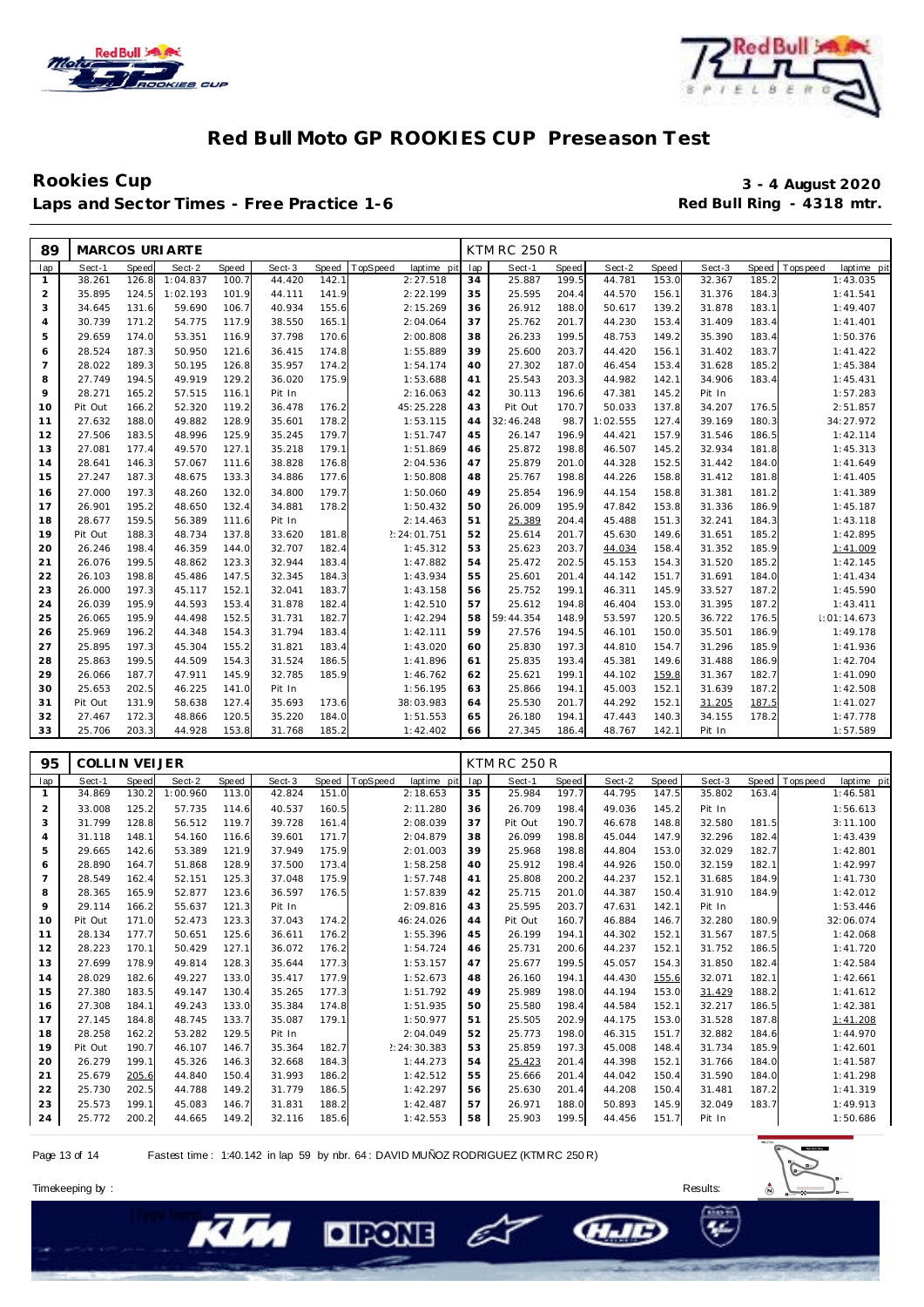# Red Bull Moto GP ROOKIES CUP Preseason Test

## Rookies Cup

**3 - 4 August 2020**

**Laps and Sector Times - Free Practice 1-6**

**Red Bull Ring - 4318 mtr.**

### 89 MARCOS URIARTE — KTM RC 250 R

| lap | Sect-1 | Speed | Sect-2 | Speed | Sect-3 | Speed | TopSpeed | laptime pit | lap | Sect-1 | Speed | Sect-2 | Speed | Sect-3 | Speed | Topspeed | laptime pit |
|---|---|---|---|---|---|---|---|---|---|---|---|---|---|---|---|---|---|
| 1 | 38.261 | 126.8 | 1:04.837 | 100.7 | 44.420 | 142.1 | | 2:27.518 | 34 | 25.887 | 199.5 | 44.781 | 153.0 | 32.367 | 185.2 | | 1:43.035 |
| 2 | 35.895 | 124.5 | 1:02.193 | 101.9 | 44.111 | 141.9 | | 2:22.199 | 35 | 25.595 | 204.4 | 44.570 | 156.1 | 31.376 | 184.3 | | 1:41.541 |
| 3 | 34.645 | 131.6 | 59.690 | 106.7 | 40.934 | 155.6 | | 2:15.269 | 36 | 26.912 | 188.0 | 50.617 | 139.2 | 31.878 | 183.1 | | 1:49.407 |
| 4 | 30.739 | 171.2 | 54.775 | 117.9 | 38.550 | 165.1 | | 2:04.064 | 37 | 25.762 | 201.7 | 44.230 | 153.4 | 31.409 | 183.4 | | 1:41.401 |
| 5 | 29.659 | 174.0 | 53.351 | 116.9 | 37.798 | 170.6 | | 2:00.808 | 38 | 26.233 | 199.5 | 48.753 | 149.2 | 35.390 | 183.4 | | 1:50.376 |
| 6 | 28.524 | 187.3 | 50.950 | 121.6 | 36.415 | 174.8 | | 1:55.889 | 39 | 25.600 | 203.7 | 44.420 | 156.1 | 31.402 | 183.7 | | 1:41.422 |
| 7 | 28.022 | 189.3 | 50.195 | 126.8 | 35.957 | 174.2 | | 1:54.174 | 40 | 27.302 | 187.0 | 46.454 | 153.4 | 31.628 | 185.2 | | 1:45.384 |
| 8 | 27.749 | 194.5 | 49.919 | 129.2 | 36.020 | 175.9 | | 1:53.688 | 41 | 25.543 | 203.3 | 44.982 | 142.1 | 34.906 | 183.4 | | 1:45.431 |
| 9 | 28.271 | 165.2 | 57.515 | 116.1 | Pit In | | | 2:16.063 | 42 | 30.113 | 196.6 | 47.381 | 145.2 | Pit In | | | 1:57.283 |
| 10 | Pit Out | 166.2 | 52.320 | 119.2 | 36.478 | 176.2 | | 45:25.228 | 43 | Pit Out | 170.7 | 50.033 | 137.8 | 34.207 | 176.5 | | 2:51.857 |
| 11 | 27.632 | 188.0 | 49.882 | 128.9 | 35.601 | 178.2 | | 1:53.115 | 44 | 32:46.248 | 98.7 | 1:02.555 | 127.4 | 39.169 | 180.3 | | 34:27.972 |
| 12 | 27.506 | 183.5 | 48.996 | 125.9 | 35.245 | 179.7 | | 1:51.747 | 45 | 26.147 | 196.9 | 44.421 | 157.9 | 31.546 | 186.5 | | 1:42.114 |
| 13 | 27.081 | 177.4 | 49.570 | 127.1 | 35.218 | 179.1 | | 1:51.869 | 46 | 25.872 | 198.8 | 46.507 | 145.2 | 32.934 | 181.8 | | 1:45.313 |
| 14 | 28.641 | 146.3 | 57.067 | 111.6 | 38.828 | 176.8 | | 2:04.536 | 47 | 25.879 | 201.0 | 44.328 | 152.5 | 31.442 | 184.0 | | 1:41.649 |
| 15 | 27.247 | 187.3 | 48.675 | 133.3 | 34.886 | 177.6 | | 1:50.808 | 48 | 25.767 | 198.8 | 44.226 | 158.8 | 31.412 | 181.8 | | 1:41.405 |
| 16 | 27.000 | 197.3 | 48.260 | 132.0 | 34.800 | 179.7 | | 1:50.060 | 49 | 25.854 | 196.9 | 44.154 | 158.8 | 31.381 | 181.2 | | 1:41.389 |
| 17 | 26.901 | 195.2 | 48.650 | 132.4 | 34.881 | 178.2 | | 1:50.432 | 50 | 26.009 | 195.9 | 47.842 | 153.8 | 31.336 | 186.9 | | 1:45.187 |
| 18 | 28.677 | 159.5 | 56.389 | 111.6 | Pit In | | | 2:14.463 | 51 | 25.389 | 204.4 | 45.488 | 151.3 | 32.241 | 184.3 | | 1:43.118 |
| 19 | Pit Out | 188.3 | 48.734 | 137.8 | 33.620 | 181.8 | | 2:24:01.751 | 52 | 25.614 | 201.7 | 45.630 | 149.6 | 31.651 | 185.2 | | 1:42.895 |
| 20 | 26.246 | 198.4 | 46.359 | 144.0 | 32.707 | 182.4 | | 1:45.312 | 53 | 25.623 | 203.7 | 44.034 | 158.4 | 31.352 | 185.9 | | 1:41.009 |
| 21 | 26.076 | 199.5 | 48.862 | 123.3 | 32.944 | 183.4 | | 1:47.882 | 54 | 25.472 | 202.5 | 45.153 | 154.3 | 31.520 | 185.2 | | 1:42.145 |
| 22 | 26.103 | 198.8 | 45.486 | 147.5 | 32.345 | 184.3 | | 1:43.934 | 55 | 25.601 | 201.4 | 44.142 | 151.7 | 31.691 | 184.0 | | 1:41.434 |
| 23 | 26.000 | 197.3 | 45.117 | 152.1 | 32.041 | 183.7 | | 1:43.158 | 56 | 25.752 | 199.1 | 46.311 | 145.9 | 33.527 | 187.2 | | 1:45.590 |
| 24 | 26.039 | 195.9 | 44.593 | 153.4 | 31.878 | 182.4 | | 1:42.510 | 57 | 25.612 | 194.8 | 46.404 | 153.0 | 31.395 | 187.2 | | 1:43.411 |
| 25 | 26.065 | 195.9 | 44.498 | 152.5 | 31.731 | 182.7 | | 1:42.294 | 58 | 59:44.354 | 148.9 | 53.597 | 120.5 | 36.722 | 176.5 | | 1:01:14.673 |
| 26 | 25.969 | 196.2 | 44.348 | 154.3 | 31.794 | 183.4 | | 1:42.111 | 59 | 27.576 | 194.5 | 46.101 | 150.0 | 35.501 | 186.9 | | 1:49.178 |
| 27 | 25.895 | 197.3 | 45.304 | 155.2 | 31.821 | 183.4 | | 1:43.020 | 60 | 25.830 | 197.3 | 44.810 | 154.7 | 31.296 | 185.9 | | 1:41.936 |
| 28 | 25.863 | 199.5 | 44.509 | 154.3 | 31.524 | 186.5 | | 1:41.896 | 61 | 25.835 | 193.4 | 45.381 | 149.6 | 31.488 | 186.9 | | 1:42.704 |
| 29 | 26.066 | 187.7 | 47.911 | 145.9 | 32.785 | 185.9 | | 1:46.762 | 62 | 25.621 | 199.1 | 44.102 | 159.8 | 31.367 | 182.7 | | 1:41.090 |
| 30 | 25.653 | 202.5 | 46.225 | 141.0 | Pit In | | | 1:56.195 | 63 | 25.866 | 194.1 | 45.003 | 152.1 | 31.639 | 187.2 | | 1:42.508 |
| 31 | Pit Out | 131.9 | 58.638 | 127.4 | 35.693 | 173.6 | | 38:03.983 | 64 | 25.530 | 201.7 | 44.292 | 152.1 | 31.205 | 187.5 | | 1:41.027 |
| 32 | 27.467 | 172.3 | 48.866 | 120.5 | 35.220 | 184.0 | | 1:51.553 | 65 | 26.180 | 194.1 | 47.443 | 140.3 | 34.155 | 178.2 | | 1:47.778 |
| 33 | 25.706 | 203.3 | 44.928 | 153.8 | 31.768 | 185.2 | | 1:42.402 | 66 | 27.345 | 186.4 | 48.767 | 142.1 | Pit In | | | 1:57.589 |

### 95 COLLIN VEIJER — KTM RC 250 R

| lap | Sect-1 | Speed | Sect-2 | Speed | Sect-3 | Speed | TopSpeed | laptime pit | lap | Sect-1 | Speed | Sect-2 | Speed | Sect-3 | Speed | Topspeed | laptime pit |
|---|---|---|---|---|---|---|---|---|---|---|---|---|---|---|---|---|---|
| 1 | 34.869 | 130.2 | 1:00.960 | 113.0 | 42.824 | 151.0 | | 2:18.653 | 35 | 25.984 | 197.7 | 44.795 | 147.5 | 35.802 | 163.4 | | 1:46.581 |
| 2 | 33.008 | 125.2 | 57.735 | 114.6 | 40.537 | 160.5 | | 2:11.280 | 36 | 26.709 | 198.4 | 49.036 | 145.2 | Pit In | | | 1:56.613 |
| 3 | 31.799 | 128.8 | 56.512 | 119.7 | 39.728 | 161.4 | | 2:08.039 | 37 | Pit Out | 190.7 | 46.678 | 148.8 | 32.580 | 181.5 | | 3:11.100 |
| 4 | 31.118 | 148.1 | 54.160 | 116.6 | 39.601 | 171.7 | | 2:04.879 | 38 | 26.099 | 198.8 | 45.044 | 147.9 | 32.296 | 182.4 | | 1:43.439 |
| 5 | 29.665 | 142.6 | 53.389 | 121.9 | 37.949 | 175.9 | | 2:01.003 | 39 | 25.968 | 198.8 | 44.804 | 153.0 | 32.029 | 182.7 | | 1:42.801 |
| 6 | 28.890 | 164.7 | 51.868 | 128.9 | 37.500 | 173.4 | | 1:58.258 | 40 | 25.912 | 198.4 | 44.926 | 150.0 | 32.159 | 182.1 | | 1:42.997 |
| 7 | 28.549 | 162.4 | 52.151 | 125.3 | 37.048 | 175.9 | | 1:57.748 | 41 | 25.808 | 200.2 | 44.237 | 152.1 | 31.685 | 184.9 | | 1:41.730 |
| 8 | 28.365 | 165.9 | 52.877 | 123.6 | 36.597 | 176.5 | | 1:57.839 | 42 | 25.715 | 201.0 | 44.387 | 150.4 | 31.910 | 184.9 | | 1:42.012 |
| 9 | 29.114 | 166.2 | 55.637 | 121.3 | Pit In | | | 2:09.816 | 43 | 25.595 | 203.7 | 47.631 | 142.1 | Pit In | | | 1:53.446 |
| 10 | Pit Out | 171.0 | 52.473 | 123.3 | 37.043 | 174.2 | | 46:24.026 | 44 | Pit Out | 160.7 | 46.884 | 146.7 | 32.280 | 180.9 | | 32:06.074 |
| 11 | 28.134 | 177.7 | 50.651 | 125.6 | 36.611 | 176.2 | | 1:55.396 | 45 | 26.199 | 194.1 | 44.302 | 152.1 | 31.567 | 187.5 | | 1:42.068 |
| 12 | 28.223 | 170.1 | 50.429 | 127.1 | 36.072 | 176.2 | | 1:54.724 | 46 | 25.731 | 200.6 | 44.237 | 152.1 | 31.752 | 186.5 | | 1:41.720 |
| 13 | 27.699 | 178.9 | 49.814 | 128.3 | 35.644 | 177.3 | | 1:53.157 | 47 | 25.677 | 199.5 | 45.057 | 154.3 | 31.850 | 182.4 | | 1:42.584 |
| 14 | 28.029 | 182.6 | 49.227 | 133.0 | 35.417 | 177.9 | | 1:52.673 | 48 | 26.160 | 194.1 | 44.430 | 155.6 | 32.071 | 182.1 | | 1:42.661 |
| 15 | 27.380 | 183.5 | 49.147 | 130.4 | 35.265 | 177.3 | | 1:51.792 | 49 | 25.989 | 198.0 | 44.194 | 153.0 | 31.429 | 188.2 | | 1:41.612 |
| 16 | 27.308 | 184.1 | 49.243 | 133.0 | 35.384 | 174.8 | | 1:51.935 | 50 | 25.580 | 198.4 | 44.584 | 152.1 | 32.217 | 186.5 | | 1:42.381 |
| 17 | 27.145 | 184.8 | 48.745 | 133.7 | 35.087 | 179.1 | | 1:50.977 | 51 | 25.505 | 202.9 | 44.175 | 153.0 | 31.528 | 187.8 | | 1:41.208 |
| 18 | 28.258 | 162.2 | 53.282 | 129.5 | Pit In | | | 2:04.049 | 52 | 25.773 | 198.0 | 46.315 | 151.7 | 32.882 | 184.6 | | 1:44.970 |
| 19 | Pit Out | 190.7 | 46.107 | 146.7 | 35.364 | 182.7 | | 2:24:30.383 | 53 | 25.859 | 197.3 | 45.008 | 148.4 | 31.734 | 185.9 | | 1:42.601 |
| 20 | 26.279 | 199.1 | 45.326 | 146.3 | 32.668 | 184.3 | | 1:44.273 | 54 | 25.423 | 201.4 | 44.398 | 152.1 | 31.766 | 184.0 | | 1:41.587 |
| 21 | 25.679 | 205.6 | 44.840 | 150.4 | 31.993 | 186.2 | | 1:42.512 | 55 | 25.666 | 201.4 | 44.042 | 150.4 | 31.590 | 184.0 | | 1:41.298 |
| 22 | 25.730 | 202.5 | 44.788 | 149.2 | 31.779 | 186.5 | | 1:42.297 | 56 | 25.630 | 201.4 | 44.208 | 150.4 | 31.481 | 187.2 | | 1:41.319 |
| 23 | 25.573 | 199.1 | 45.083 | 146.7 | 31.831 | 188.2 | | 1:42.487 | 57 | 26.971 | 188.0 | 50.893 | 145.9 | 32.049 | 183.7 | | 1:49.913 |
| 24 | 25.772 | 200.2 | 44.665 | 149.2 | 32.116 | 185.6 | | 1:42.553 | 58 | 25.903 | 199.5 | 44.456 | 151.7 | Pit In | | | 1:50.686 |

Fastest time : 1:40.142 in lap 59 by nbr. 64 : DAVID MUÑOZ RODRIGUEZ (KTM RC 250 R)

Timekeeping by :

Results: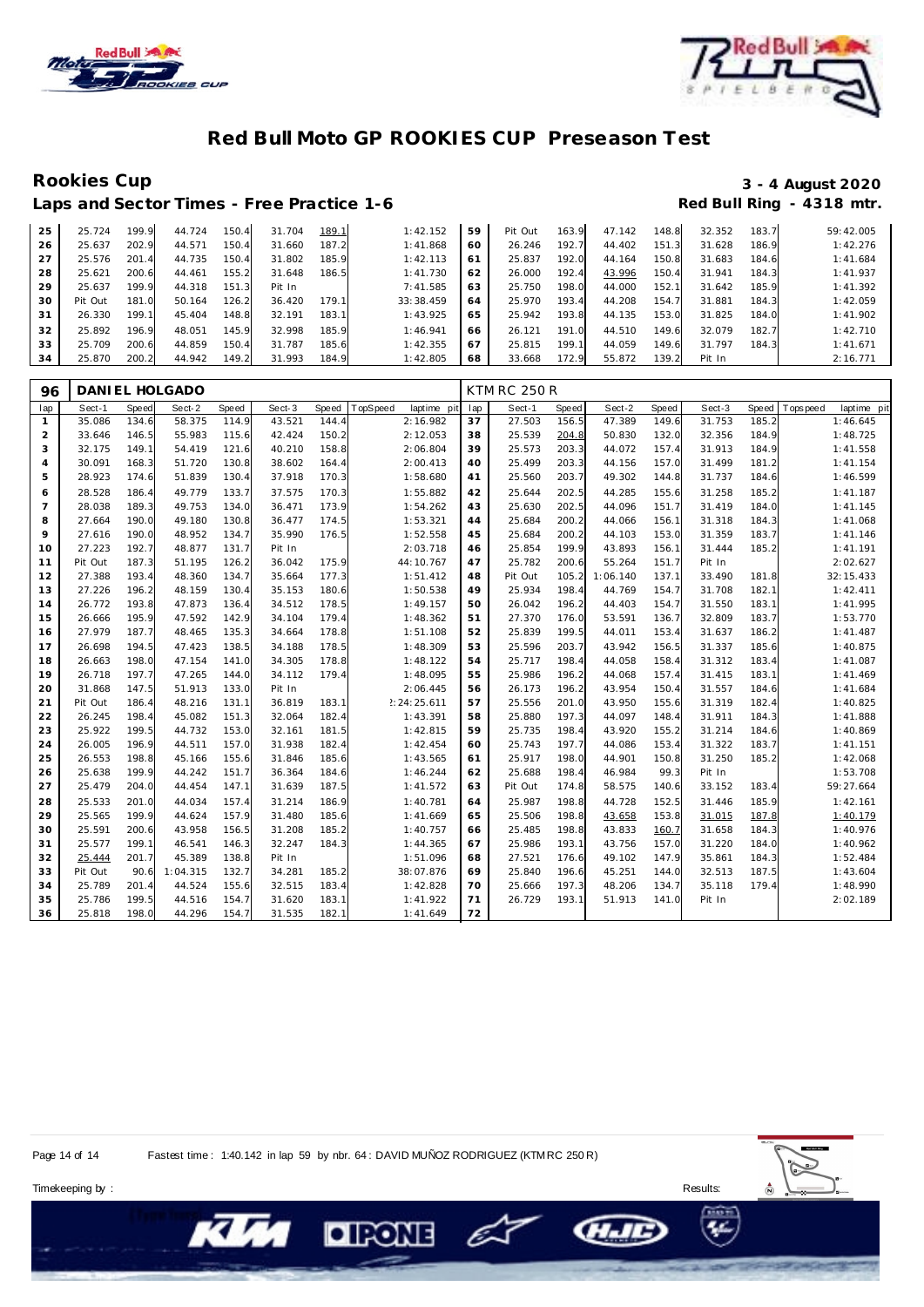# Red Bull Moto GP ROOKIES CUP Preseason Test

## Rookies Cup

**3 - 4 August 2020**

### Laps and Sector Times - Free Practice 1-6

**Red Bull Ring - 4318 mtr.**

| lap | Sect-1 | Speed | Sect-2 | Speed | Sect-3 | Speed | laptime pit | lap | Sect-1 | Speed | Sect-2 | Speed | Sect-3 | Speed | laptime pit |
|---|---|---|---|---|---|---|---|---|---|---|---|---|---|---|---|
| 25 | 25.724 | 199.9 | 44.724 | 150.4 | 31.704 | 189.1 | 1:42.152 | 59 | Pit Out | 163.9 | 47.142 | 148.8 | 32.352 | 183.7 | 59:42.005 |
| 26 | 25.637 | 202.9 | 44.571 | 150.4 | 31.660 | 187.2 | 1:41.868 | 60 | 26.246 | 192.7 | 44.402 | 151.3 | 31.628 | 186.9 | 1:42.276 |
| 27 | 25.576 | 201.4 | 44.735 | 150.4 | 31.802 | 185.9 | 1:42.113 | 61 | 25.837 | 192.0 | 44.164 | 150.8 | 31.683 | 184.6 | 1:41.684 |
| 28 | 25.621 | 200.6 | 44.461 | 155.2 | 31.648 | 186.5 | 1:41.730 | 62 | 26.000 | 192.4 | 43.996 | 150.4 | 31.941 | 184.3 | 1:41.937 |
| 29 | 25.637 | 199.9 | 44.318 | 151.3 | Pit In | | 7:41.585 | 63 | 25.750 | 198.0 | 44.000 | 152.1 | 31.642 | 185.9 | 1:41.392 |
| 30 | Pit Out | 181.0 | 50.164 | 126.2 | 36.420 | 179.1 | 33:38.459 | 64 | 25.970 | 193.4 | 44.208 | 154.7 | 31.881 | 184.3 | 1:42.059 |
| 31 | 26.330 | 199.1 | 45.404 | 148.8 | 32.191 | 183.1 | 1:43.925 | 65 | 25.942 | 193.8 | 44.135 | 153.0 | 31.825 | 184.0 | 1:41.902 |
| 32 | 25.892 | 196.9 | 48.051 | 145.9 | 32.998 | 185.9 | 1:46.941 | 66 | 26.121 | 191.0 | 44.510 | 149.6 | 32.079 | 182.7 | 1:42.710 |
| 33 | 25.709 | 200.6 | 44.859 | 150.4 | 31.787 | 185.6 | 1:42.355 | 67 | 25.815 | 199.1 | 44.059 | 149.6 | 31.797 | 184.3 | 1:41.671 |
| 34 | 25.870 | 200.2 | 44.942 | 149.2 | 31.993 | 184.9 | 1:42.805 | 68 | 33.668 | 172.9 | 55.872 | 139.2 | Pit In | | 2:16.771 |

**96 DANIEL HOLGADO** — KTM RC 250 R

| lap | Sect-1 | Speed | Sect-2 | Speed | Sect-3 | Speed | TopSpeed | laptime pit | lap | Sect-1 | Speed | Sect-2 | Speed | Sect-3 | Speed | Topspeed | laptime pit |
|---|---|---|---|---|---|---|---|---|---|---|---|---|---|---|---|---|---|
| 1 | 35.086 | 134.6 | 58.375 | 114.9 | 43.521 | 144.4 | | 2:16.982 | 37 | 27.503 | 156.5 | 47.389 | 149.6 | 31.753 | 185.2 | | 1:46.645 |
| 2 | 33.646 | 146.5 | 55.983 | 115.6 | 42.424 | 150.2 | | 2:12.053 | 38 | 25.539 | 204.8 | 50.830 | 132.0 | 32.356 | 184.9 | | 1:48.725 |
| 3 | 32.175 | 149.1 | 54.419 | 121.6 | 40.210 | 158.8 | | 2:06.804 | 39 | 25.573 | 203.3 | 44.072 | 157.4 | 31.913 | 184.9 | | 1:41.558 |
| 4 | 30.091 | 168.3 | 51.720 | 130.8 | 38.602 | 164.4 | | 2:00.413 | 40 | 25.499 | 203.3 | 44.156 | 157.0 | 31.499 | 181.2 | | 1:41.154 |
| 5 | 28.923 | 174.6 | 51.839 | 130.4 | 37.918 | 170.3 | | 1:58.680 | 41 | 25.560 | 203.7 | 49.302 | 144.8 | 31.737 | 184.6 | | 1:46.599 |
| 6 | 28.528 | 186.4 | 49.779 | 133.7 | 37.575 | 170.3 | | 1:55.882 | 42 | 25.644 | 202.5 | 44.285 | 155.6 | 31.258 | 185.2 | | 1:41.187 |
| 7 | 28.038 | 189.3 | 49.753 | 134.0 | 36.471 | 173.9 | | 1:54.262 | 43 | 25.630 | 202.5 | 44.096 | 151.7 | 31.419 | 184.0 | | 1:41.145 |
| 8 | 27.664 | 190.0 | 49.180 | 130.8 | 36.477 | 174.5 | | 1:53.321 | 44 | 25.684 | 200.2 | 44.066 | 156.1 | 31.318 | 184.3 | | 1:41.068 |
| 9 | 27.616 | 190.0 | 48.952 | 134.7 | 35.990 | 176.5 | | 1:52.558 | 45 | 25.684 | 200.2 | 44.103 | 153.0 | 31.359 | 183.7 | | 1:41.146 |
| 10 | 27.223 | 192.7 | 48.877 | 131.7 | Pit In | | | 2:03.718 | 46 | 25.854 | 199.9 | 43.893 | 156.1 | 31.444 | 185.2 | | 1:41.191 |
| 11 | Pit Out | 187.3 | 51.195 | 126.2 | 36.042 | 175.9 | | 44:10.767 | 47 | 25.782 | 200.6 | 55.264 | 151.7 | Pit In | | | 2:02.627 |
| 12 | 27.388 | 193.4 | 48.360 | 134.7 | 35.664 | 177.3 | | 1:51.412 | 48 | Pit Out | 105.2 | 1:06.140 | 137.1 | 33.490 | 181.8 | | 32:15.433 |
| 13 | 27.226 | 196.2 | 48.159 | 130.4 | 35.153 | 180.6 | | 1:50.538 | 49 | 25.934 | 198.4 | 44.769 | 154.7 | 31.708 | 182.1 | | 1:42.411 |
| 14 | 26.772 | 193.8 | 47.873 | 136.4 | 34.512 | 178.5 | | 1:49.157 | 50 | 26.042 | 196.2 | 44.403 | 154.7 | 31.550 | 183.1 | | 1:41.995 |
| 15 | 26.666 | 195.9 | 47.592 | 142.9 | 34.104 | 179.4 | | 1:48.362 | 51 | 27.370 | 176.0 | 53.591 | 136.7 | 32.809 | 183.7 | | 1:53.770 |
| 16 | 27.979 | 187.7 | 48.465 | 135.3 | 34.664 | 178.8 | | 1:51.108 | 52 | 25.839 | 199.5 | 44.011 | 153.4 | 31.637 | 186.2 | | 1:41.487 |
| 17 | 26.698 | 194.5 | 47.423 | 138.5 | 34.188 | 178.5 | | 1:48.309 | 53 | 25.596 | 203.7 | 43.942 | 156.5 | 31.337 | 185.6 | | 1:40.875 |
| 18 | 26.663 | 198.0 | 47.154 | 141.0 | 34.305 | 178.8 | | 1:48.122 | 54 | 25.717 | 198.4 | 44.058 | 158.4 | 31.312 | 183.4 | | 1:41.087 |
| 19 | 26.718 | 197.7 | 47.265 | 144.0 | 34.112 | 179.4 | | 1:48.095 | 55 | 25.986 | 196.2 | 44.068 | 157.4 | 31.415 | 183.1 | | 1:41.469 |
| 20 | 31.868 | 147.5 | 51.913 | 133.0 | Pit In | | | 2:06.445 | 56 | 26.173 | 196.2 | 43.954 | 150.4 | 31.557 | 184.6 | | 1:41.684 |
| 21 | Pit Out | 186.4 | 48.216 | 131.1 | 36.819 | 183.1 | | 2:24:25.611 | 57 | 25.556 | 201.0 | 43.950 | 155.6 | 31.319 | 182.4 | | 1:40.825 |
| 22 | 26.245 | 198.4 | 45.082 | 151.3 | 32.064 | 182.4 | | 1:43.391 | 58 | 25.880 | 197.3 | 44.097 | 148.4 | 31.911 | 184.3 | | 1:41.888 |
| 23 | 25.922 | 199.5 | 44.732 | 153.0 | 32.161 | 181.5 | | 1:42.815 | 59 | 25.735 | 198.4 | 43.920 | 155.2 | 31.214 | 184.6 | | 1:40.869 |
| 24 | 26.005 | 196.9 | 44.511 | 157.0 | 31.938 | 182.4 | | 1:42.454 | 60 | 25.743 | 197.7 | 44.086 | 153.4 | 31.322 | 183.7 | | 1:41.151 |
| 25 | 26.553 | 198.8 | 45.166 | 155.6 | 31.846 | 185.6 | | 1:43.565 | 61 | 25.917 | 198.0 | 44.901 | 150.8 | 31.250 | 185.2 | | 1:42.068 |
| 26 | 25.638 | 199.9 | 44.242 | 151.7 | 36.364 | 184.6 | | 1:46.244 | 62 | 25.688 | 198.4 | 46.984 | 99.3 | Pit In | | | 1:53.708 |
| 27 | 25.479 | 204.0 | 44.454 | 147.1 | 31.639 | 187.5 | | 1:41.572 | 63 | Pit Out | 174.8 | 58.575 | 140.6 | 33.152 | 183.4 | | 59:27.664 |
| 28 | 25.533 | 201.0 | 44.034 | 157.4 | 31.214 | 186.9 | | 1:40.781 | 64 | 25.987 | 198.8 | 44.728 | 152.5 | 31.446 | 185.9 | | 1:42.161 |
| 29 | 25.565 | 199.9 | 44.624 | 157.9 | 31.480 | 185.6 | | 1:41.669 | 65 | 25.506 | 198.8 | 43.658 | 153.8 | 31.015 | 187.8 | | 1:40.179 |
| 30 | 25.591 | 200.6 | 43.958 | 156.5 | 31.208 | 185.2 | | 1:40.757 | 66 | 25.485 | 198.8 | 43.833 | 160.7 | 31.658 | 184.3 | | 1:40.976 |
| 31 | 25.577 | 199.1 | 46.541 | 146.3 | 32.247 | 184.3 | | 1:44.365 | 67 | 25.986 | 193.1 | 43.756 | 157.0 | 31.220 | 184.0 | | 1:40.962 |
| 32 | 25.444 | 201.7 | 45.389 | 138.8 | Pit In | | | 1:51.096 | 68 | 27.521 | 176.6 | 49.102 | 147.9 | 35.861 | 184.3 | | 1:52.484 |
| 33 | Pit Out | 90.6 | 1:04.315 | 132.7 | 34.281 | 185.2 | | 38:07.876 | 69 | 25.840 | 196.6 | 45.251 | 144.0 | 32.513 | 187.5 | | 1:43.604 |
| 34 | 25.789 | 201.4 | 44.524 | 155.6 | 32.515 | 183.4 | | 1:42.828 | 70 | 25.667 | 197.3 | 48.206 | 134.7 | 35.118 | 179.4 | | 1:48.990 |
| 35 | 25.786 | 199.5 | 44.516 | 154.7 | 31.620 | 183.1 | | 1:41.922 | 71 | 26.729 | 193.1 | 51.913 | 141.0 | Pit In | | | 2:02.189 |
| 36 | 25.818 | 198.0 | 44.296 | 154.7 | 31.535 | 182.1 | | 1:41.649 | 72 | | | | | | | | |

Fastest time : 1:40.142 in lap 59 by nbr. 64 : DAVID MUÑOZ RODRIGUEZ (KTM RC 250 R)

Timekeeping by : Results: